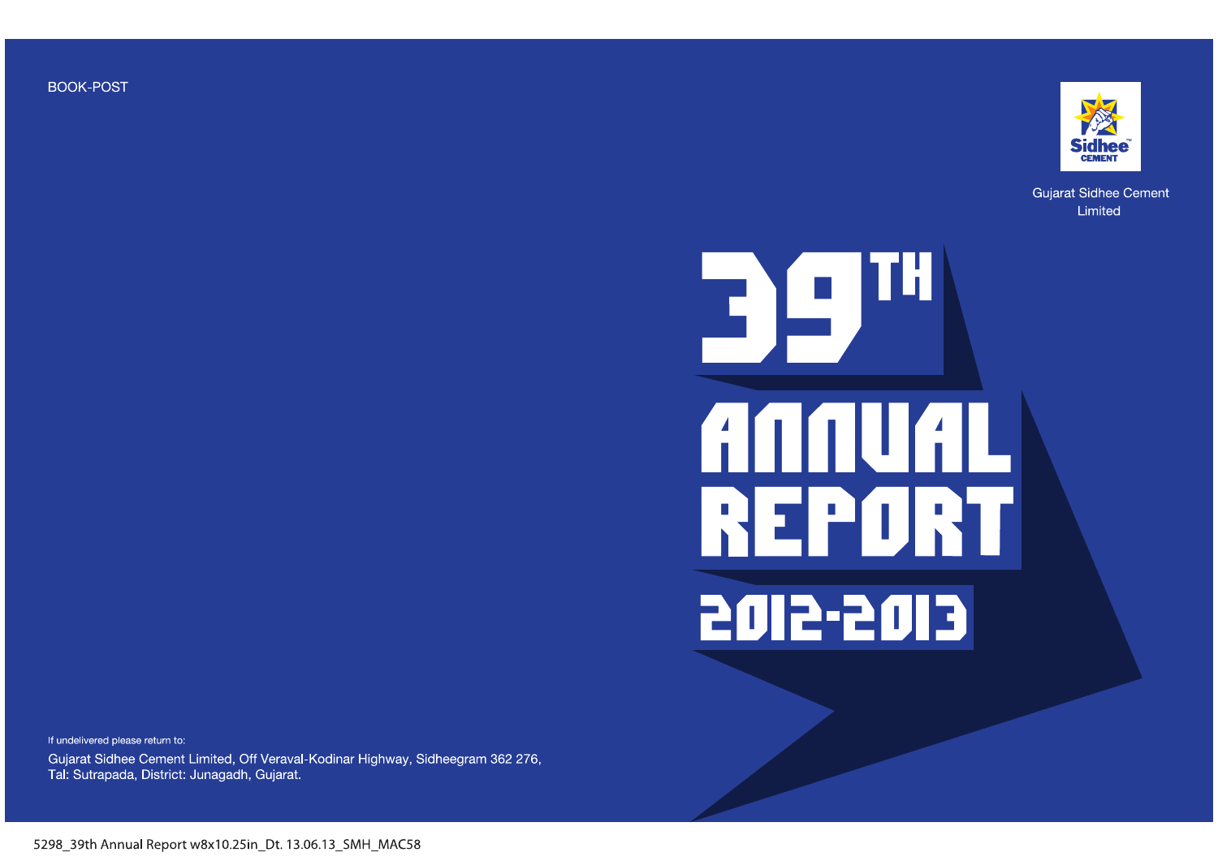BOOK-POST

Sidhee CEMENT

Gujarat Sidhee Cement Limited

# 39TH ANNUAL REPORT 2012-2013

If undelivered please return to:

Gujarat Sidhee Cement Limited, Off Veraval-Kodinar Highway, Sidheegram 362 276, Tal: Sutrapada, District: Junagadh, Gujarat.

5298_39th Annual Report w8x10.25in_Dt. 13.06.13_SMH_MAC58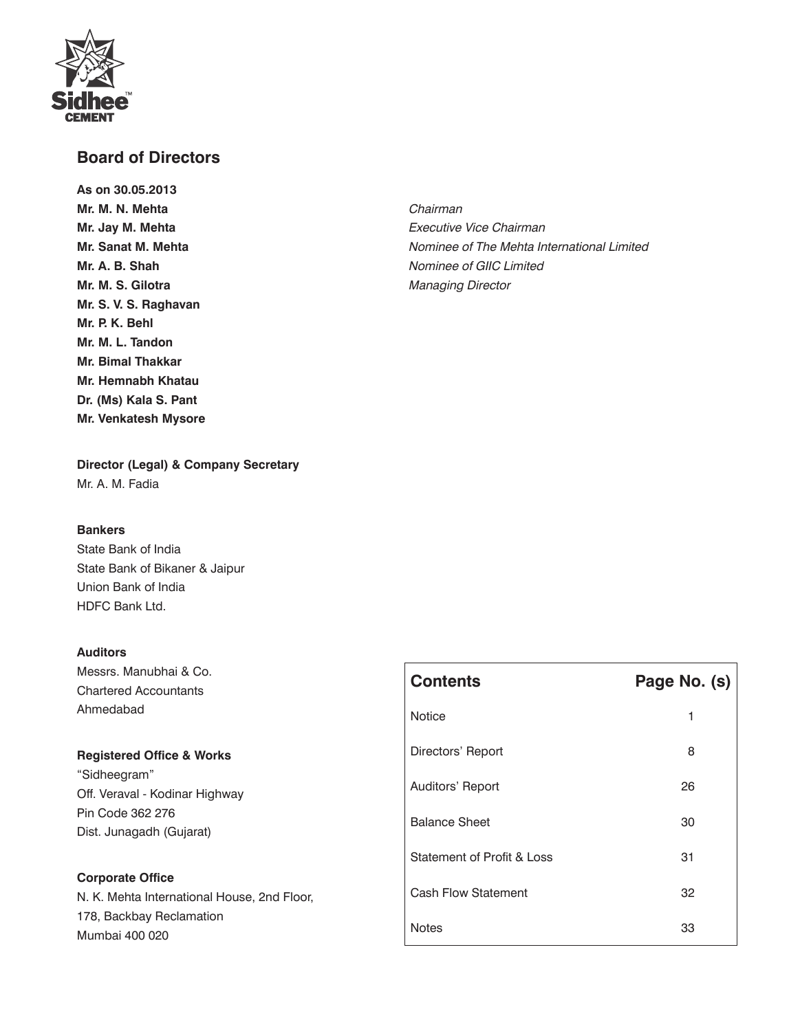## Board of Directors

**As on 30.05.2013**

| | |
|---|---|
| **Mr. M. N. Mehta** | *Chairman* |
| **Mr. Jay M. Mehta** | *Executive Vice Chairman* |
| **Mr. Sanat M. Mehta** | *Nominee of The Mehta International Limited* |
| **Mr. A. B. Shah** | *Nominee of GIIC Limited* |
| **Mr. M. S. Gilotra** | *Managing Director* |
| **Mr. S. V. S. Raghavan** | |
| **Mr. P. K. Behl** | |
| **Mr. M. L. Tandon** | |
| **Mr. Bimal Thakkar** | |
| **Mr. Hemnabh Khatau** | |
| **Dr. (Ms) Kala S. Pant** | |
| **Mr. Venkatesh Mysore** | |

**Director (Legal) & Company Secretary**

Mr. A. M. Fadia

**Bankers**

State Bank of India
State Bank of Bikaner & Jaipur
Union Bank of India
HDFC Bank Ltd.

**Auditors**

Messrs. Manubhai & Co.
Chartered Accountants
Ahmedabad

**Registered Office & Works**

"Sidheegram"
Off. Veraval - Kodinar Highway
Pin Code 362 276
Dist. Junagadh (Gujarat)

**Corporate Office**

N. K. Mehta International House, 2nd Floor,
178, Backbay Reclamation
Mumbai 400 020

| Contents | Page No. (s) |
|---|---|
| Notice | 1 |
| Directors' Report | 8 |
| Auditors' Report | 26 |
| Balance Sheet | 30 |
| Statement of Profit & Loss | 31 |
| Cash Flow Statement | 32 |
| Notes | 33 |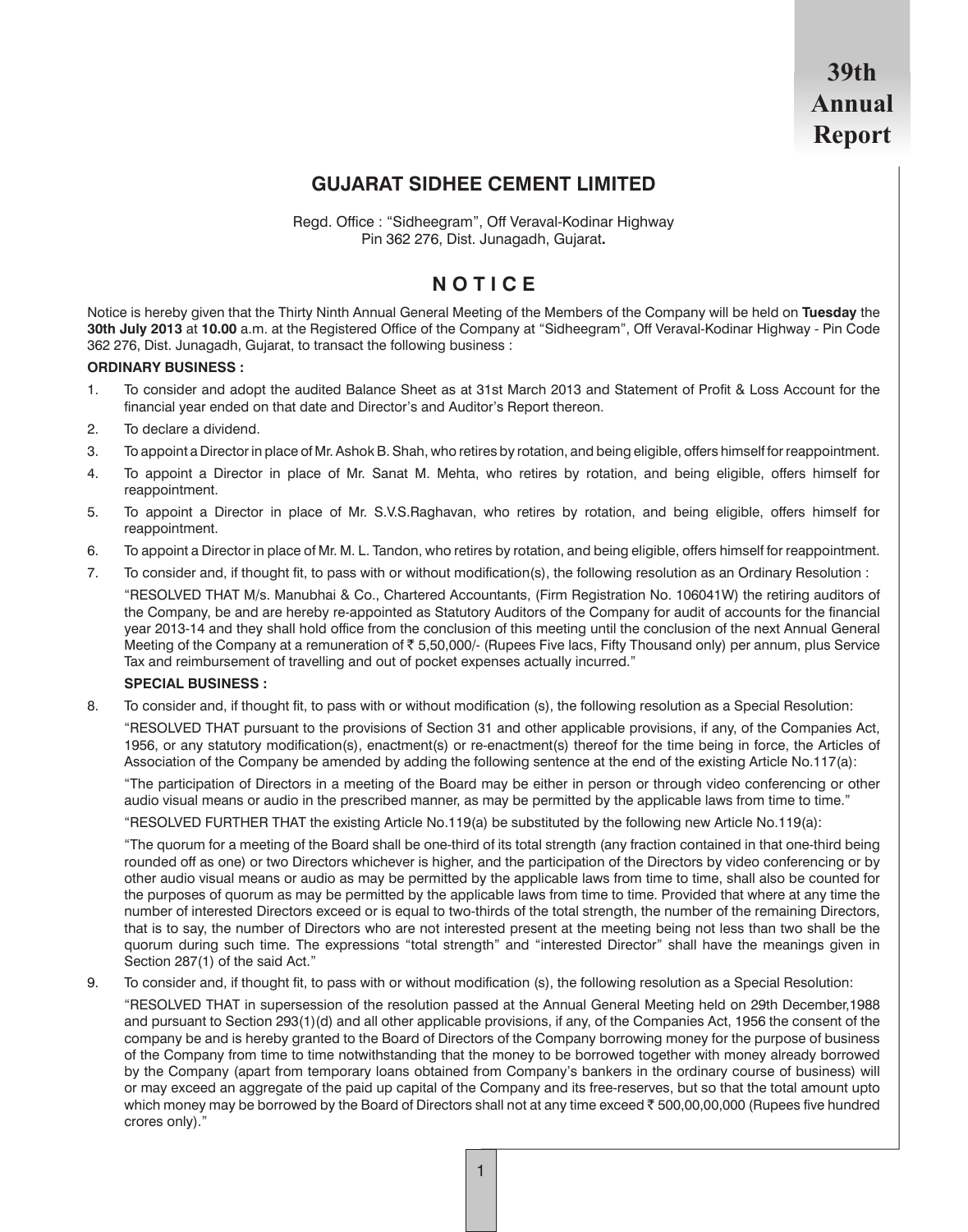# GUJARAT SIDHEE CEMENT LIMITED

Regd. Office : "Sidheegram", Off Veraval-Kodinar Highway
Pin 362 276, Dist. Junagadh, Gujarat**.**

## N O T I C E

Notice is hereby given that the Thirty Ninth Annual General Meeting of the Members of the Company will be held on **Tuesday** the **30th July 2013** at **10.00** a.m. at the Registered Office of the Company at "Sidheegram", Off Veraval-Kodinar Highway - Pin Code 362 276, Dist. Junagadh, Gujarat, to transact the following business :

**ORDINARY BUSINESS :**

1. To consider and adopt the audited Balance Sheet as at 31st March 2013 and Statement of Profit & Loss Account for the financial year ended on that date and Director's and Auditor's Report thereon.
2. To declare a dividend.
3. To appoint a Director in place of Mr. Ashok B. Shah, who retires by rotation, and being eligible, offers himself for reappointment.
4. To appoint a Director in place of Mr. Sanat M. Mehta, who retires by rotation, and being eligible, offers himself for reappointment.
5. To appoint a Director in place of Mr. S.V.S.Raghavan, who retires by rotation, and being eligible, offers himself for reappointment.
6. To appoint a Director in place of Mr. M. L. Tandon, who retires by rotation, and being eligible, offers himself for reappointment.
7. To consider and, if thought fit, to pass with or without modification(s), the following resolution as an Ordinary Resolution :

   "RESOLVED THAT M/s. Manubhai & Co., Chartered Accountants, (Firm Registration No. 106041W) the retiring auditors of the Company, be and are hereby re-appointed as Statutory Auditors of the Company for audit of accounts for the financial year 2013-14 and they shall hold office from the conclusion of this meeting until the conclusion of the next Annual General Meeting of the Company at a remuneration of ₹ 5,50,000/- (Rupees Five lacs, Fifty Thousand only) per annum, plus Service Tax and reimbursement of travelling and out of pocket expenses actually incurred."

   **SPECIAL BUSINESS :**

8. To consider and, if thought fit, to pass with or without modification (s), the following resolution as a Special Resolution:

   "RESOLVED THAT pursuant to the provisions of Section 31 and other applicable provisions, if any, of the Companies Act, 1956, or any statutory modification(s), enactment(s) or re-enactment(s) thereof for the time being in force, the Articles of Association of the Company be amended by adding the following sentence at the end of the existing Article No.117(a):

   "The participation of Directors in a meeting of the Board may be either in person or through video conferencing or other audio visual means or audio in the prescribed manner, as may be permitted by the applicable laws from time to time."

   "RESOLVED FURTHER THAT the existing Article No.119(a) be substituted by the following new Article No.119(a):

   "The quorum for a meeting of the Board shall be one-third of its total strength (any fraction contained in that one-third being rounded off as one) or two Directors whichever is higher, and the participation of the Directors by video conferencing or by other audio visual means or audio as may be permitted by the applicable laws from time to time, shall also be counted for the purposes of quorum as may be permitted by the applicable laws from time to time. Provided that where at any time the number of interested Directors exceed or is equal to two-thirds of the total strength, the number of the remaining Directors, that is to say, the number of Directors who are not interested present at the meeting being not less than two shall be the quorum during such time. The expressions "total strength" and "interested Director" shall have the meanings given in Section 287(1) of the said Act."

9. To consider and, if thought fit, to pass with or without modification (s), the following resolution as a Special Resolution:

   "RESOLVED THAT in supersession of the resolution passed at the Annual General Meeting held on 29th December,1988 and pursuant to Section 293(1)(d) and all other applicable provisions, if any, of the Companies Act, 1956 the consent of the company be and is hereby granted to the Board of Directors of the Company borrowing money for the purpose of business of the Company from time to time notwithstanding that the money to be borrowed together with money already borrowed by the Company (apart from temporary loans obtained from Company's bankers in the ordinary course of business) will or may exceed an aggregate of the paid up capital of the Company and its free-reserves, but so that the total amount upto which money may be borrowed by the Board of Directors shall not at any time exceed ₹ 500,00,00,000 (Rupees five hundred crores only)."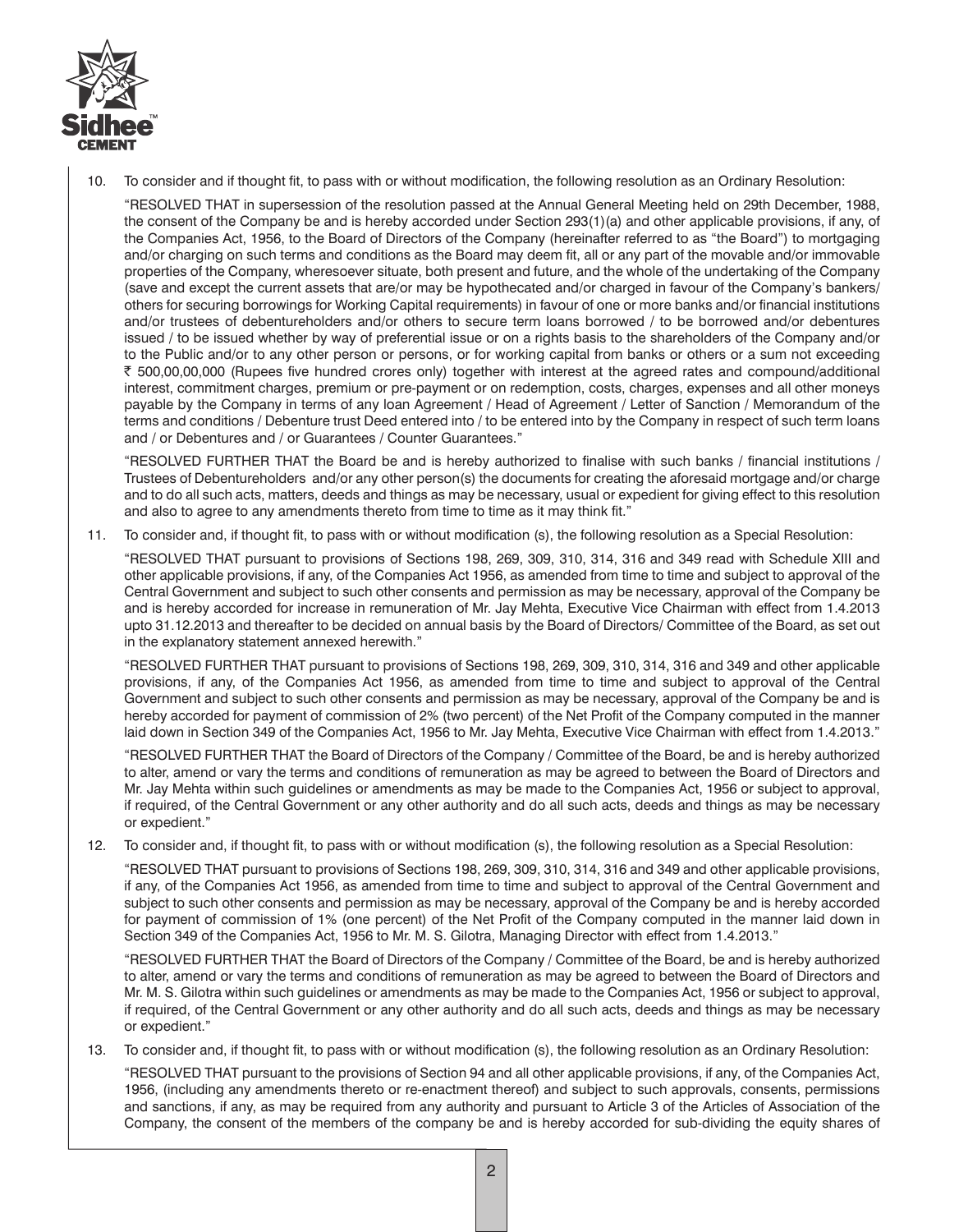10. To consider and if thought fit, to pass with or without modification, the following resolution as an Ordinary Resolution:

    "RESOLVED THAT in supersession of the resolution passed at the Annual General Meeting held on 29th December, 1988, the consent of the Company be and is hereby accorded under Section 293(1)(a) and other applicable provisions, if any, of the Companies Act, 1956, to the Board of Directors of the Company (hereinafter referred to as "the Board") to mortgaging and/or charging on such terms and conditions as the Board may deem fit, all or any part of the movable and/or immovable properties of the Company, wheresoever situate, both present and future, and the whole of the undertaking of the Company (save and except the current assets that are/or may be hypothecated and/or charged in favour of the Company's bankers/ others for securing borrowings for Working Capital requirements) in favour of one or more banks and/or financial institutions and/or trustees of debentureholders and/or others to secure term loans borrowed / to be borrowed and/or debentures issued / to be issued whether by way of preferential issue or on a rights basis to the shareholders of the Company and/or to the Public and/or to any other person or persons, or for working capital from banks or others or a sum not exceeding ₹ 500,00,00,000 (Rupees five hundred crores only) together with interest at the agreed rates and compound/additional interest, commitment charges, premium or pre-payment or on redemption, costs, charges, expenses and all other moneys payable by the Company in terms of any loan Agreement / Head of Agreement / Letter of Sanction / Memorandum of the terms and conditions / Debenture trust Deed entered into / to be entered into by the Company in respect of such term loans and / or Debentures and / or Guarantees / Counter Guarantees."

    "RESOLVED FURTHER THAT the Board be and is hereby authorized to finalise with such banks / financial institutions / Trustees of Debentureholders and/or any other person(s) the documents for creating the aforesaid mortgage and/or charge and to do all such acts, matters, deeds and things as may be necessary, usual or expedient for giving effect to this resolution and also to agree to any amendments thereto from time to time as it may think fit."

11. To consider and, if thought fit, to pass with or without modification (s), the following resolution as a Special Resolution:

    "RESOLVED THAT pursuant to provisions of Sections 198, 269, 309, 310, 314, 316 and 349 read with Schedule XIII and other applicable provisions, if any, of the Companies Act 1956, as amended from time to time and subject to approval of the Central Government and subject to such other consents and permission as may be necessary, approval of the Company be and is hereby accorded for increase in remuneration of Mr. Jay Mehta, Executive Vice Chairman with effect from 1.4.2013 upto 31.12.2013 and thereafter to be decided on annual basis by the Board of Directors/ Committee of the Board, as set out in the explanatory statement annexed herewith."

    "RESOLVED FURTHER THAT pursuant to provisions of Sections 198, 269, 309, 310, 314, 316 and 349 and other applicable provisions, if any, of the Companies Act 1956, as amended from time to time and subject to approval of the Central Government and subject to such other consents and permission as may be necessary, approval of the Company be and is hereby accorded for payment of commission of 2% (two percent) of the Net Profit of the Company computed in the manner laid down in Section 349 of the Companies Act, 1956 to Mr. Jay Mehta, Executive Vice Chairman with effect from 1.4.2013."

    "RESOLVED FURTHER THAT the Board of Directors of the Company / Committee of the Board, be and is hereby authorized to alter, amend or vary the terms and conditions of remuneration as may be agreed to between the Board of Directors and Mr. Jay Mehta within such guidelines or amendments as may be made to the Companies Act, 1956 or subject to approval, if required, of the Central Government or any other authority and do all such acts, deeds and things as may be necessary or expedient."

12. To consider and, if thought fit, to pass with or without modification (s), the following resolution as a Special Resolution:

    "RESOLVED THAT pursuant to provisions of Sections 198, 269, 309, 310, 314, 316 and 349 and other applicable provisions, if any, of the Companies Act 1956, as amended from time to time and subject to approval of the Central Government and subject to such other consents and permission as may be necessary, approval of the Company be and is hereby accorded for payment of commission of 1% (one percent) of the Net Profit of the Company computed in the manner laid down in Section 349 of the Companies Act, 1956 to Mr. M. S. Gilotra, Managing Director with effect from 1.4.2013."

    "RESOLVED FURTHER THAT the Board of Directors of the Company / Committee of the Board, be and is hereby authorized to alter, amend or vary the terms and conditions of remuneration as may be agreed to between the Board of Directors and Mr. M. S. Gilotra within such guidelines or amendments as may be made to the Companies Act, 1956 or subject to approval, if required, of the Central Government or any other authority and do all such acts, deeds and things as may be necessary or expedient."

13. To consider and, if thought fit, to pass with or without modification (s), the following resolution as an Ordinary Resolution:

    "RESOLVED THAT pursuant to the provisions of Section 94 and all other applicable provisions, if any, of the Companies Act, 1956, (including any amendments thereto or re-enactment thereof) and subject to such approvals, consents, permissions and sanctions, if any, as may be required from any authority and pursuant to Article 3 of the Articles of Association of the Company, the consent of the members of the company be and is hereby accorded for sub-dividing the equity shares of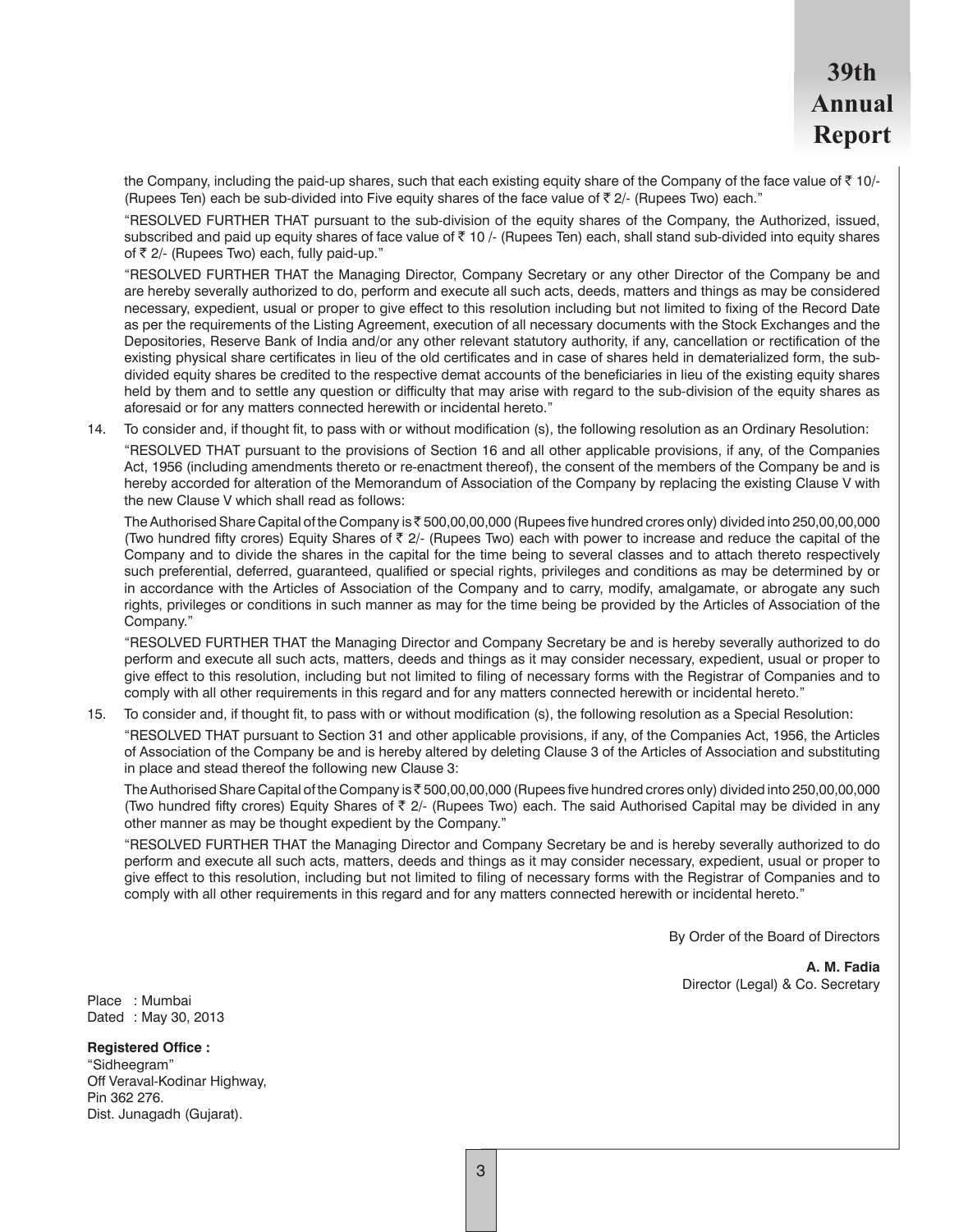the Company, including the paid-up shares, such that each existing equity share of the Company of the face value of ₹ 10/- (Rupees Ten) each be sub-divided into Five equity shares of the face value of ₹ 2/- (Rupees Two) each."

"RESOLVED FURTHER THAT pursuant to the sub-division of the equity shares of the Company, the Authorized, issued, subscribed and paid up equity shares of face value of ₹ 10 /- (Rupees Ten) each, shall stand sub-divided into equity shares of ₹ 2/- (Rupees Two) each, fully paid-up."

"RESOLVED FURTHER THAT the Managing Director, Company Secretary or any other Director of the Company be and are hereby severally authorized to do, perform and execute all such acts, deeds, matters and things as may be considered necessary, expedient, usual or proper to give effect to this resolution including but not limited to fixing of the Record Date as per the requirements of the Listing Agreement, execution of all necessary documents with the Stock Exchanges and the Depositories, Reserve Bank of India and/or any other relevant statutory authority, if any, cancellation or rectification of the existing physical share certificates in lieu of the old certificates and in case of shares held in dematerialized form, the sub-divided equity shares be credited to the respective demat accounts of the beneficiaries in lieu of the existing equity shares held by them and to settle any question or difficulty that may arise with regard to the sub-division of the equity shares as aforesaid or for any matters connected herewith or incidental hereto."

14. To consider and, if thought fit, to pass with or without modification (s), the following resolution as an Ordinary Resolution:

"RESOLVED THAT pursuant to the provisions of Section 16 and all other applicable provisions, if any, of the Companies Act, 1956 (including amendments thereto or re-enactment thereof), the consent of the members of the Company be and is hereby accorded for alteration of the Memorandum of Association of the Company by replacing the existing Clause V with the new Clause V which shall read as follows:

The Authorised Share Capital of the Company is ₹ 500,00,00,000 (Rupees five hundred crores only) divided into 250,00,00,000 (Two hundred fifty crores) Equity Shares of ₹ 2/- (Rupees Two) each with power to increase and reduce the capital of the Company and to divide the shares in the capital for the time being to several classes and to attach thereto respectively such preferential, deferred, guaranteed, qualified or special rights, privileges and conditions as may be determined by or in accordance with the Articles of Association of the Company and to carry, modify, amalgamate, or abrogate any such rights, privileges or conditions in such manner as may for the time being be provided by the Articles of Association of the Company."

"RESOLVED FURTHER THAT the Managing Director and Company Secretary be and is hereby severally authorized to do perform and execute all such acts, matters, deeds and things as it may consider necessary, expedient, usual or proper to give effect to this resolution, including but not limited to filing of necessary forms with the Registrar of Companies and to comply with all other requirements in this regard and for any matters connected herewith or incidental hereto."

15. To consider and, if thought fit, to pass with or without modification (s), the following resolution as a Special Resolution:

"RESOLVED THAT pursuant to Section 31 and other applicable provisions, if any, of the Companies Act, 1956, the Articles of Association of the Company be and is hereby altered by deleting Clause 3 of the Articles of Association and substituting in place and stead thereof the following new Clause 3:

The Authorised Share Capital of the Company is ₹ 500,00,00,000 (Rupees five hundred crores only) divided into 250,00,00,000 (Two hundred fifty crores) Equity Shares of ₹ 2/- (Rupees Two) each. The said Authorised Capital may be divided in any other manner as may be thought expedient by the Company."

"RESOLVED FURTHER THAT the Managing Director and Company Secretary be and is hereby severally authorized to do perform and execute all such acts, matters, deeds and things as it may consider necessary, expedient, usual or proper to give effect to this resolution, including but not limited to filing of necessary forms with the Registrar of Companies and to comply with all other requirements in this regard and for any matters connected herewith or incidental hereto."

By Order of the Board of Directors

**A. M. Fadia**
Director (Legal) & Co. Secretary

Place : Mumbai
Dated : May 30, 2013

**Registered Office :**
"Sidheegram"
Off Veraval-Kodinar Highway,
Pin 362 276.
Dist. Junagadh (Gujarat).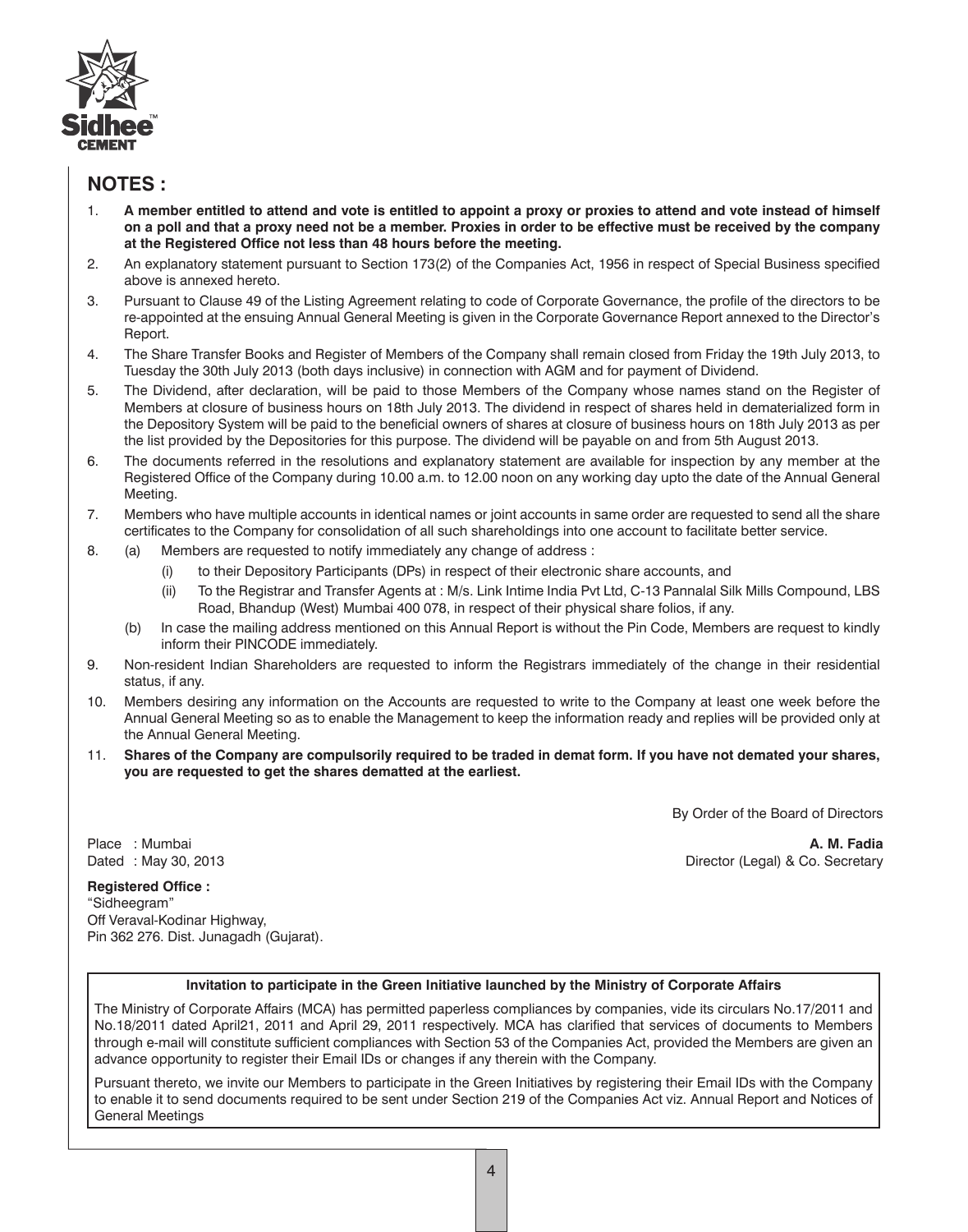## NOTES :

1. **A member entitled to attend and vote is entitled to appoint a proxy or proxies to attend and vote instead of himself on a poll and that a proxy need not be a member. Proxies in order to be effective must be received by the company at the Registered Office not less than 48 hours before the meeting.**
2. An explanatory statement pursuant to Section 173(2) of the Companies Act, 1956 in respect of Special Business specified above is annexed hereto.
3. Pursuant to Clause 49 of the Listing Agreement relating to code of Corporate Governance, the profile of the directors to be re-appointed at the ensuing Annual General Meeting is given in the Corporate Governance Report annexed to the Director's Report.
4. The Share Transfer Books and Register of Members of the Company shall remain closed from Friday the 19th July 2013, to Tuesday the 30th July 2013 (both days inclusive) in connection with AGM and for payment of Dividend.
5. The Dividend, after declaration, will be paid to those Members of the Company whose names stand on the Register of Members at closure of business hours on 18th July 2013. The dividend in respect of shares held in dematerialized form in the Depository System will be paid to the beneficial owners of shares at closure of business hours on 18th July 2013 as per the list provided by the Depositories for this purpose. The dividend will be payable on and from 5th August 2013.
6. The documents referred in the resolutions and explanatory statement are available for inspection by any member at the Registered Office of the Company during 10.00 a.m. to 12.00 noon on any working day upto the date of the Annual General Meeting.
7. Members who have multiple accounts in identical names or joint accounts in same order are requested to send all the share certificates to the Company for consolidation of all such shareholdings into one account to facilitate better service.
8. (a) Members are requested to notify immediately any change of address :
   (i) to their Depository Participants (DPs) in respect of their electronic share accounts, and
   (ii) To the Registrar and Transfer Agents at : M/s. Link Intime India Pvt Ltd, C-13 Pannalal Silk Mills Compound, LBS Road, Bhandup (West) Mumbai 400 078, in respect of their physical share folios, if any.

   (b) In case the mailing address mentioned on this Annual Report is without the Pin Code, Members are request to kindly inform their PINCODE immediately.
9. Non-resident Indian Shareholders are requested to inform the Registrars immediately of the change in their residential status, if any.
10. Members desiring any information on the Accounts are requested to write to the Company at least one week before the Annual General Meeting so as to enable the Management to keep the information ready and replies will be provided only at the Annual General Meeting.
11. **Shares of the Company are compulsorily required to be traded in demat form. If you have not demated your shares, you are requested to get the shares dematted at the earliest.**

By Order of the Board of Directors

Place : Mumbai
Dated : May 30, 2013

**A. M. Fadia**
Director (Legal) & Co. Secretary

**Registered Office :**
"Sidheegram"
Off Veraval-Kodinar Highway,
Pin 362 276. Dist. Junagadh (Gujarat).

**Invitation to participate in the Green Initiative launched by the Ministry of Corporate Affairs**

The Ministry of Corporate Affairs (MCA) has permitted paperless compliances by companies, vide its circulars No.17/2011 and No.18/2011 dated April21, 2011 and April 29, 2011 respectively. MCA has clarified that services of documents to Members through e-mail will constitute sufficient compliances with Section 53 of the Companies Act, provided the Members are given an advance opportunity to register their Email IDs or changes if any therein with the Company.

Pursuant thereto, we invite our Members to participate in the Green Initiatives by registering their Email IDs with the Company to enable it to send documents required to be sent under Section 219 of the Companies Act viz. Annual Report and Notices of General Meetings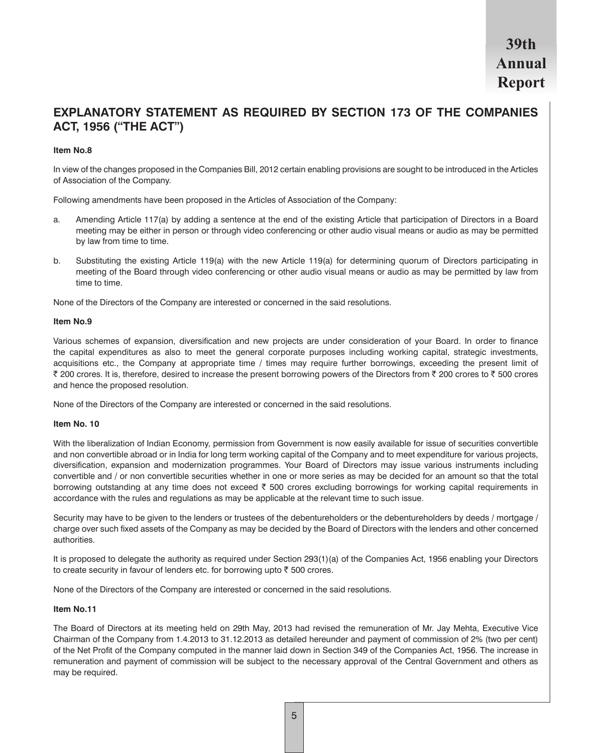## EXPLANATORY STATEMENT AS REQUIRED BY SECTION 173 OF THE COMPANIES ACT, 1956 ("THE ACT")

**Item No.8**

In view of the changes proposed in the Companies Bill, 2012 certain enabling provisions are sought to be introduced in the Articles of Association of the Company.

Following amendments have been proposed in the Articles of Association of the Company:

a. Amending Article 117(a) by adding a sentence at the end of the existing Article that participation of Directors in a Board meeting may be either in person or through video conferencing or other audio visual means or audio as may be permitted by law from time to time.

b. Substituting the existing Article 119(a) with the new Article 119(a) for determining quorum of Directors participating in meeting of the Board through video conferencing or other audio visual means or audio as may be permitted by law from time to time.

None of the Directors of the Company are interested or concerned in the said resolutions.

**Item No.9**

Various schemes of expansion, diversification and new projects are under consideration of your Board. In order to finance the capital expenditures as also to meet the general corporate purposes including working capital, strategic investments, acquisitions etc., the Company at appropriate time / times may require further borrowings, exceeding the present limit of ₹ 200 crores. It is, therefore, desired to increase the present borrowing powers of the Directors from ₹ 200 crores to ₹ 500 crores and hence the proposed resolution.

None of the Directors of the Company are interested or concerned in the said resolutions.

**Item No. 10**

With the liberalization of Indian Economy, permission from Government is now easily available for issue of securities convertible and non convertible abroad or in India for long term working capital of the Company and to meet expenditure for various projects, diversification, expansion and modernization programmes. Your Board of Directors may issue various instruments including convertible and / or non convertible securities whether in one or more series as may be decided for an amount so that the total borrowing outstanding at any time does not exceed ₹ 500 crores excluding borrowings for working capital requirements in accordance with the rules and regulations as may be applicable at the relevant time to such issue.

Security may have to be given to the lenders or trustees of the debentureholders or the debentureholders by deeds / mortgage / charge over such fixed assets of the Company as may be decided by the Board of Directors with the lenders and other concerned authorities.

It is proposed to delegate the authority as required under Section 293(1)(a) of the Companies Act, 1956 enabling your Directors to create security in favour of lenders etc. for borrowing upto ₹ 500 crores.

None of the Directors of the Company are interested or concerned in the said resolutions.

**Item No.11**

The Board of Directors at its meeting held on 29th May, 2013 had revised the remuneration of Mr. Jay Mehta, Executive Vice Chairman of the Company from 1.4.2013 to 31.12.2013 as detailed hereunder and payment of commission of 2% (two per cent) of the Net Profit of the Company computed in the manner laid down in Section 349 of the Companies Act, 1956. The increase in remuneration and payment of commission will be subject to the necessary approval of the Central Government and others as may be required.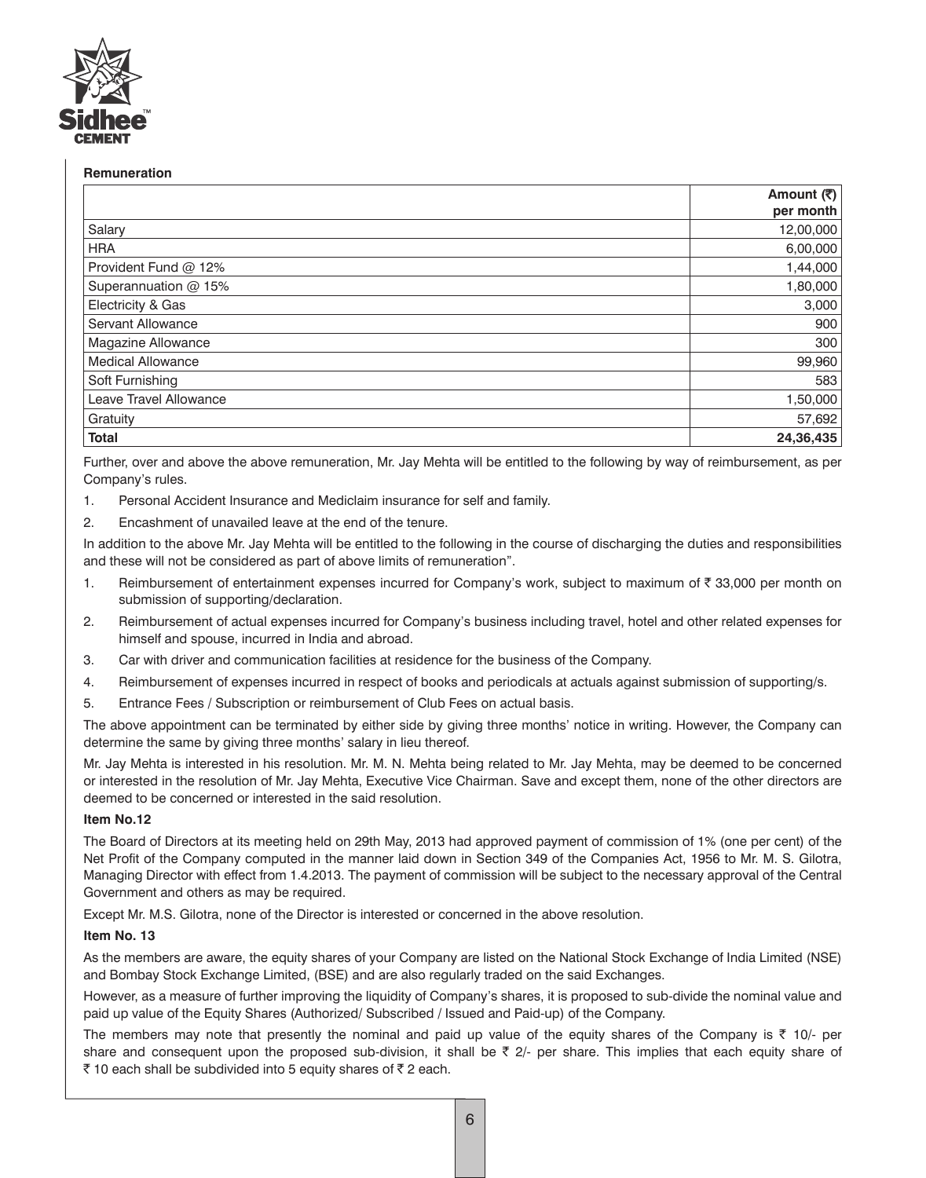**Remuneration**

| | Amount (₹) per month |
|---|---|
| Salary | 12,00,000 |
| HRA | 6,00,000 |
| Provident Fund @ 12% | 1,44,000 |
| Superannuation @ 15% | 1,80,000 |
| Electricity & Gas | 3,000 |
| Servant Allowance | 900 |
| Magazine Allowance | 300 |
| Medical Allowance | 99,960 |
| Soft Furnishing | 583 |
| Leave Travel Allowance | 1,50,000 |
| Gratuity | 57,692 |
| **Total** | **24,36,435** |

Further, over and above the above remuneration, Mr. Jay Mehta will be entitled to the following by way of reimbursement, as per Company's rules.

1. Personal Accident Insurance and Mediclaim insurance for self and family.
2. Encashment of unavailed leave at the end of the tenure.

In addition to the above Mr. Jay Mehta will be entitled to the following in the course of discharging the duties and responsibilities and these will not be considered as part of above limits of remuneration".

1. Reimbursement of entertainment expenses incurred for Company's work, subject to maximum of ₹ 33,000 per month on submission of supporting/declaration.
2. Reimbursement of actual expenses incurred for Company's business including travel, hotel and other related expenses for himself and spouse, incurred in India and abroad.
3. Car with driver and communication facilities at residence for the business of the Company.
4. Reimbursement of expenses incurred in respect of books and periodicals at actuals against submission of supporting/s.
5. Entrance Fees / Subscription or reimbursement of Club Fees on actual basis.

The above appointment can be terminated by either side by giving three months' notice in writing. However, the Company can determine the same by giving three months' salary in lieu thereof.

Mr. Jay Mehta is interested in his resolution. Mr. M. N. Mehta being related to Mr. Jay Mehta, may be deemed to be concerned or interested in the resolution of Mr. Jay Mehta, Executive Vice Chairman. Save and except them, none of the other directors are deemed to be concerned or interested in the said resolution.

**Item No.12**

The Board of Directors at its meeting held on 29th May, 2013 had approved payment of commission of 1% (one per cent) of the Net Profit of the Company computed in the manner laid down in Section 349 of the Companies Act, 1956 to Mr. M. S. Gilotra, Managing Director with effect from 1.4.2013. The payment of commission will be subject to the necessary approval of the Central Government and others as may be required.

Except Mr. M.S. Gilotra, none of the Director is interested or concerned in the above resolution.

**Item No. 13**

As the members are aware, the equity shares of your Company are listed on the National Stock Exchange of India Limited (NSE) and Bombay Stock Exchange Limited, (BSE) and are also regularly traded on the said Exchanges.

However, as a measure of further improving the liquidity of Company's shares, it is proposed to sub-divide the nominal value and paid up value of the Equity Shares (Authorized/ Subscribed / Issued and Paid-up) of the Company.

The members may note that presently the nominal and paid up value of the equity shares of the Company is ₹ 10/- per share and consequent upon the proposed sub-division, it shall be ₹ 2/- per share. This implies that each equity share of ₹ 10 each shall be subdivided into 5 equity shares of ₹ 2 each.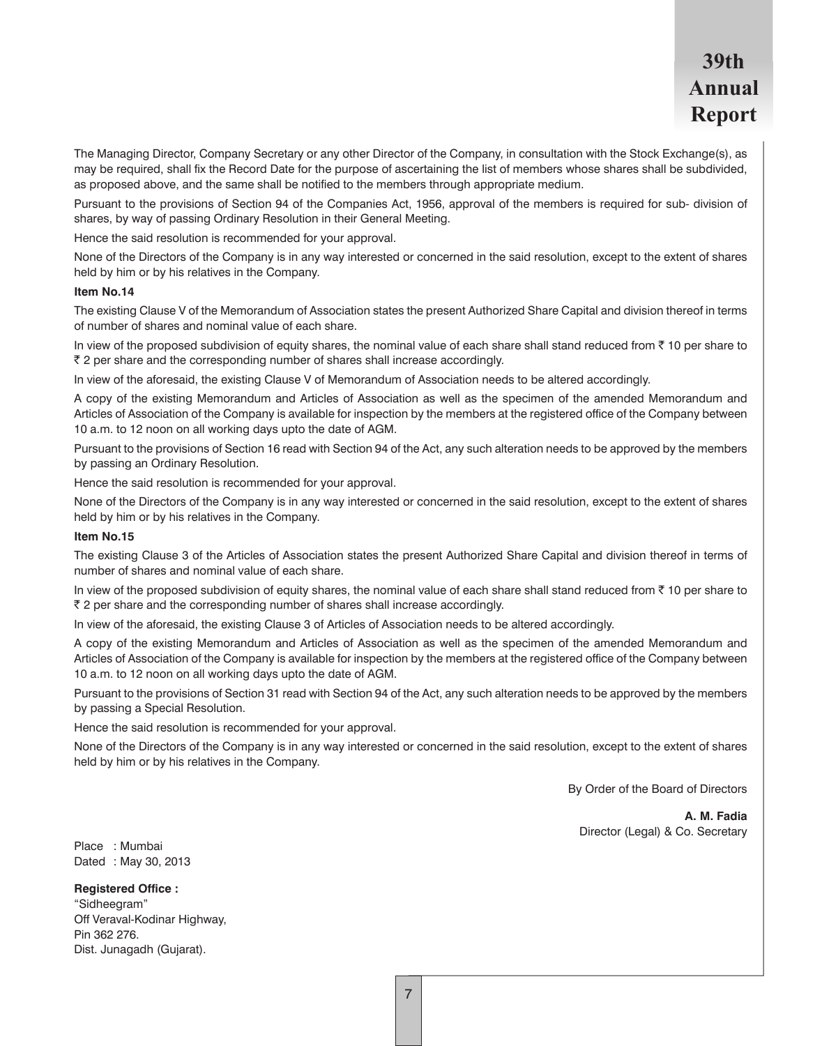The Managing Director, Company Secretary or any other Director of the Company, in consultation with the Stock Exchange(s), as may be required, shall fix the Record Date for the purpose of ascertaining the list of members whose shares shall be subdivided, as proposed above, and the same shall be notified to the members through appropriate medium.

Pursuant to the provisions of Section 94 of the Companies Act, 1956, approval of the members is required for sub- division of shares, by way of passing Ordinary Resolution in their General Meeting.

Hence the said resolution is recommended for your approval.

None of the Directors of the Company is in any way interested or concerned in the said resolution, except to the extent of shares held by him or by his relatives in the Company.

**Item No.14**

The existing Clause V of the Memorandum of Association states the present Authorized Share Capital and division thereof in terms of number of shares and nominal value of each share.

In view of the proposed subdivision of equity shares, the nominal value of each share shall stand reduced from ₹ 10 per share to ₹ 2 per share and the corresponding number of shares shall increase accordingly.

In view of the aforesaid, the existing Clause V of Memorandum of Association needs to be altered accordingly.

A copy of the existing Memorandum and Articles of Association as well as the specimen of the amended Memorandum and Articles of Association of the Company is available for inspection by the members at the registered office of the Company between 10 a.m. to 12 noon on all working days upto the date of AGM.

Pursuant to the provisions of Section 16 read with Section 94 of the Act, any such alteration needs to be approved by the members by passing an Ordinary Resolution.

Hence the said resolution is recommended for your approval.

None of the Directors of the Company is in any way interested or concerned in the said resolution, except to the extent of shares held by him or by his relatives in the Company.

**Item No.15**

The existing Clause 3 of the Articles of Association states the present Authorized Share Capital and division thereof in terms of number of shares and nominal value of each share.

In view of the proposed subdivision of equity shares, the nominal value of each share shall stand reduced from ₹ 10 per share to ₹ 2 per share and the corresponding number of shares shall increase accordingly.

In view of the aforesaid, the existing Clause 3 of Articles of Association needs to be altered accordingly.

A copy of the existing Memorandum and Articles of Association as well as the specimen of the amended Memorandum and Articles of Association of the Company is available for inspection by the members at the registered office of the Company between 10 a.m. to 12 noon on all working days upto the date of AGM.

Pursuant to the provisions of Section 31 read with Section 94 of the Act, any such alteration needs to be approved by the members by passing a Special Resolution.

Hence the said resolution is recommended for your approval.

None of the Directors of the Company is in any way interested or concerned in the said resolution, except to the extent of shares held by him or by his relatives in the Company.

By Order of the Board of Directors

**A. M. Fadia**
Director (Legal) & Co. Secretary

Place : Mumbai
Dated : May 30, 2013

**Registered Office :**
"Sidheegram"
Off Veraval-Kodinar Highway,
Pin 362 276.
Dist. Junagadh (Gujarat).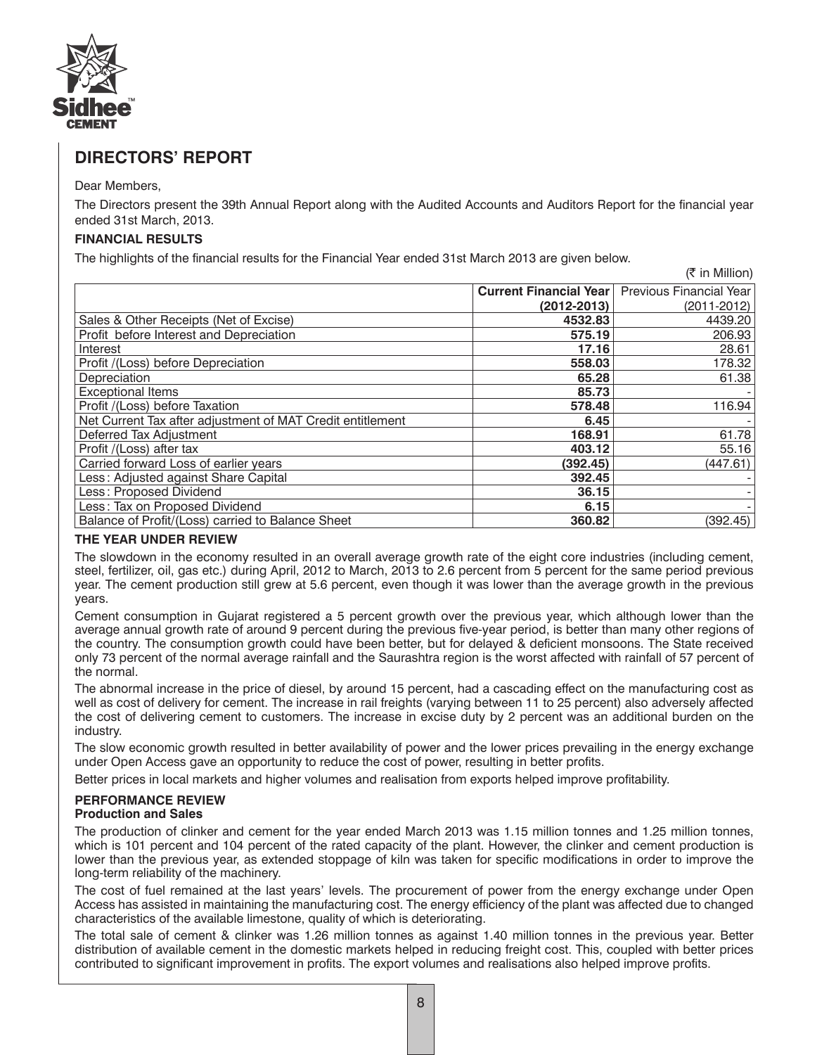# DIRECTORS' REPORT

Dear Members,

The Directors present the 39th Annual Report along with the Audited Accounts and Auditors Report for the financial year ended 31st March, 2013.

### FINANCIAL RESULTS

The highlights of the financial results for the Financial Year ended 31st March 2013 are given below.

(₹ in Million)

| | **Current Financial Year (2012-2013)** | Previous Financial Year (2011-2012) |
|---|---|---|
| Sales & Other Receipts (Net of Excise) | **4532.83** | 4439.20 |
| Profit before Interest and Depreciation | **575.19** | 206.93 |
| Interest | **17.16** | 28.61 |
| Profit /(Loss) before Depreciation | **558.03** | 178.32 |
| Depreciation | **65.28** | 61.38 |
| Exceptional Items | **85.73** | - |
| Profit /(Loss) before Taxation | **578.48** | 116.94 |
| Net Current Tax after adjustment of MAT Credit entitlement | **6.45** | - |
| Deferred Tax Adjustment | **168.91** | 61.78 |
| Profit /(Loss) after tax | **403.12** | 55.16 |
| Carried forward Loss of earlier years | **(392.45)** | (447.61) |
| Less : Adjusted against Share Capital | **392.45** | - |
| Less : Proposed Dividend | **36.15** | - |
| Less : Tax on Proposed Dividend | **6.15** | - |
| Balance of Profit/(Loss) carried to Balance Sheet | **360.82** | (392.45) |

### THE YEAR UNDER REVIEW

The slowdown in the economy resulted in an overall average growth rate of the eight core industries (including cement, steel, fertilizer, oil, gas etc.) during April, 2012 to March, 2013 to 2.6 percent from 5 percent for the same period previous year. The cement production still grew at 5.6 percent, even though it was lower than the average growth in the previous years.

Cement consumption in Gujarat registered a 5 percent growth over the previous year, which although lower than the average annual growth rate of around 9 percent during the previous five-year period, is better than many other regions of the country. The consumption growth could have been better, but for delayed & deficient monsoons. The State received only 73 percent of the normal average rainfall and the Saurashtra region is the worst affected with rainfall of 57 percent of the normal.

The abnormal increase in the price of diesel, by around 15 percent, had a cascading effect on the manufacturing cost as well as cost of delivery for cement. The increase in rail freights (varying between 11 to 25 percent) also adversely affected the cost of delivering cement to customers. The increase in excise duty by 2 percent was an additional burden on the industry.

The slow economic growth resulted in better availability of power and the lower prices prevailing in the energy exchange under Open Access gave an opportunity to reduce the cost of power, resulting in better profits.

Better prices in local markets and higher volumes and realisation from exports helped improve profitability.

### PERFORMANCE REVIEW

#### Production and Sales

The production of clinker and cement for the year ended March 2013 was 1.15 million tonnes and 1.25 million tonnes, which is 101 percent and 104 percent of the rated capacity of the plant. However, the clinker and cement production is lower than the previous year, as extended stoppage of kiln was taken for specific modifications in order to improve the long-term reliability of the machinery.

The cost of fuel remained at the last years' levels. The procurement of power from the energy exchange under Open Access has assisted in maintaining the manufacturing cost. The energy efficiency of the plant was affected due to changed characteristics of the available limestone, quality of which is deteriorating.

The total sale of cement & clinker was 1.26 million tonnes as against 1.40 million tonnes in the previous year. Better distribution of available cement in the domestic markets helped in reducing freight cost. This, coupled with better prices contributed to significant improvement in profits. The export volumes and realisations also helped improve profits.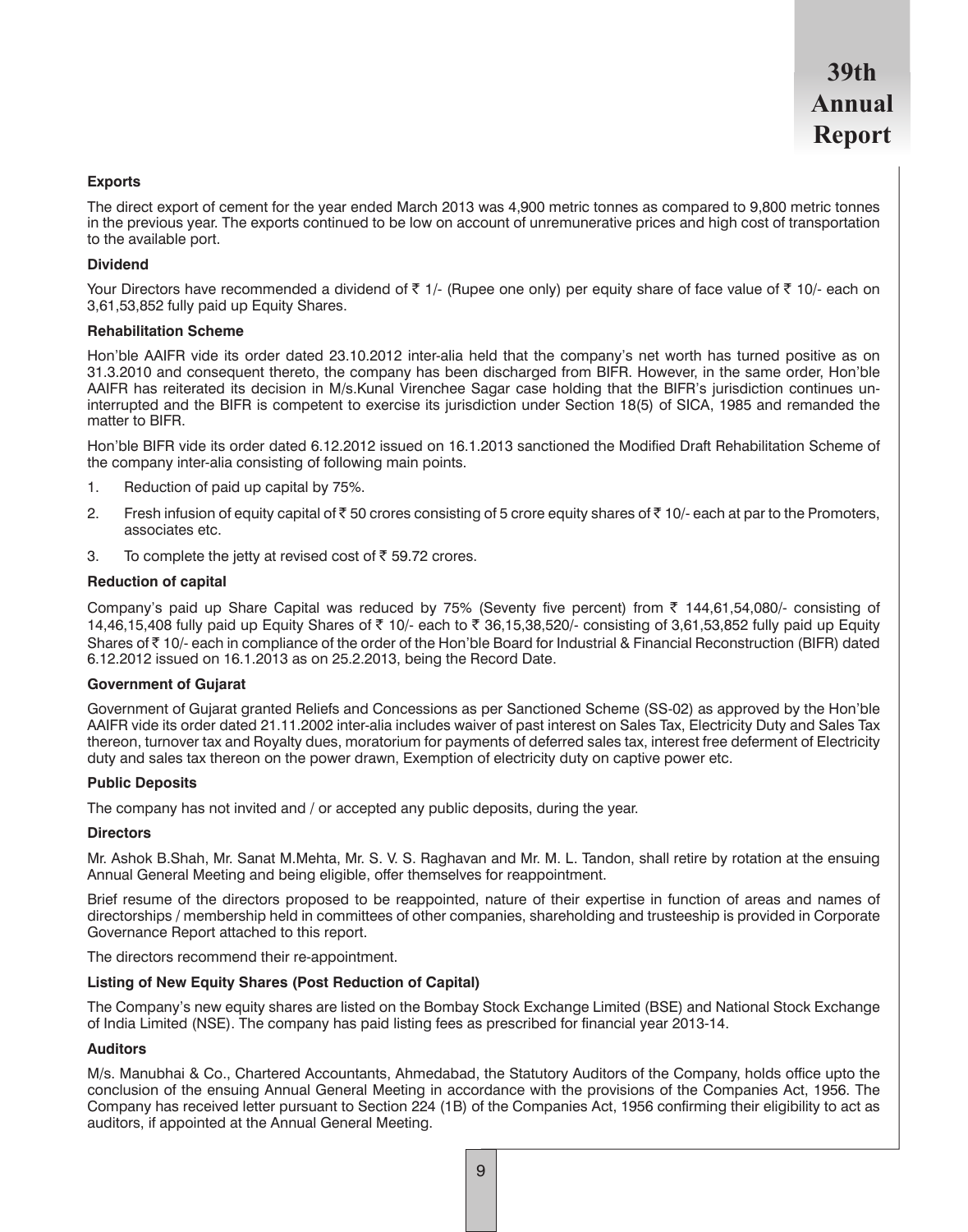## Exports

The direct export of cement for the year ended March 2013 was 4,900 metric tonnes as compared to 9,800 metric tonnes in the previous year. The exports continued to be low on account of unremunerative prices and high cost of transportation to the available port.

## Dividend

Your Directors have recommended a dividend of ₹ 1/- (Rupee one only) per equity share of face value of ₹ 10/- each on 3,61,53,852 fully paid up Equity Shares.

## Rehabilitation Scheme

Hon'ble AAIFR vide its order dated 23.10.2012 inter-alia held that the company's net worth has turned positive as on 31.3.2010 and consequent thereto, the company has been discharged from BIFR. However, in the same order, Hon'ble AAIFR has reiterated its decision in M/s.Kunal Virenchee Sagar case holding that the BIFR's jurisdiction continues un-interrupted and the BIFR is competent to exercise its jurisdiction under Section 18(5) of SICA, 1985 and remanded the matter to BIFR.

Hon'ble BIFR vide its order dated 6.12.2012 issued on 16.1.2013 sanctioned the Modified Draft Rehabilitation Scheme of the company inter-alia consisting of following main points.

1. Reduction of paid up capital by 75%.
2. Fresh infusion of equity capital of ₹ 50 crores consisting of 5 crore equity shares of ₹ 10/- each at par to the Promoters, associates etc.
3. To complete the jetty at revised cost of ₹ 59.72 crores.

## Reduction of capital

Company's paid up Share Capital was reduced by 75% (Seventy five percent) from ₹ 144,61,54,080/- consisting of 14,46,15,408 fully paid up Equity Shares of ₹ 10/- each to ₹ 36,15,38,520/- consisting of 3,61,53,852 fully paid up Equity Shares of ₹ 10/- each in compliance of the order of the Hon'ble Board for Industrial & Financial Reconstruction (BIFR) dated 6.12.2012 issued on 16.1.2013 as on 25.2.2013, being the Record Date.

## Government of Gujarat

Government of Gujarat granted Reliefs and Concessions as per Sanctioned Scheme (SS-02) as approved by the Hon'ble AAIFR vide its order dated 21.11.2002 inter-alia includes waiver of past interest on Sales Tax, Electricity Duty and Sales Tax thereon, turnover tax and Royalty dues, moratorium for payments of deferred sales tax, interest free deferment of Electricity duty and sales tax thereon on the power drawn, Exemption of electricity duty on captive power etc.

## Public Deposits

The company has not invited and / or accepted any public deposits, during the year.

## Directors

Mr. Ashok B.Shah, Mr. Sanat M.Mehta, Mr. S. V. S. Raghavan and Mr. M. L. Tandon, shall retire by rotation at the ensuing Annual General Meeting and being eligible, offer themselves for reappointment.

Brief resume of the directors proposed to be reappointed, nature of their expertise in function of areas and names of directorships / membership held in committees of other companies, shareholding and trusteeship is provided in Corporate Governance Report attached to this report.

The directors recommend their re-appointment.

## Listing of New Equity Shares (Post Reduction of Capital)

The Company's new equity shares are listed on the Bombay Stock Exchange Limited (BSE) and National Stock Exchange of India Limited (NSE). The company has paid listing fees as prescribed for financial year 2013-14.

## Auditors

M/s. Manubhai & Co., Chartered Accountants, Ahmedabad, the Statutory Auditors of the Company, holds office upto the conclusion of the ensuing Annual General Meeting in accordance with the provisions of the Companies Act, 1956. The Company has received letter pursuant to Section 224 (1B) of the Companies Act, 1956 confirming their eligibility to act as auditors, if appointed at the Annual General Meeting.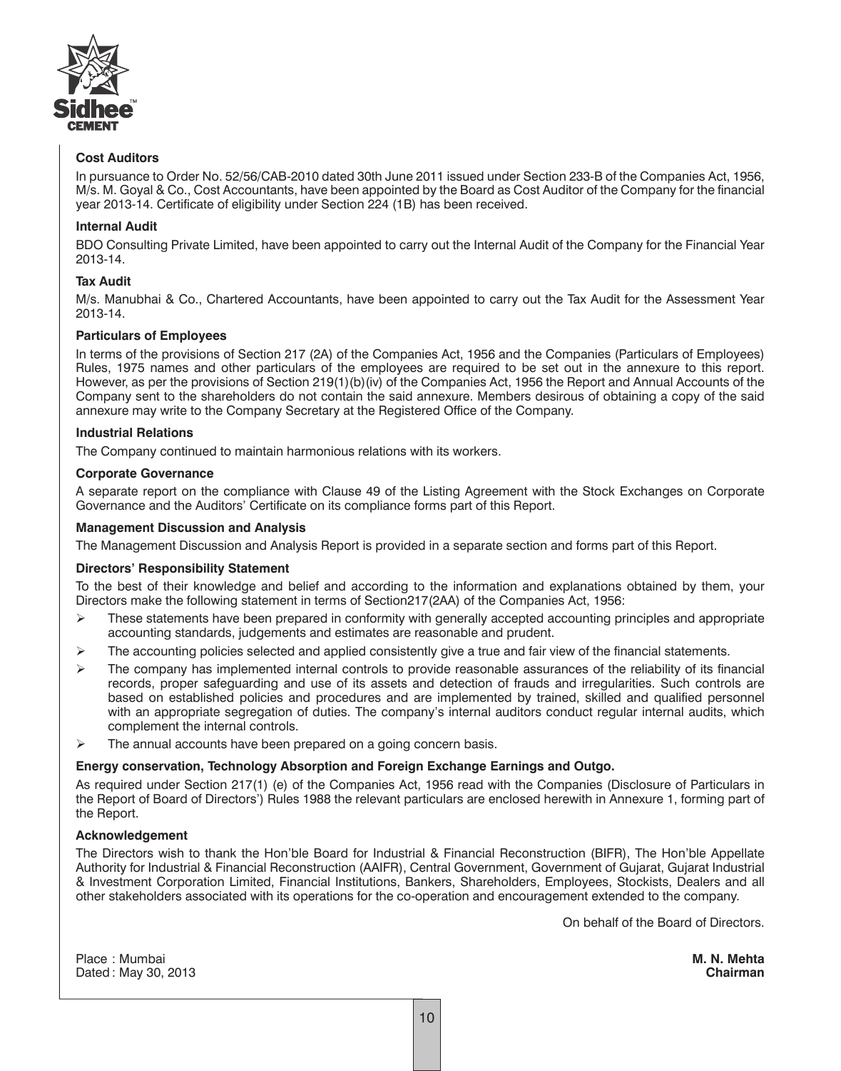**Cost Auditors**

In pursuance to Order No. 52/56/CAB-2010 dated 30th June 2011 issued under Section 233-B of the Companies Act, 1956, M/s. M. Goyal & Co., Cost Accountants, have been appointed by the Board as Cost Auditor of the Company for the financial year 2013-14. Certificate of eligibility under Section 224 (1B) has been received.

**Internal Audit**

BDO Consulting Private Limited, have been appointed to carry out the Internal Audit of the Company for the Financial Year 2013-14.

**Tax Audit**

M/s. Manubhai & Co., Chartered Accountants, have been appointed to carry out the Tax Audit for the Assessment Year 2013-14.

**Particulars of Employees**

In terms of the provisions of Section 217 (2A) of the Companies Act, 1956 and the Companies (Particulars of Employees) Rules, 1975 names and other particulars of the employees are required to be set out in the annexure to this report. However, as per the provisions of Section 219(1)(b)(iv) of the Companies Act, 1956 the Report and Annual Accounts of the Company sent to the shareholders do not contain the said annexure. Members desirous of obtaining a copy of the said annexure may write to the Company Secretary at the Registered Office of the Company.

**Industrial Relations**

The Company continued to maintain harmonious relations with its workers.

**Corporate Governance**

A separate report on the compliance with Clause 49 of the Listing Agreement with the Stock Exchanges on Corporate Governance and the Auditors' Certificate on its compliance forms part of this Report.

**Management Discussion and Analysis**

The Management Discussion and Analysis Report is provided in a separate section and forms part of this Report.

**Directors' Responsibility Statement**

To the best of their knowledge and belief and according to the information and explanations obtained by them, your Directors make the following statement in terms of Section217(2AA) of the Companies Act, 1956:

- These statements have been prepared in conformity with generally accepted accounting principles and appropriate accounting standards, judgements and estimates are reasonable and prudent.
- The accounting policies selected and applied consistently give a true and fair view of the financial statements.
- The company has implemented internal controls to provide reasonable assurances of the reliability of its financial records, proper safeguarding and use of its assets and detection of frauds and irregularities. Such controls are based on established policies and procedures and are implemented by trained, skilled and qualified personnel with an appropriate segregation of duties. The company's internal auditors conduct regular internal audits, which complement the internal controls.
- The annual accounts have been prepared on a going concern basis.

**Energy conservation, Technology Absorption and Foreign Exchange Earnings and Outgo.**

As required under Section 217(1) (e) of the Companies Act, 1956 read with the Companies (Disclosure of Particulars in the Report of Board of Directors') Rules 1988 the relevant particulars are enclosed herewith in Annexure 1, forming part of the Report.

**Acknowledgement**

The Directors wish to thank the Hon'ble Board for Industrial & Financial Reconstruction (BIFR), The Hon'ble Appellate Authority for Industrial & Financial Reconstruction (AAIFR), Central Government, Government of Gujarat, Gujarat Industrial & Investment Corporation Limited, Financial Institutions, Bankers, Shareholders, Employees, Stockists, Dealers and all other stakeholders associated with its operations for the co-operation and encouragement extended to the company.

On behalf of the Board of Directors.

Place : Mumbai
Dated : May 30, 2013

**M. N. Mehta**
**Chairman**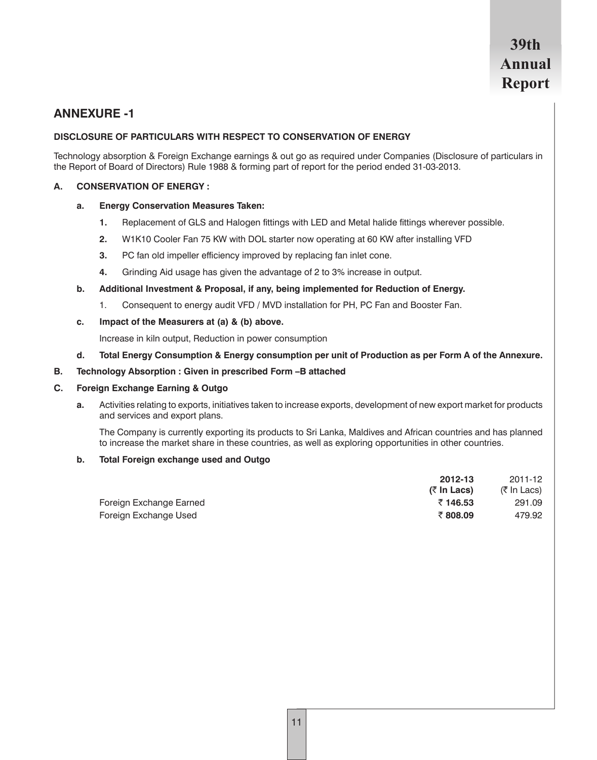## ANNEXURE -1

**DISCLOSURE OF PARTICULARS WITH RESPECT TO CONSERVATION OF ENERGY**

Technology absorption & Foreign Exchange earnings & out go as required under Companies (Disclosure of particulars in the Report of Board of Directors) Rule 1988 & forming part of report for the period ended 31-03-2013.

**A. CONSERVATION OF ENERGY :**

**a. Energy Conservation Measures Taken:**

1. Replacement of GLS and Halogen fittings with LED and Metal halide fittings wherever possible.
2. W1K10 Cooler Fan 75 KW with DOL starter now operating at 60 KW after installing VFD
3. PC fan old impeller efficiency improved by replacing fan inlet cone.
4. Grinding Aid usage has given the advantage of 2 to 3% increase in output.

**b. Additional Investment & Proposal, if any, being implemented for Reduction of Energy.**

1. Consequent to energy audit VFD / MVD installation for PH, PC Fan and Booster Fan.

**c. Impact of the Measurers at (a) & (b) above.**

Increase in kiln output, Reduction in power consumption

**d. Total Energy Consumption & Energy consumption per unit of Production as per Form A of the Annexure.**

**B. Technology Absorption : Given in prescribed Form –B attached**

**C. Foreign Exchange Earning & Outgo**

**a.** Activities relating to exports, initiatives taken to increase exports, development of new export market for products and services and export plans.

The Company is currently exporting its products to Sri Lanka, Maldives and African countries and has planned to increase the market share in these countries, as well as exploring opportunities in other countries.

**b. Total Foreign exchange used and Outgo**

| | **2012-13 (₹ In Lacs)** | 2011-12 (₹ In Lacs) |
|---|---|---|
| Foreign Exchange Earned | **₹ 146.53** | 291.09 |
| Foreign Exchange Used | **₹ 808.09** | 479.92 |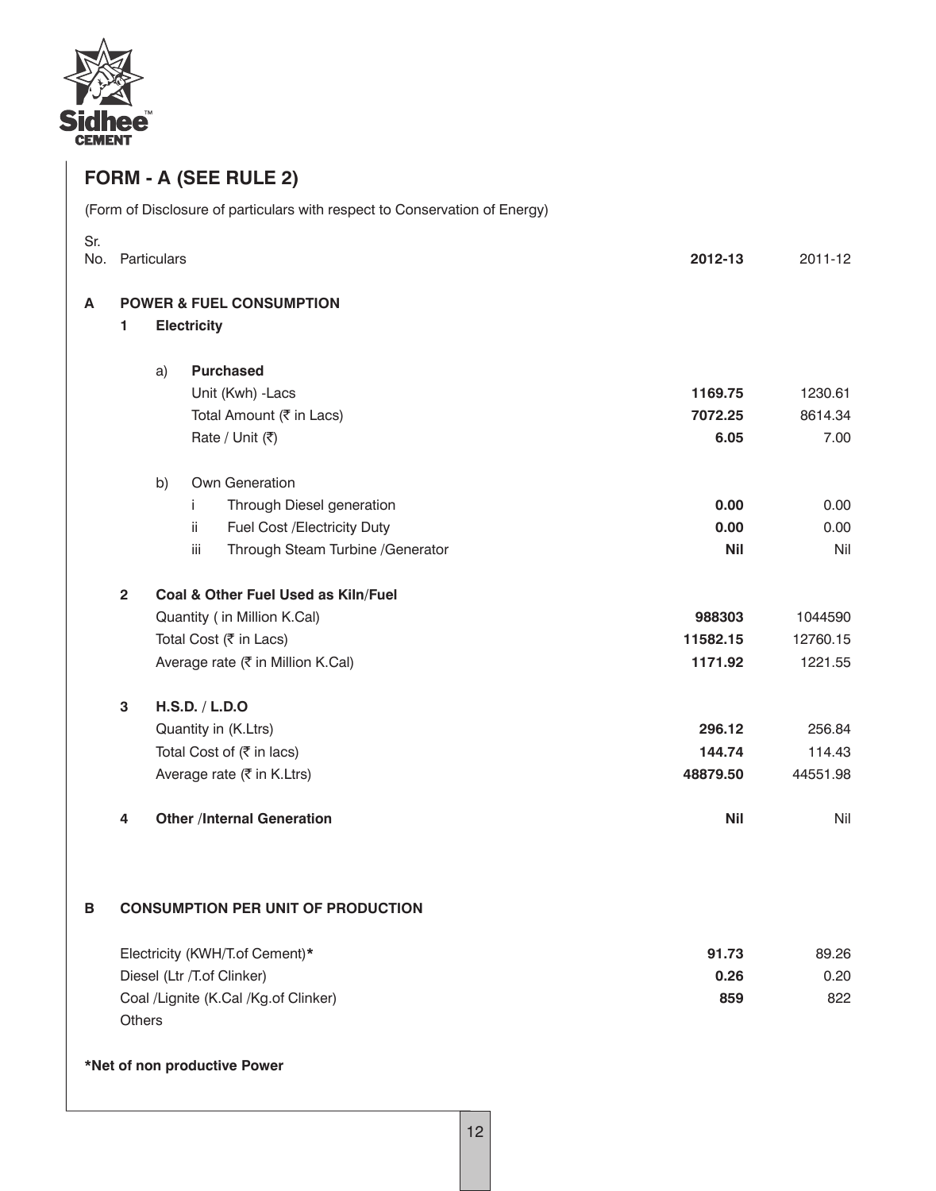## FORM - A (SEE RULE 2)

(Form of Disclosure of particulars with respect to Conservation of Energy)

| Sr. No. | Particulars | 2012-13 | 2011-12 |
|---|---|---|---|
| **A** | **POWER & FUEL CONSUMPTION** | | |
| 1 | **Electricity** | | |
| | a) **Purchased** | | |
| | Unit (Kwh) -Lacs | **1169.75** | 1230.61 |
| | Total Amount (₹ in Lacs) | **7072.25** | 8614.34 |
| | Rate / Unit (₹) | **6.05** | 7.00 |
| | b) Own Generation | | |
| | i Through Diesel generation | **0.00** | 0.00 |
| | ii Fuel Cost /Electricity Duty | **0.00** | 0.00 |
| | iii Through Steam Turbine /Generator | **Nil** | Nil |
| 2 | **Coal & Other Fuel Used as Kiln/Fuel** | | |
| | Quantity ( in Million K.Cal) | **988303** | 1044590 |
| | Total Cost (₹ in Lacs) | **11582.15** | 12760.15 |
| | Average rate (₹ in Million K.Cal) | **1171.92** | 1221.55 |
| 3 | **H.S.D. / L.D.O** | | |
| | Quantity in (K.Ltrs) | **296.12** | 256.84 |
| | Total Cost of (₹ in lacs) | **144.74** | 114.43 |
| | Average rate (₹ in K.Ltrs) | **48879.50** | 44551.98 |
| 4 | **Other /Internal Generation** | **Nil** | Nil |
| **B** | **CONSUMPTION PER UNIT OF PRODUCTION** | | |
| | Electricity (KWH/T.of Cement)* | **91.73** | 89.26 |
| | Diesel (Ltr /T.of Clinker) | **0.26** | 0.20 |
| | Coal /Lignite (K.Cal /Kg.of Clinker) | **859** | 822 |
| | Others | | |

**\*Net of non productive Power**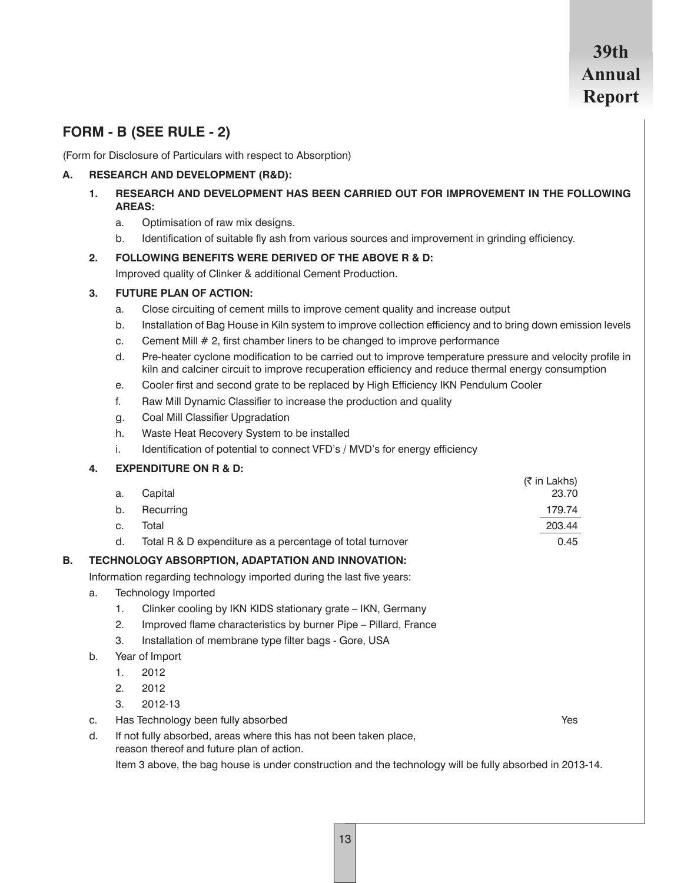## FORM - B (SEE RULE - 2)

(Form for Disclosure of Particulars with respect to Absorption)

**A. RESEARCH AND DEVELOPMENT (R&D):**

**1. RESEARCH AND DEVELOPMENT HAS BEEN CARRIED OUT FOR IMPROVEMENT IN THE FOLLOWING AREAS:**

a. Optimisation of raw mix designs.

b. Identification of suitable fly ash from various sources and improvement in grinding efficiency.

**2. FOLLOWING BENEFITS WERE DERIVED OF THE ABOVE R & D:**

Improved quality of Clinker & additional Cement Production.

**3. FUTURE PLAN OF ACTION:**

a. Close circuiting of cement mills to improve cement quality and increase output

b. Installation of Bag House in Kiln system to improve collection efficiency and to bring down emission levels

c. Cement Mill # 2, first chamber liners to be changed to improve performance

d. Pre-heater cyclone modification to be carried out to improve temperature pressure and velocity profile in kiln and calciner circuit to improve recuperation efficiency and reduce thermal energy consumption

e. Cooler first and second grate to be replaced by High Efficiency IKN Pendulum Cooler

f. Raw Mill Dynamic Classifier to increase the production and quality

g. Coal Mill Classifier Upgradation

h. Waste Heat Recovery System to be installed

i. Identification of potential to connect VFD's / MVD's for energy efficiency

**4. EXPENDITURE ON R & D:**

| | | (₹ in Lakhs) |
|---|---|---|
| a. | Capital | 23.70 |
| b. | Recurring | 179.74 |
| c. | Total | 203.44 |
| d. | Total R & D expenditure as a percentage of total turnover | 0.45 |

**B. TECHNOLOGY ABSORPTION, ADAPTATION AND INNOVATION:**

Information regarding technology imported during the last five years:

a. Technology Imported

1. Clinker cooling by IKN KIDS stationary grate – IKN, Germany
2. Improved flame characteristics by burner Pipe – Pillard, France
3. Installation of membrane type filter bags - Gore, USA

b. Year of Import

1. 2012
2. 2012
3. 2012-13

c. Has Technology been fully absorbed — Yes

d. If not fully absorbed, areas where this has not been taken place, reason thereof and future plan of action.

Item 3 above, the bag house is under construction and the technology will be fully absorbed in 2013-14.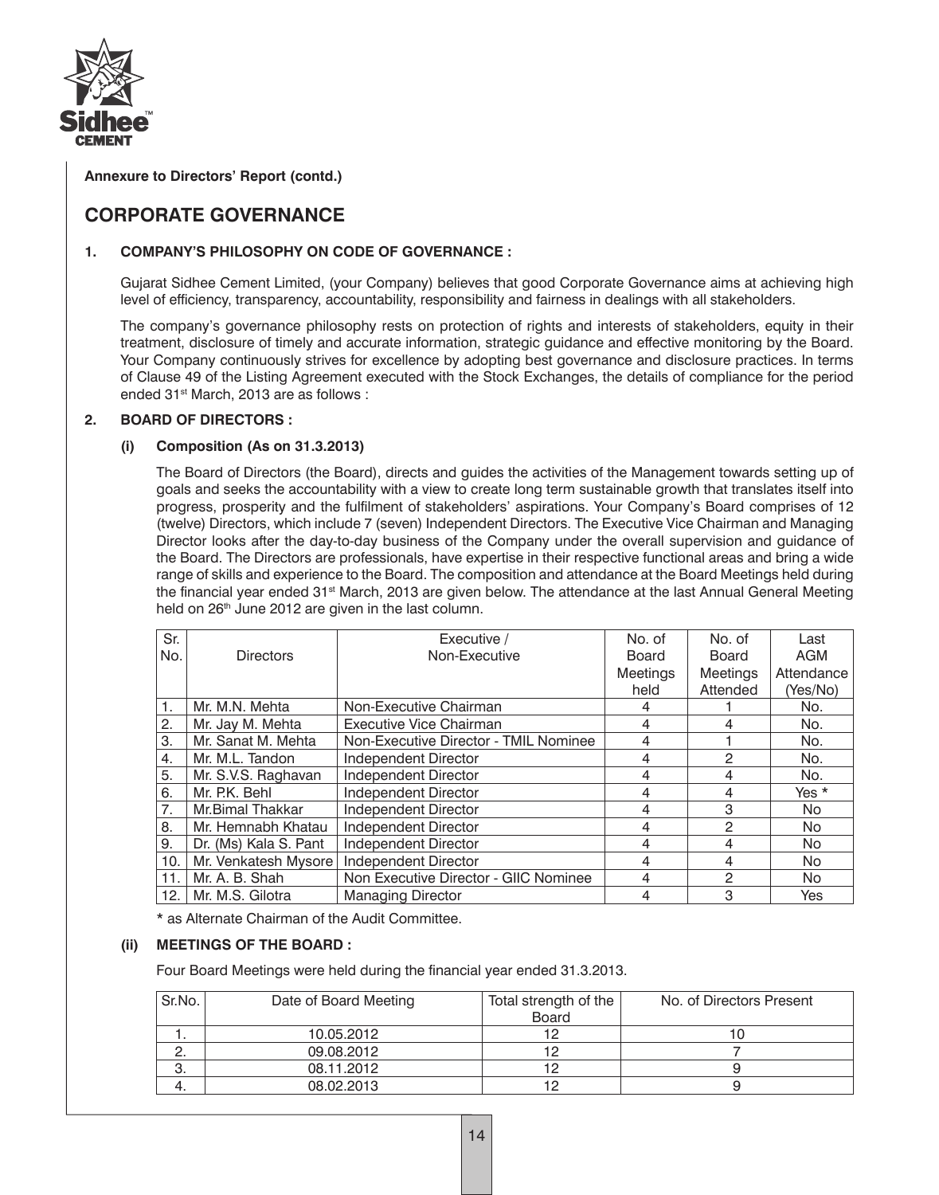**Annexure to Directors' Report (contd.)**

# CORPORATE GOVERNANCE

## 1. COMPANY'S PHILOSOPHY ON CODE OF GOVERNANCE :

Gujarat Sidhee Cement Limited, (your Company) believes that good Corporate Governance aims at achieving high level of efficiency, transparency, accountability, responsibility and fairness in dealings with all stakeholders.

The company's governance philosophy rests on protection of rights and interests of stakeholders, equity in their treatment, disclosure of timely and accurate information, strategic guidance and effective monitoring by the Board. Your Company continuously strives for excellence by adopting best governance and disclosure practices. In terms of Clause 49 of the Listing Agreement executed with the Stock Exchanges, the details of compliance for the period ended 31st March, 2013 are as follows :

## 2. BOARD OF DIRECTORS :

### (i) Composition (As on 31.3.2013)

The Board of Directors (the Board), directs and guides the activities of the Management towards setting up of goals and seeks the accountability with a view to create long term sustainable growth that translates itself into progress, prosperity and the fulfilment of stakeholders' aspirations. Your Company's Board comprises of 12 (twelve) Directors, which include 7 (seven) Independent Directors. The Executive Vice Chairman and Managing Director looks after the day-to-day business of the Company under the overall supervision and guidance of the Board. The Directors are professionals, have expertise in their respective functional areas and bring a wide range of skills and experience to the Board. The composition and attendance at the Board Meetings held during the financial year ended 31st March, 2013 are given below. The attendance at the last Annual General Meeting held on 26th June 2012 are given in the last column.

| Sr. No. | Directors | Executive / Non-Executive | No. of Board Meetings held | No. of Board Meetings Attended | Last AGM Attendance (Yes/No) |
|---|---|---|---|---|---|
| 1. | Mr. M.N. Mehta | Non-Executive Chairman | 4 | 1 | No. |
| 2. | Mr. Jay M. Mehta | Executive Vice Chairman | 4 | 4 | No. |
| 3. | Mr. Sanat M. Mehta | Non-Executive Director - TMIL Nominee | 4 | 1 | No. |
| 4. | Mr. M.L. Tandon | Independent Director | 4 | 2 | No. |
| 5. | Mr. S.V.S. Raghavan | Independent Director | 4 | 4 | No. |
| 6. | Mr. P.K. Behl | Independent Director | 4 | 4 | Yes * |
| 7. | Mr.Bimal Thakkar | Independent Director | 4 | 3 | No |
| 8. | Mr. Hemnabh Khatau | Independent Director | 4 | 2 | No |
| 9. | Dr. (Ms) Kala S. Pant | Independent Director | 4 | 4 | No |
| 10. | Mr. Venkatesh Mysore | Independent Director | 4 | 4 | No |
| 11. | Mr. A. B. Shah | Non Executive Director - GIIC Nominee | 4 | 2 | No |
| 12. | Mr. M.S. Gilotra | Managing Director | 4 | 3 | Yes |

**\*** as Alternate Chairman of the Audit Committee.

### (ii) MEETINGS OF THE BOARD :

Four Board Meetings were held during the financial year ended 31.3.2013.

| Sr.No. | Date of Board Meeting | Total strength of the Board | No. of Directors Present |
|---|---|---|---|
| 1. | 10.05.2012 | 12 | 10 |
| 2. | 09.08.2012 | 12 | 7 |
| 3. | 08.11.2012 | 12 | 9 |
| 4. | 08.02.2013 | 12 | 9 |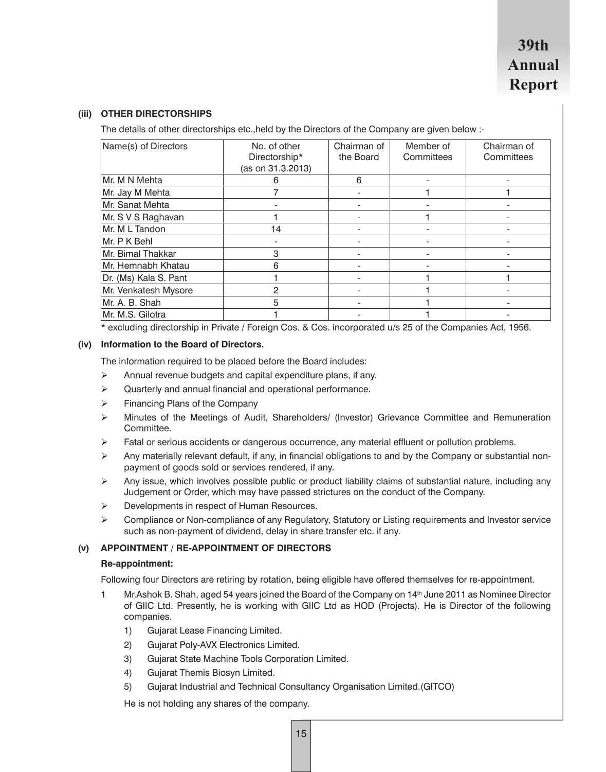**(iii) OTHER DIRECTORSHIPS**

The details of other directorships etc.,held by the Directors of the Company are given below :-

| Name(s) of Directors | No. of other Directorship* (as on 31.3.2013) | Chairman of the Board | Member of Committees | Chairman of Committees |
|---|---|---|---|---|
| Mr. M N Mehta | 6 | 6 | - | - |
| Mr. Jay M Mehta | 7 | - | 1 | 1 |
| Mr. Sanat Mehta | - | - | - | - |
| Mr. S V S Raghavan | 1 | - | 1 | - |
| Mr. M L Tandon | 14 | - | - | - |
| Mr. P K Behl | - | - | - | - |
| Mr. Bimal Thakkar | 3 | - | - | - |
| Mr. Hemnabh Khatau | 6 | - | - | - |
| Dr. (Ms) Kala S. Pant | 1 | - | 1 | 1 |
| Mr. Venkatesh Mysore | 2 | - | 1 | - |
| Mr. A. B. Shah | 5 | - | 1 | - |
| Mr. M.S. Gilotra | 1 | - | 1 | - |

* excluding directorship in Private / Foreign Cos. & Cos. incorporated u/s 25 of the Companies Act, 1956.

**(iv) Information to the Board of Directors.**

The information required to be placed before the Board includes:

- Annual revenue budgets and capital expenditure plans, if any.
- Quarterly and annual financial and operational performance.
- Financing Plans of the Company
- Minutes of the Meetings of Audit, Shareholders/ (Investor) Grievance Committee and Remuneration Committee.
- Fatal or serious accidents or dangerous occurrence, any material effluent or pollution problems.
- Any materially relevant default, if any, in financial obligations to and by the Company or substantial non-payment of goods sold or services rendered, if any.
- Any issue, which involves possible public or product liability claims of substantial nature, including any Judgement or Order, which may have passed strictures on the conduct of the Company.
- Developments in respect of Human Resources.
- Compliance or Non-compliance of any Regulatory, Statutory or Listing requirements and Investor service such as non-payment of dividend, delay in share transfer etc. if any.

**(v) APPOINTMENT / RE-APPOINTMENT OF DIRECTORS**

**Re-appointment:**

Following four Directors are retiring by rotation, being eligible have offered themselves for re-appointment.

1 Mr.Ashok B. Shah, aged 54 years joined the Board of the Company on 14th June 2011 as Nominee Director of GIIC Ltd. Presently, he is working with GIIC Ltd as HOD (Projects). He is Director of the following companies.

   1) Gujarat Lease Financing Limited.
   2) Gujarat Poly-AVX Electronics Limited.
   3) Gujarat State Machine Tools Corporation Limited.
   4) Gujarat Themis Biosyn Limited.
   5) Gujarat Industrial and Technical Consultancy Organisation Limited.(GITCO)

   He is not holding any shares of the company.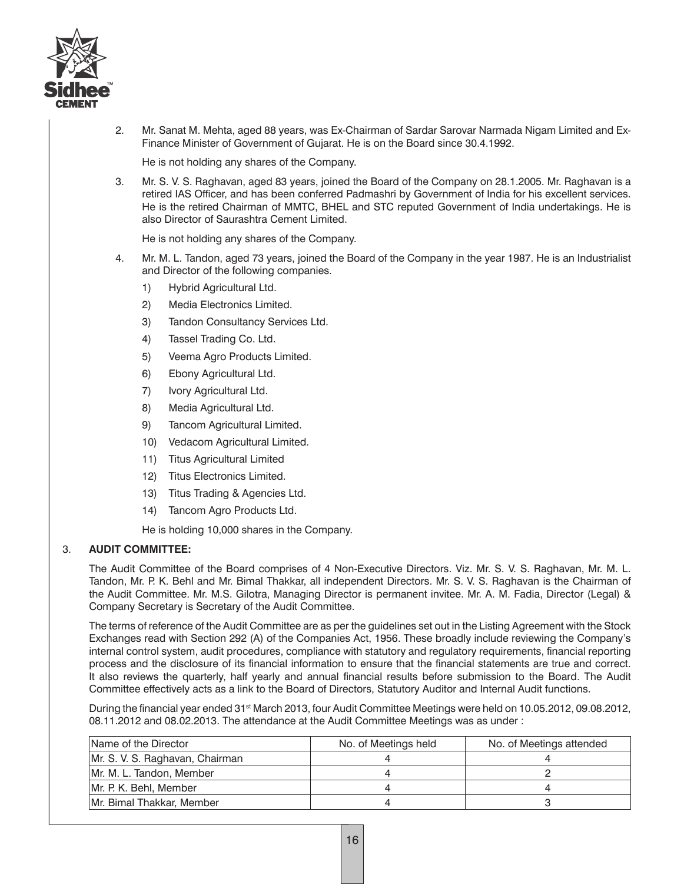2. Mr. Sanat M. Mehta, aged 88 years, was Ex-Chairman of Sardar Sarovar Narmada Nigam Limited and Ex-Finance Minister of Government of Gujarat. He is on the Board since 30.4.1992.

   He is not holding any shares of the Company.

3. Mr. S. V. S. Raghavan, aged 83 years, joined the Board of the Company on 28.1.2005. Mr. Raghavan is a retired IAS Officer, and has been conferred Padmashri by Government of India for his excellent services. He is the retired Chairman of MMTC, BHEL and STC reputed Government of India undertakings. He is also Director of Saurashtra Cement Limited.

   He is not holding any shares of the Company.

4. Mr. M. L. Tandon, aged 73 years, joined the Board of the Company in the year 1987. He is an Industrialist and Director of the following companies.

   1) Hybrid Agricultural Ltd.
   2) Media Electronics Limited.
   3) Tandon Consultancy Services Ltd.
   4) Tassel Trading Co. Ltd.
   5) Veema Agro Products Limited.
   6) Ebony Agricultural Ltd.
   7) Ivory Agricultural Ltd.
   8) Media Agricultural Ltd.
   9) Tancom Agricultural Limited.
   10) Vedacom Agricultural Limited.
   11) Titus Agricultural Limited
   12) Titus Electronics Limited.
   13) Titus Trading & Agencies Ltd.
   14) Tancom Agro Products Ltd.

   He is holding 10,000 shares in the Company.

3. **AUDIT COMMITTEE:**

The Audit Committee of the Board comprises of 4 Non-Executive Directors. Viz. Mr. S. V. S. Raghavan, Mr. M. L. Tandon, Mr. P. K. Behl and Mr. Bimal Thakkar, all independent Directors. Mr. S. V. S. Raghavan is the Chairman of the Audit Committee. Mr. M.S. Gilotra, Managing Director is permanent invitee. Mr. A. M. Fadia, Director (Legal) & Company Secretary is Secretary of the Audit Committee.

The terms of reference of the Audit Committee are as per the guidelines set out in the Listing Agreement with the Stock Exchanges read with Section 292 (A) of the Companies Act, 1956. These broadly include reviewing the Company's internal control system, audit procedures, compliance with statutory and regulatory requirements, financial reporting process and the disclosure of its financial information to ensure that the financial statements are true and correct. It also reviews the quarterly, half yearly and annual financial results before submission to the Board. The Audit Committee effectively acts as a link to the Board of Directors, Statutory Auditor and Internal Audit functions.

During the financial year ended 31st March 2013, four Audit Committee Meetings were held on 10.05.2012, 09.08.2012, 08.11.2012 and 08.02.2013. The attendance at the Audit Committee Meetings was as under :

| Name of the Director | No. of Meetings held | No. of Meetings attended |
|---|---|---|
| Mr. S. V. S. Raghavan, Chairman | 4 | 4 |
| Mr. M. L. Tandon, Member | 4 | 2 |
| Mr. P. K. Behl, Member | 4 | 4 |
| Mr. Bimal Thakkar, Member | 4 | 3 |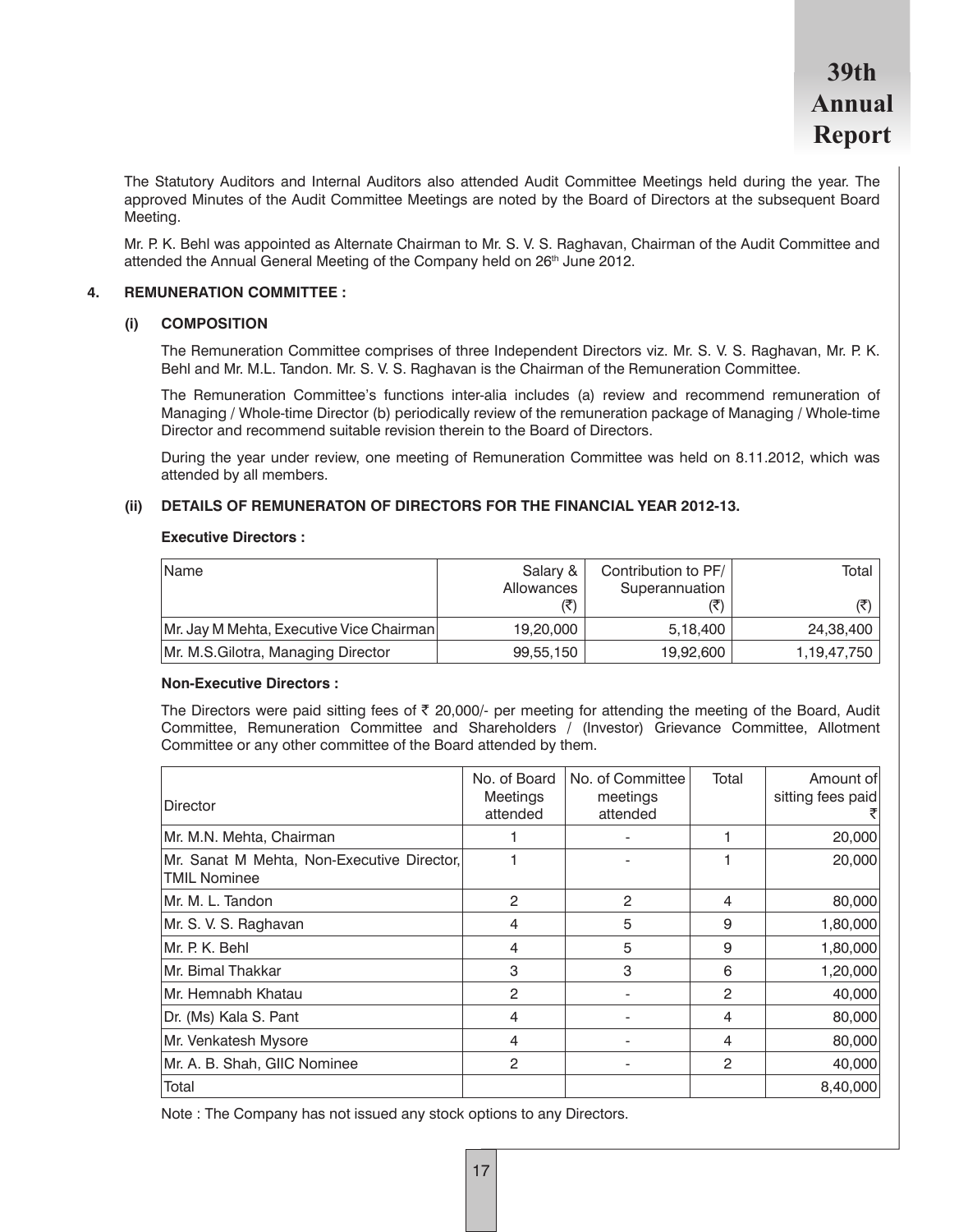The Statutory Auditors and Internal Auditors also attended Audit Committee Meetings held during the year. The approved Minutes of the Audit Committee Meetings are noted by the Board of Directors at the subsequent Board Meeting.

Mr. P. K. Behl was appointed as Alternate Chairman to Mr. S. V. S. Raghavan, Chairman of the Audit Committee and attended the Annual General Meeting of the Company held on 26th June 2012.

## 4. REMUNERATION COMMITTEE :

### (i) COMPOSITION

The Remuneration Committee comprises of three Independent Directors viz. Mr. S. V. S. Raghavan, Mr. P. K. Behl and Mr. M.L. Tandon. Mr. S. V. S. Raghavan is the Chairman of the Remuneration Committee.

The Remuneration Committee's functions inter-alia includes (a) review and recommend remuneration of Managing / Whole-time Director (b) periodically review of the remuneration package of Managing / Whole-time Director and recommend suitable revision therein to the Board of Directors.

During the year under review, one meeting of Remuneration Committee was held on 8.11.2012, which was attended by all members.

### (ii) DETAILS OF REMUNERATON OF DIRECTORS FOR THE FINANCIAL YEAR 2012-13.

**Executive Directors :**

| Name | Salary & Allowances (₹) | Contribution to PF/ Superannuation (₹) | Total (₹) |
|---|---|---|---|
| Mr. Jay M Mehta, Executive Vice Chairman | 19,20,000 | 5,18,400 | 24,38,400 |
| Mr. M.S.Gilotra, Managing Director | 99,55,150 | 19,92,600 | 1,19,47,750 |

**Non-Executive Directors :**

The Directors were paid sitting fees of ₹ 20,000/- per meeting for attending the meeting of the Board, Audit Committee, Remuneration Committee and Shareholders / (Investor) Grievance Committee, Allotment Committee or any other committee of the Board attended by them.

| Director | No. of Board Meetings attended | No. of Committee meetings attended | Total | Amount of sitting fees paid ₹ |
|---|---|---|---|---|
| Mr. M.N. Mehta, Chairman | 1 | - | 1 | 20,000 |
| Mr. Sanat M Mehta, Non-Executive Director, TMIL Nominee | 1 | - | 1 | 20,000 |
| Mr. M. L. Tandon | 2 | 2 | 4 | 80,000 |
| Mr. S. V. S. Raghavan | 4 | 5 | 9 | 1,80,000 |
| Mr. P. K. Behl | 4 | 5 | 9 | 1,80,000 |
| Mr. Bimal Thakkar | 3 | 3 | 6 | 1,20,000 |
| Mr. Hemnabh Khatau | 2 | - | 2 | 40,000 |
| Dr. (Ms) Kala S. Pant | 4 | - | 4 | 80,000 |
| Mr. Venkatesh Mysore | 4 | - | 4 | 80,000 |
| Mr. A. B. Shah, GIIC Nominee | 2 | - | 2 | 40,000 |
| Total | | | | 8,40,000 |

Note : The Company has not issued any stock options to any Directors.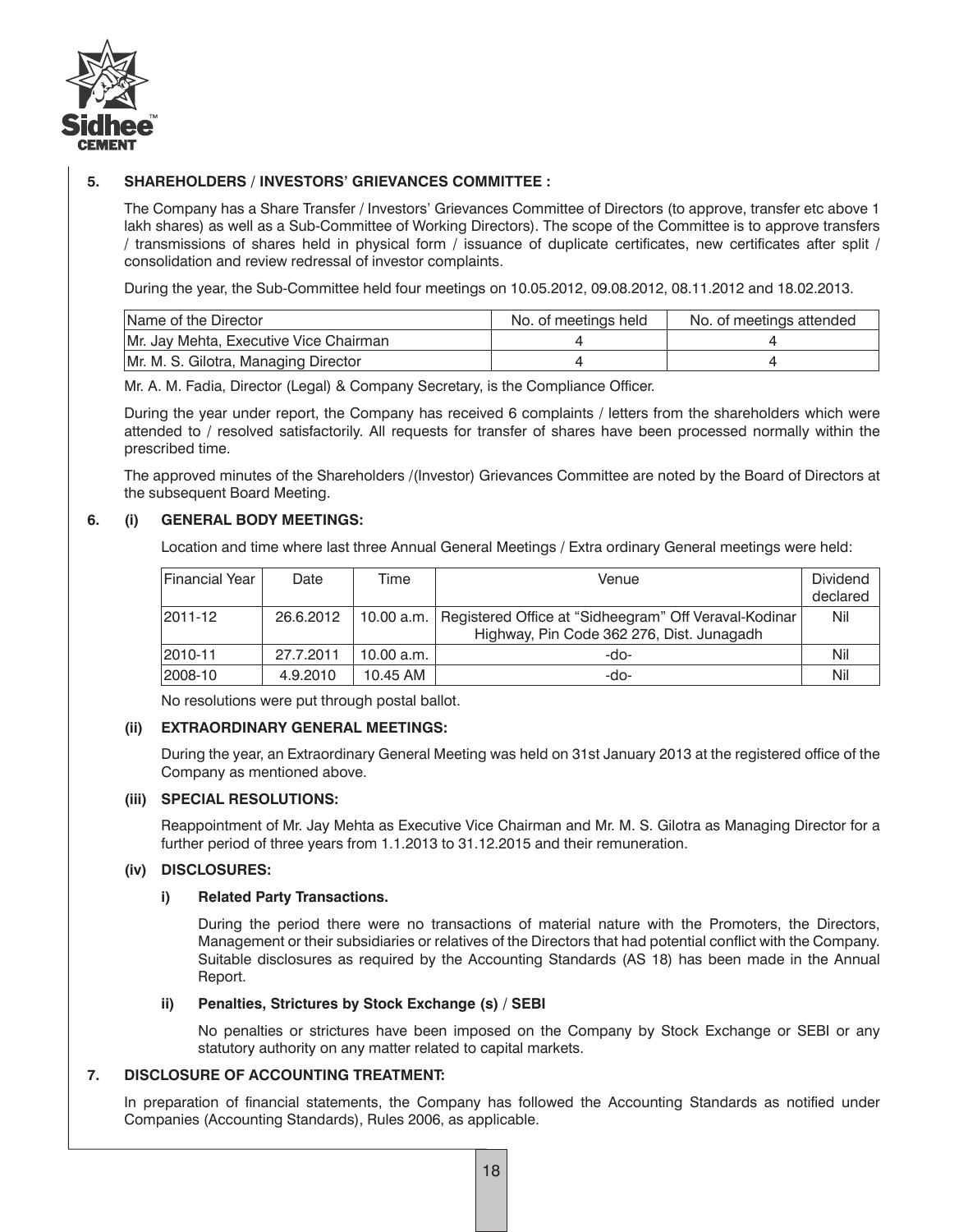## 5. SHAREHOLDERS / INVESTORS' GRIEVANCES COMMITTEE :

The Company has a Share Transfer / Investors' Grievances Committee of Directors (to approve, transfer etc above 1 lakh shares) as well as a Sub-Committee of Working Directors). The scope of the Committee is to approve transfers / transmissions of shares held in physical form / issuance of duplicate certificates, new certificates after split / consolidation and review redressal of investor complaints.

During the year, the Sub-Committee held four meetings on 10.05.2012, 09.08.2012, 08.11.2012 and 18.02.2013.

| Name of the Director | No. of meetings held | No. of meetings attended |
|---|---|---|
| Mr. Jay Mehta, Executive Vice Chairman | 4 | 4 |
| Mr. M. S. Gilotra, Managing Director | 4 | 4 |

Mr. A. M. Fadia, Director (Legal) & Company Secretary, is the Compliance Officer.

During the year under report, the Company has received 6 complaints / letters from the shareholders which were attended to / resolved satisfactorily. All requests for transfer of shares have been processed normally within the prescribed time.

The approved minutes of the Shareholders /(Investor) Grievances Committee are noted by the Board of Directors at the subsequent Board Meeting.

## 6. (i) GENERAL BODY MEETINGS:

Location and time where last three Annual General Meetings / Extra ordinary General meetings were held:

| Financial Year | Date | Time | Venue | Dividend declared |
|---|---|---|---|---|
| 2011-12 | 26.6.2012 | 10.00 a.m. | Registered Office at "Sidheegram" Off Veraval-Kodinar Highway, Pin Code 362 276, Dist. Junagadh | Nil |
| 2010-11 | 27.7.2011 | 10.00 a.m. | -do- | Nil |
| 2008-10 | 4.9.2010 | 10.45 AM | -do- | Nil |

No resolutions were put through postal ballot.

### (ii) EXTRAORDINARY GENERAL MEETINGS:

During the year, an Extraordinary General Meeting was held on 31st January 2013 at the registered office of the Company as mentioned above.

### (iii) SPECIAL RESOLUTIONS:

Reappointment of Mr. Jay Mehta as Executive Vice Chairman and Mr. M. S. Gilotra as Managing Director for a further period of three years from 1.1.2013 to 31.12.2015 and their remuneration.

### (iv) DISCLOSURES:

**i) Related Party Transactions.**

During the period there were no transactions of material nature with the Promoters, the Directors, Management or their subsidiaries or relatives of the Directors that had potential conflict with the Company. Suitable disclosures as required by the Accounting Standards (AS 18) has been made in the Annual Report.

**ii) Penalties, Strictures by Stock Exchange (s) / SEBI**

No penalties or strictures have been imposed on the Company by Stock Exchange or SEBI or any statutory authority on any matter related to capital markets.

## 7. DISCLOSURE OF ACCOUNTING TREATMENT:

In preparation of financial statements, the Company has followed the Accounting Standards as notified under Companies (Accounting Standards), Rules 2006, as applicable.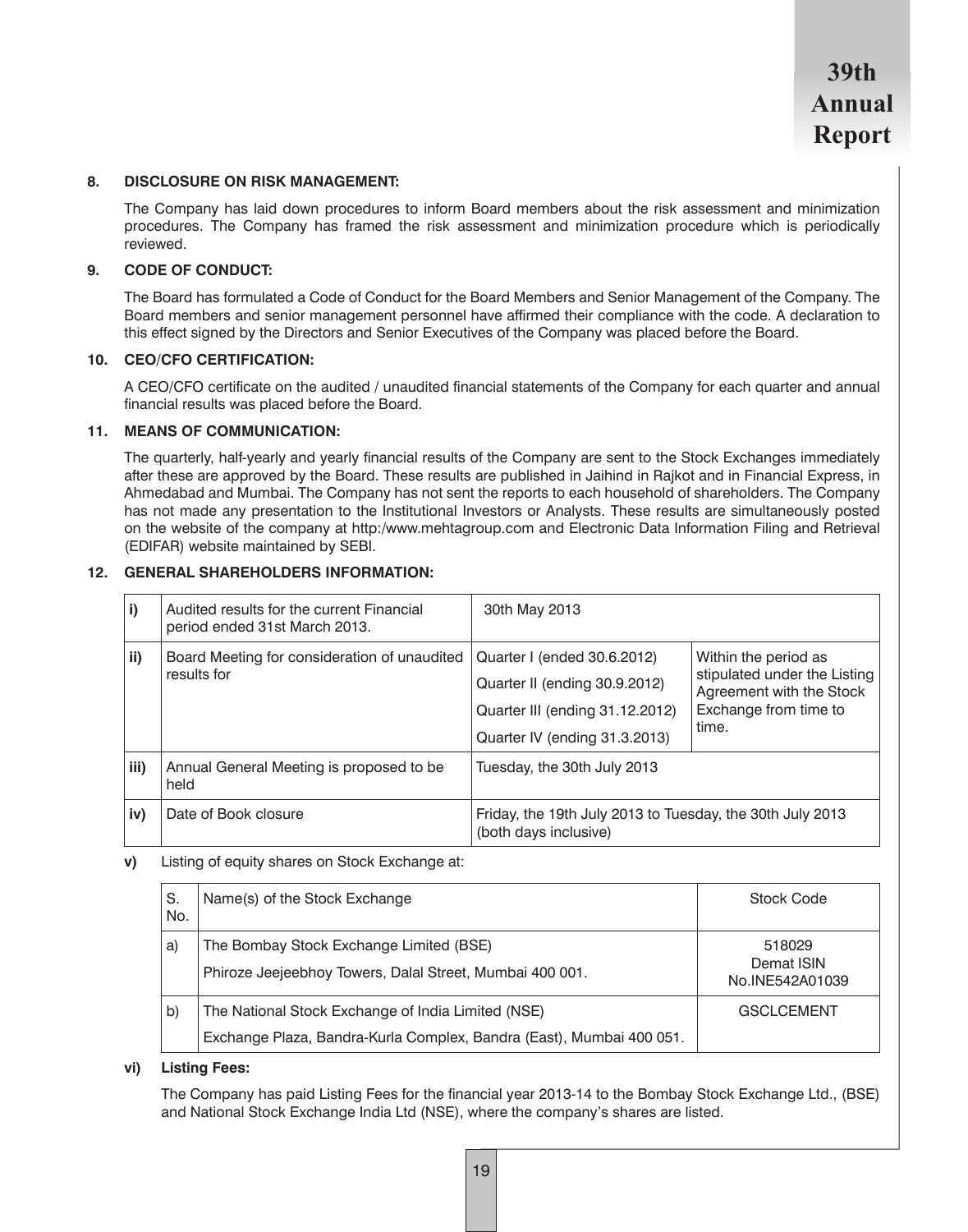### 8. DISCLOSURE ON RISK MANAGEMENT:

The Company has laid down procedures to inform Board members about the risk assessment and minimization procedures. The Company has framed the risk assessment and minimization procedure which is periodically reviewed.

### 9. CODE OF CONDUCT:

The Board has formulated a Code of Conduct for the Board Members and Senior Management of the Company. The Board members and senior management personnel have affirmed their compliance with the code. A declaration to this effect signed by the Directors and Senior Executives of the Company was placed before the Board.

### 10. CEO/CFO CERTIFICATION:

A CEO/CFO certificate on the audited / unaudited financial statements of the Company for each quarter and annual financial results was placed before the Board.

### 11. MEANS OF COMMUNICATION:

The quarterly, half-yearly and yearly financial results of the Company are sent to the Stock Exchanges immediately after these are approved by the Board. These results are published in Jaihind in Rajkot and in Financial Express, in Ahmedabad and Mumbai. The Company has not sent the reports to each household of shareholders. The Company has not made any presentation to the Institutional Investors or Analysts. These results are simultaneously posted on the website of the company at http:/www.mehtagroup.com and Electronic Data Information Filing and Retrieval (EDIFAR) website maintained by SEBI.

### 12. GENERAL SHAREHOLDERS INFORMATION:

| | | | |
|---|---|---|---|
| **i)** | Audited results for the current Financial period ended 31st March 2013. | 30th May 2013 | |
| **ii)** | Board Meeting for consideration of unaudited results for | Quarter I (ended 30.6.2012)<br>Quarter II (ending 30.9.2012)<br>Quarter III (ending 31.12.2012)<br>Quarter IV (ending 31.3.2013) | Within the period as stipulated under the Listing Agreement with the Stock Exchange from time to time. |
| **iii)** | Annual General Meeting is proposed to be held | Tuesday, the 30th July 2013 | |
| **iv)** | Date of Book closure | Friday, the 19th July 2013 to Tuesday, the 30th July 2013 (both days inclusive) | |

**v)** Listing of equity shares on Stock Exchange at:

| S. No. | Name(s) of the Stock Exchange | Stock Code |
|---|---|---|
| a) | The Bombay Stock Exchange Limited (BSE)<br>Phiroze Jeejeebhoy Towers, Dalal Street, Mumbai 400 001. | 518029<br>Demat ISIN No.INE542A01039 |
| b) | The National Stock Exchange of India Limited (NSE)<br>Exchange Plaza, Bandra-Kurla Complex, Bandra (East), Mumbai 400 051. | GSCLCEMENT |

**vi) Listing Fees:**

The Company has paid Listing Fees for the financial year 2013-14 to the Bombay Stock Exchange Ltd., (BSE) and National Stock Exchange India Ltd (NSE), where the company's shares are listed.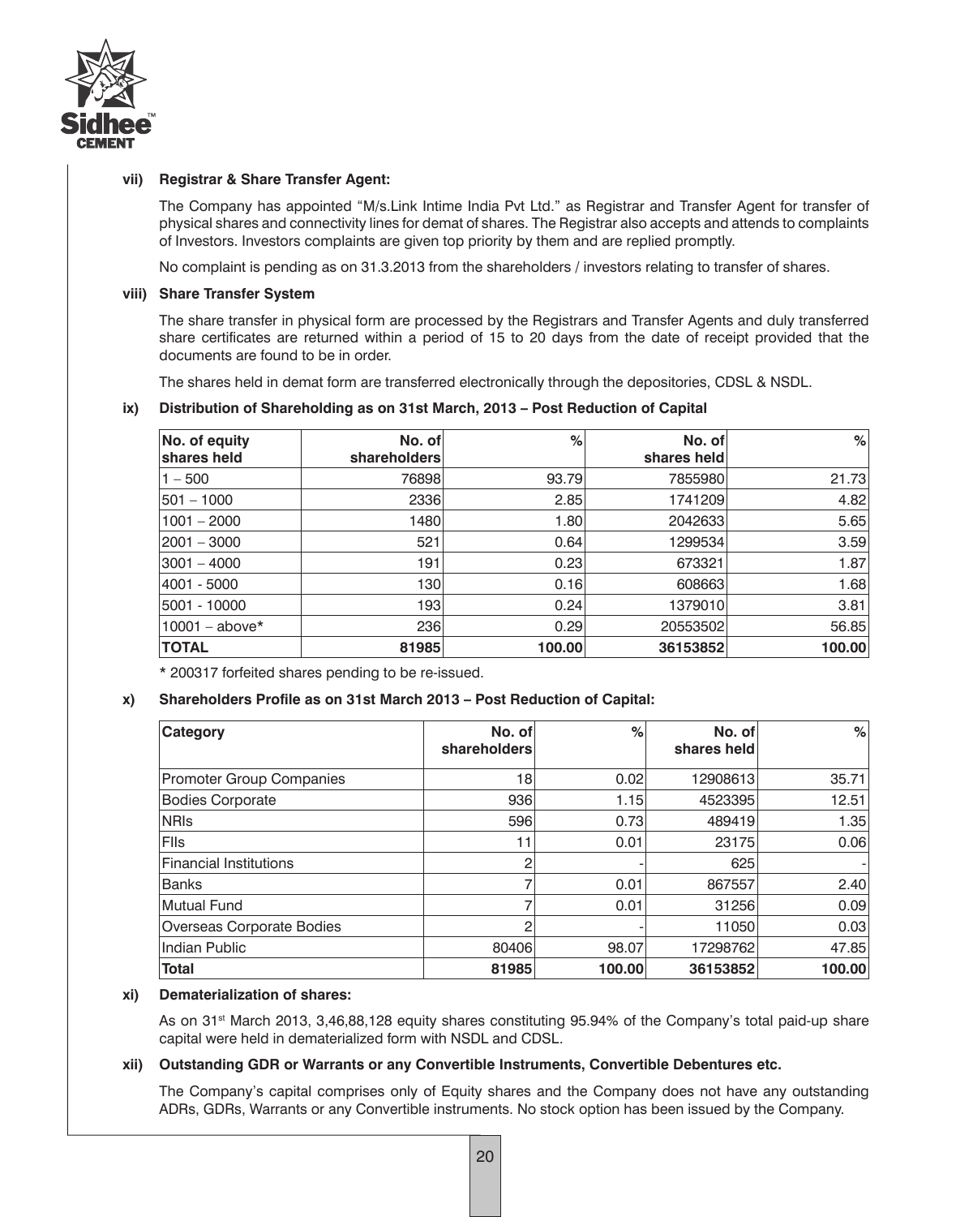### vii) Registrar & Share Transfer Agent:

The Company has appointed "M/s.Link Intime India Pvt Ltd." as Registrar and Transfer Agent for transfer of physical shares and connectivity lines for demat of shares. The Registrar also accepts and attends to complaints of Investors. Investors complaints are given top priority by them and are replied promptly.

No complaint is pending as on 31.3.2013 from the shareholders / investors relating to transfer of shares.

### viii) Share Transfer System

The share transfer in physical form are processed by the Registrars and Transfer Agents and duly transferred share certificates are returned within a period of 15 to 20 days from the date of receipt provided that the documents are found to be in order.

The shares held in demat form are transferred electronically through the depositories, CDSL & NSDL.

### ix) Distribution of Shareholding as on 31st March, 2013 – Post Reduction of Capital

| No. of equity shares held | No. of shareholders | % | No. of shares held | % |
|---|---|---|---|---|
| 1 – 500 | 76898 | 93.79 | 7855980 | 21.73 |
| 501 – 1000 | 2336 | 2.85 | 1741209 | 4.82 |
| 1001 – 2000 | 1480 | 1.80 | 2042633 | 5.65 |
| 2001 – 3000 | 521 | 0.64 | 1299534 | 3.59 |
| 3001 – 4000 | 191 | 0.23 | 673321 | 1.87 |
| 4001 - 5000 | 130 | 0.16 | 608663 | 1.68 |
| 5001 - 10000 | 193 | 0.24 | 1379010 | 3.81 |
| 10001 – above* | 236 | 0.29 | 20553502 | 56.85 |
| **TOTAL** | **81985** | **100.00** | **36153852** | **100.00** |

* 200317 forfeited shares pending to be re-issued.

### x) Shareholders Profile as on 31st March 2013 – Post Reduction of Capital:

| Category | No. of shareholders | % | No. of shares held | % |
|---|---|---|---|---|
| Promoter Group Companies | 18 | 0.02 | 12908613 | 35.71 |
| Bodies Corporate | 936 | 1.15 | 4523395 | 12.51 |
| NRIs | 596 | 0.73 | 489419 | 1.35 |
| FIIs | 11 | 0.01 | 23175 | 0.06 |
| Financial Institutions | 2 | - | 625 | - |
| Banks | 7 | 0.01 | 867557 | 2.40 |
| Mutual Fund | 7 | 0.01 | 31256 | 0.09 |
| Overseas Corporate Bodies | 2 | - | 11050 | 0.03 |
| Indian Public | 80406 | 98.07 | 17298762 | 47.85 |
| **Total** | **81985** | **100.00** | **36153852** | **100.00** |

### xi) Dematerialization of shares:

As on 31st March 2013, 3,46,88,128 equity shares constituting 95.94% of the Company's total paid-up share capital were held in dematerialized form with NSDL and CDSL.

### xii) Outstanding GDR or Warrants or any Convertible Instruments, Convertible Debentures etc.

The Company's capital comprises only of Equity shares and the Company does not have any outstanding ADRs, GDRs, Warrants or any Convertible instruments. No stock option has been issued by the Company.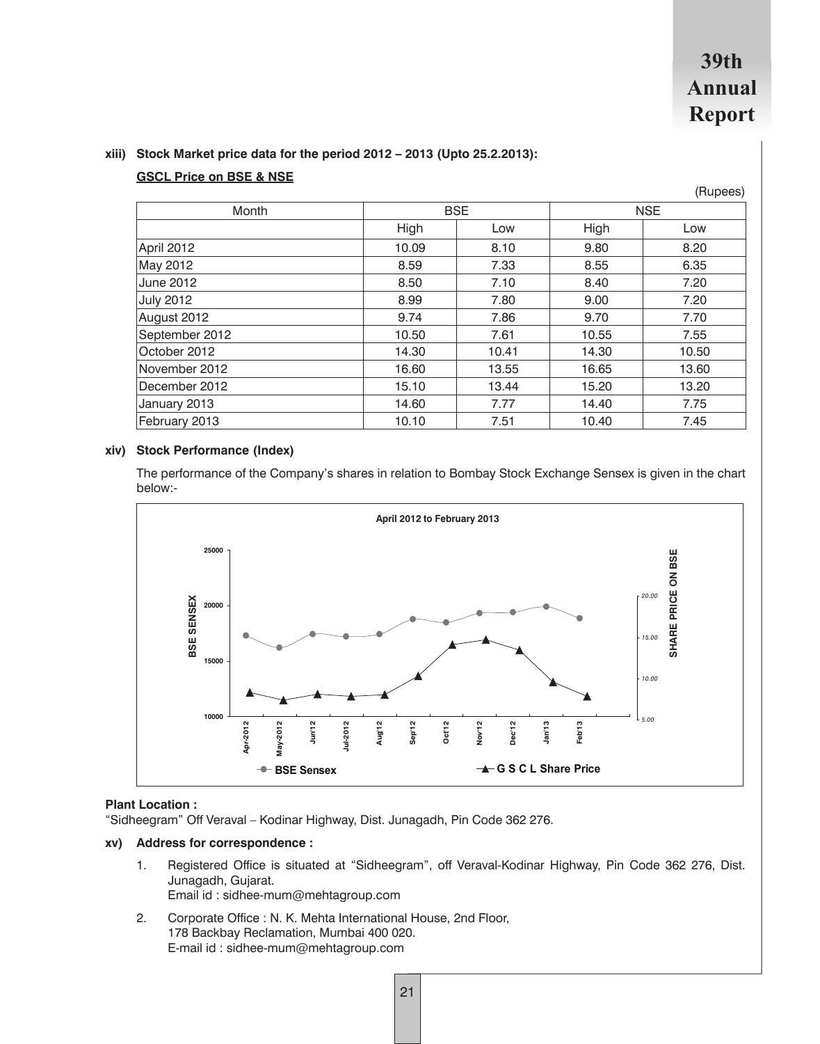**xiii) Stock Market price data for the period 2012 – 2013 (Upto 25.2.2013):**

**GSCL Price on BSE & NSE**

(Rupees)

| Month | BSE | | NSE | |
|---|---|---|---|---|
| | High | Low | High | Low |
| April 2012 | 10.09 | 8.10 | 9.80 | 8.20 |
| May 2012 | 8.59 | 7.33 | 8.55 | 6.35 |
| June 2012 | 8.50 | 7.10 | 8.40 | 7.20 |
| July 2012 | 8.99 | 7.80 | 9.00 | 7.20 |
| August 2012 | 9.74 | 7.86 | 9.70 | 7.70 |
| September 2012 | 10.50 | 7.61 | 10.55 | 7.55 |
| October 2012 | 14.30 | 10.41 | 14.30 | 10.50 |
| November 2012 | 16.60 | 13.55 | 16.65 | 13.60 |
| December 2012 | 15.10 | 13.44 | 15.20 | 13.20 |
| January 2013 | 14.60 | 7.77 | 14.40 | 7.75 |
| February 2013 | 10.10 | 7.51 | 10.40 | 7.45 |

**xiv) Stock Performance (Index)**

The performance of the Company's shares in relation to Bombay Stock Exchange Sensex is given in the chart below:-

**April 2012 to February 2013**

BSE SENSEX | SHARE PRICE ON BSE

Apr-2012, May-2012, Jun'12, Jul-2012, Aug'12, Sep'12, Oct'12, Nov'12, Dec'12, Jan'13, Feb'13

BSE Sensex — G S C L Share Price

**Plant Location :**

"Sidheegram" Off Veraval – Kodinar Highway, Dist. Junagadh, Pin Code 362 276.

**xv) Address for correspondence :**

1. Registered Office is situated at "Sidheegram", off Veraval-Kodinar Highway, Pin Code 362 276, Dist. Junagadh, Gujarat.
   Email id : sidhee-mum@mehtagroup.com

2. Corporate Office : N. K. Mehta International House, 2nd Floor,
   178 Backbay Reclamation, Mumbai 400 020.
   E-mail id : sidhee-mum@mehtagroup.com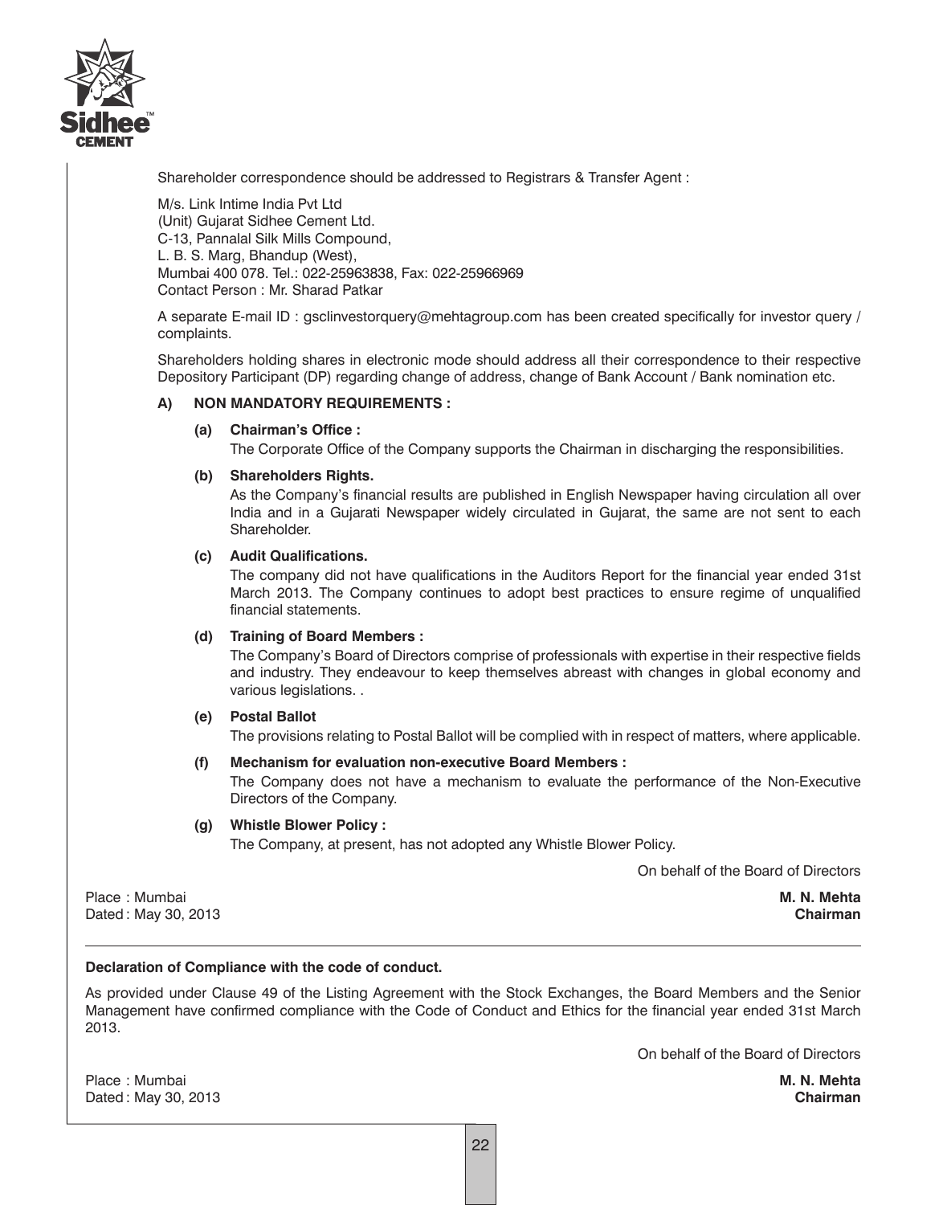Shareholder correspondence should be addressed to Registrars & Transfer Agent :

M/s. Link Intime India Pvt Ltd
(Unit) Gujarat Sidhee Cement Ltd.
C-13, Pannalal Silk Mills Compound,
L. B. S. Marg, Bhandup (West),
Mumbai 400 078. Tel.: 022-25963838, Fax: 022-25966969
Contact Person : Mr. Sharad Patkar

A separate E-mail ID : gsclinvestorquery@mehtagroup.com has been created specifically for investor query / complaints.

Shareholders holding shares in electronic mode should address all their correspondence to their respective Depository Participant (DP) regarding change of address, change of Bank Account / Bank nomination etc.

**A) NON MANDATORY REQUIREMENTS :**

**(a) Chairman's Office :**

The Corporate Office of the Company supports the Chairman in discharging the responsibilities.

**(b) Shareholders Rights.**

As the Company's financial results are published in English Newspaper having circulation all over India and in a Gujarati Newspaper widely circulated in Gujarat, the same are not sent to each Shareholder.

**(c) Audit Qualifications.**

The company did not have qualifications in the Auditors Report for the financial year ended 31st March 2013. The Company continues to adopt best practices to ensure regime of unqualified financial statements.

**(d) Training of Board Members :**

The Company's Board of Directors comprise of professionals with expertise in their respective fields and industry. They endeavour to keep themselves abreast with changes in global economy and various legislations. .

**(e) Postal Ballot**

The provisions relating to Postal Ballot will be complied with in respect of matters, where applicable.

**(f) Mechanism for evaluation non-executive Board Members :**

The Company does not have a mechanism to evaluate the performance of the Non-Executive Directors of the Company.

**(g) Whistle Blower Policy :**

The Company, at present, has not adopted any Whistle Blower Policy.

On behalf of the Board of Directors

Place : Mumbai
Dated : May 30, 2013

**M. N. Mehta**
**Chairman**

---

**Declaration of Compliance with the code of conduct.**

As provided under Clause 49 of the Listing Agreement with the Stock Exchanges, the Board Members and the Senior Management have confirmed compliance with the Code of Conduct and Ethics for the financial year ended 31st March 2013.

On behalf of the Board of Directors

Place : Mumbai
Dated : May 30, 2013

**M. N. Mehta**
**Chairman**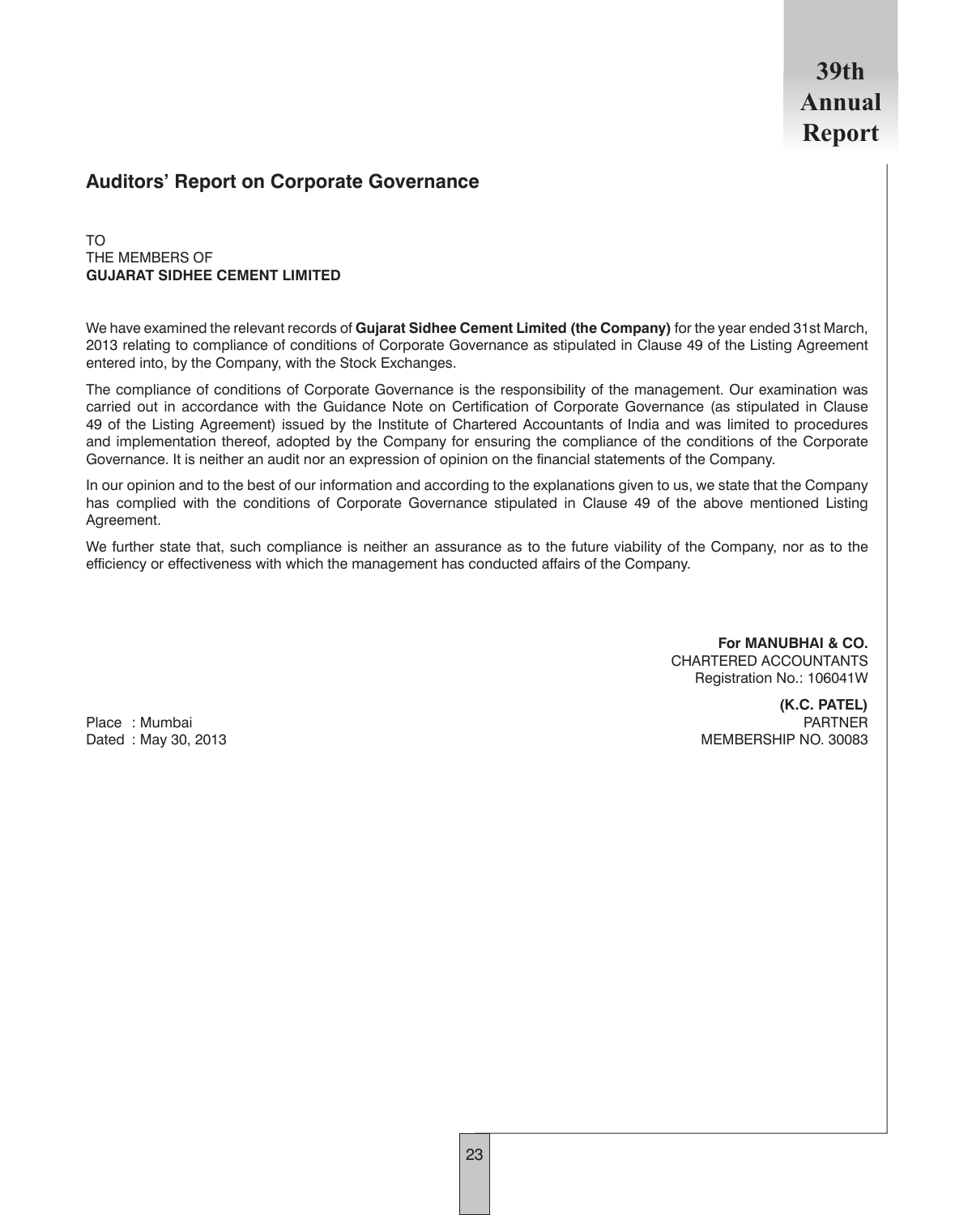## Auditors' Report on Corporate Governance

TO
THE MEMBERS OF
**GUJARAT SIDHEE CEMENT LIMITED**

We have examined the relevant records of **Gujarat Sidhee Cement Limited (the Company)** for the year ended 31st March, 2013 relating to compliance of conditions of Corporate Governance as stipulated in Clause 49 of the Listing Agreement entered into, by the Company, with the Stock Exchanges.

The compliance of conditions of Corporate Governance is the responsibility of the management. Our examination was carried out in accordance with the Guidance Note on Certification of Corporate Governance (as stipulated in Clause 49 of the Listing Agreement) issued by the Institute of Chartered Accountants of India and was limited to procedures and implementation thereof, adopted by the Company for ensuring the compliance of the conditions of the Corporate Governance. It is neither an audit nor an expression of opinion on the financial statements of the Company.

In our opinion and to the best of our information and according to the explanations given to us, we state that the Company has complied with the conditions of Corporate Governance stipulated in Clause 49 of the above mentioned Listing Agreement.

We further state that, such compliance is neither an assurance as to the future viability of the Company, nor as to the efficiency or effectiveness with which the management has conducted affairs of the Company.

**For MANUBHAI & CO.**
CHARTERED ACCOUNTANTS
Registration No.: 106041W

**(K.C. PATEL)**
PARTNER
MEMBERSHIP NO. 30083

Place : Mumbai
Dated : May 30, 2013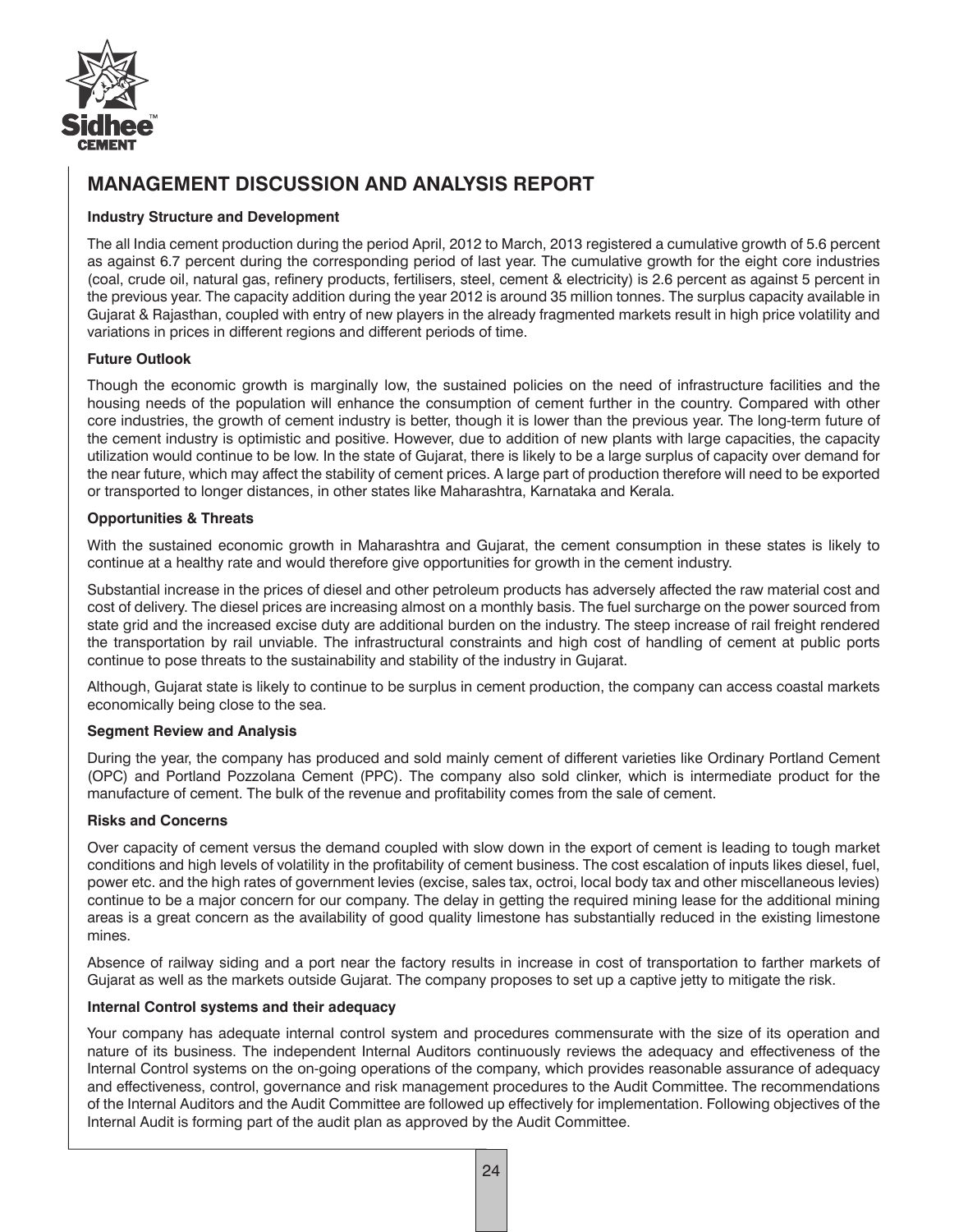# MANAGEMENT DISCUSSION AND ANALYSIS REPORT

**Industry Structure and Development**

The all India cement production during the period April, 2012 to March, 2013 registered a cumulative growth of 5.6 percent as against 6.7 percent during the corresponding period of last year. The cumulative growth for the eight core industries (coal, crude oil, natural gas, refinery products, fertilisers, steel, cement & electricity) is 2.6 percent as against 5 percent in the previous year. The capacity addition during the year 2012 is around 35 million tonnes. The surplus capacity available in Gujarat & Rajasthan, coupled with entry of new players in the already fragmented markets result in high price volatility and variations in prices in different regions and different periods of time.

**Future Outlook**

Though the economic growth is marginally low, the sustained policies on the need of infrastructure facilities and the housing needs of the population will enhance the consumption of cement further in the country. Compared with other core industries, the growth of cement industry is better, though it is lower than the previous year. The long-term future of the cement industry is optimistic and positive. However, due to addition of new plants with large capacities, the capacity utilization would continue to be low. In the state of Gujarat, there is likely to be a large surplus of capacity over demand for the near future, which may affect the stability of cement prices. A large part of production therefore will need to be exported or transported to longer distances, in other states like Maharashtra, Karnataka and Kerala.

**Opportunities & Threats**

With the sustained economic growth in Maharashtra and Gujarat, the cement consumption in these states is likely to continue at a healthy rate and would therefore give opportunities for growth in the cement industry.

Substantial increase in the prices of diesel and other petroleum products has adversely affected the raw material cost and cost of delivery. The diesel prices are increasing almost on a monthly basis. The fuel surcharge on the power sourced from state grid and the increased excise duty are additional burden on the industry. The steep increase of rail freight rendered the transportation by rail unviable. The infrastructural constraints and high cost of handling of cement at public ports continue to pose threats to the sustainability and stability of the industry in Gujarat.

Although, Gujarat state is likely to continue to be surplus in cement production, the company can access coastal markets economically being close to the sea.

**Segment Review and Analysis**

During the year, the company has produced and sold mainly cement of different varieties like Ordinary Portland Cement (OPC) and Portland Pozzolana Cement (PPC). The company also sold clinker, which is intermediate product for the manufacture of cement. The bulk of the revenue and profitability comes from the sale of cement.

**Risks and Concerns**

Over capacity of cement versus the demand coupled with slow down in the export of cement is leading to tough market conditions and high levels of volatility in the profitability of cement business. The cost escalation of inputs likes diesel, fuel, power etc. and the high rates of government levies (excise, sales tax, octroi, local body tax and other miscellaneous levies) continue to be a major concern for our company. The delay in getting the required mining lease for the additional mining areas is a great concern as the availability of good quality limestone has substantially reduced in the existing limestone mines.

Absence of railway siding and a port near the factory results in increase in cost of transportation to farther markets of Gujarat as well as the markets outside Gujarat. The company proposes to set up a captive jetty to mitigate the risk.

**Internal Control systems and their adequacy**

Your company has adequate internal control system and procedures commensurate with the size of its operation and nature of its business. The independent Internal Auditors continuously reviews the adequacy and effectiveness of the Internal Control systems on the on-going operations of the company, which provides reasonable assurance of adequacy and effectiveness, control, governance and risk management procedures to the Audit Committee. The recommendations of the Internal Auditors and the Audit Committee are followed up effectively for implementation. Following objectives of the Internal Audit is forming part of the audit plan as approved by the Audit Committee.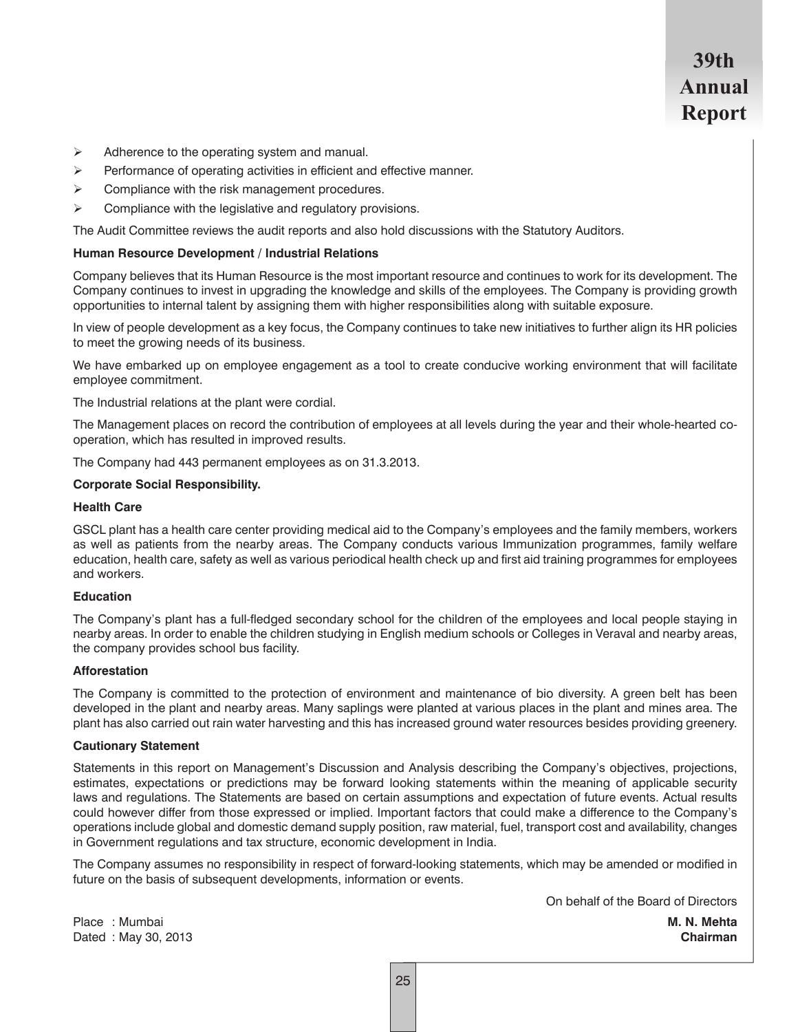- Adherence to the operating system and manual.
- Performance of operating activities in efficient and effective manner.
- Compliance with the risk management procedures.
- Compliance with the legislative and regulatory provisions.

The Audit Committee reviews the audit reports and also hold discussions with the Statutory Auditors.

**Human Resource Development / Industrial Relations**

Company believes that its Human Resource is the most important resource and continues to work for its development. The Company continues to invest in upgrading the knowledge and skills of the employees. The Company is providing growth opportunities to internal talent by assigning them with higher responsibilities along with suitable exposure.

In view of people development as a key focus, the Company continues to take new initiatives to further align its HR policies to meet the growing needs of its business.

We have embarked up on employee engagement as a tool to create conducive working environment that will facilitate employee commitment.

The Industrial relations at the plant were cordial.

The Management places on record the contribution of employees at all levels during the year and their whole-hearted co-operation, which has resulted in improved results.

The Company had 443 permanent employees as on 31.3.2013.

**Corporate Social Responsibility.**

**Health Care**

GSCL plant has a health care center providing medical aid to the Company's employees and the family members, workers as well as patients from the nearby areas. The Company conducts various Immunization programmes, family welfare education, health care, safety as well as various periodical health check up and first aid training programmes for employees and workers.

**Education**

The Company's plant has a full-fledged secondary school for the children of the employees and local people staying in nearby areas. In order to enable the children studying in English medium schools or Colleges in Veraval and nearby areas, the company provides school bus facility.

**Afforestation**

The Company is committed to the protection of environment and maintenance of bio diversity. A green belt has been developed in the plant and nearby areas. Many saplings were planted at various places in the plant and mines area. The plant has also carried out rain water harvesting and this has increased ground water resources besides providing greenery.

**Cautionary Statement**

Statements in this report on Management's Discussion and Analysis describing the Company's objectives, projections, estimates, expectations or predictions may be forward looking statements within the meaning of applicable security laws and regulations. The Statements are based on certain assumptions and expectation of future events. Actual results could however differ from those expressed or implied. Important factors that could make a difference to the Company's operations include global and domestic demand supply position, raw material, fuel, transport cost and availability, changes in Government regulations and tax structure, economic development in India.

The Company assumes no responsibility in respect of forward-looking statements, which may be amended or modified in future on the basis of subsequent developments, information or events.

On behalf of the Board of Directors

Place : Mumbai
Dated : May 30, 2013

**M. N. Mehta**
**Chairman**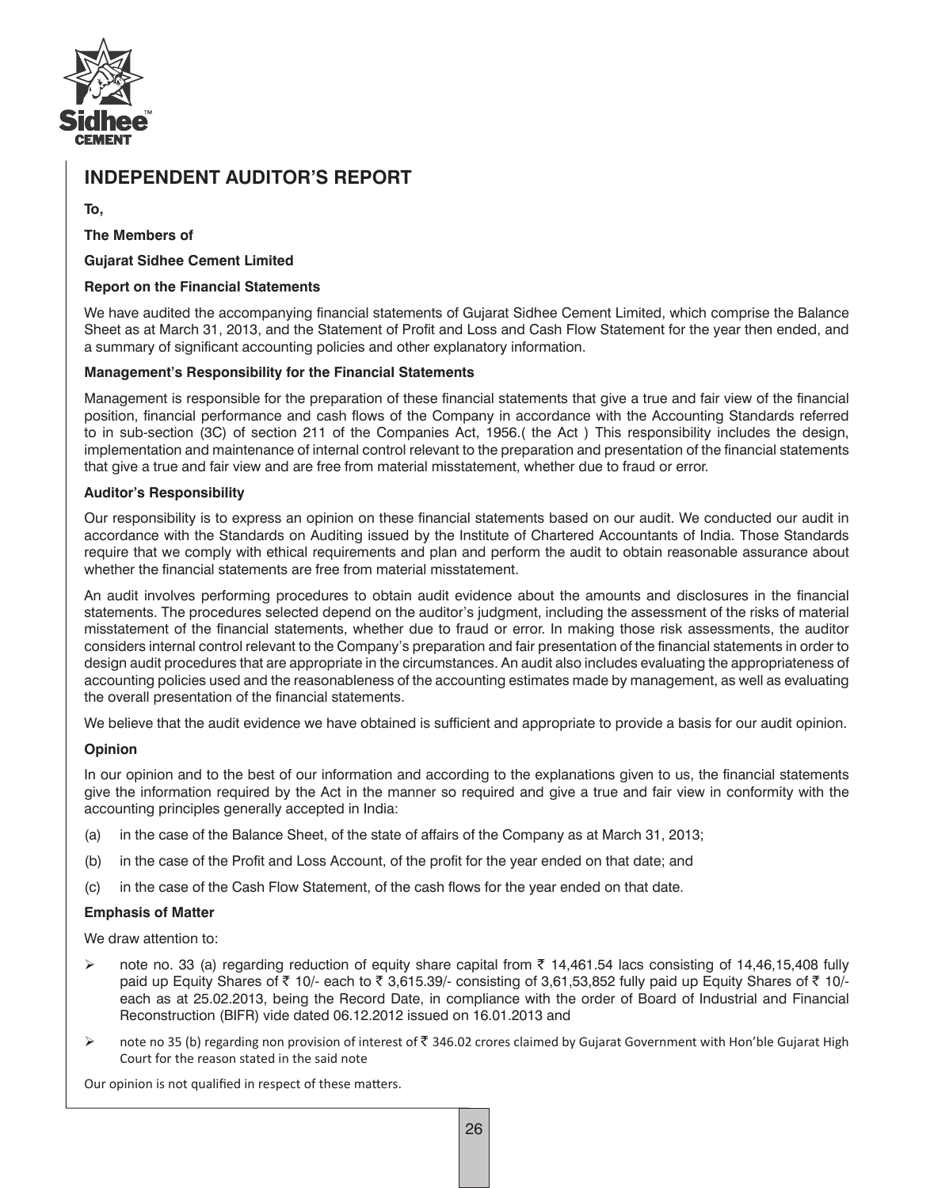# INDEPENDENT AUDITOR'S REPORT

**To,**

**The Members of**

**Gujarat Sidhee Cement Limited**

**Report on the Financial Statements**

We have audited the accompanying financial statements of Gujarat Sidhee Cement Limited, which comprise the Balance Sheet as at March 31, 2013, and the Statement of Profit and Loss and Cash Flow Statement for the year then ended, and a summary of significant accounting policies and other explanatory information.

**Management's Responsibility for the Financial Statements**

Management is responsible for the preparation of these financial statements that give a true and fair view of the financial position, financial performance and cash flows of the Company in accordance with the Accounting Standards referred to in sub-section (3C) of section 211 of the Companies Act, 1956.( the Act ) This responsibility includes the design, implementation and maintenance of internal control relevant to the preparation and presentation of the financial statements that give a true and fair view and are free from material misstatement, whether due to fraud or error.

**Auditor's Responsibility**

Our responsibility is to express an opinion on these financial statements based on our audit. We conducted our audit in accordance with the Standards on Auditing issued by the Institute of Chartered Accountants of India. Those Standards require that we comply with ethical requirements and plan and perform the audit to obtain reasonable assurance about whether the financial statements are free from material misstatement.

An audit involves performing procedures to obtain audit evidence about the amounts and disclosures in the financial statements. The procedures selected depend on the auditor's judgment, including the assessment of the risks of material misstatement of the financial statements, whether due to fraud or error. In making those risk assessments, the auditor considers internal control relevant to the Company's preparation and fair presentation of the financial statements in order to design audit procedures that are appropriate in the circumstances. An audit also includes evaluating the appropriateness of accounting policies used and the reasonableness of the accounting estimates made by management, as well as evaluating the overall presentation of the financial statements.

We believe that the audit evidence we have obtained is sufficient and appropriate to provide a basis for our audit opinion.

**Opinion**

In our opinion and to the best of our information and according to the explanations given to us, the financial statements give the information required by the Act in the manner so required and give a true and fair view in conformity with the accounting principles generally accepted in India:

(a) in the case of the Balance Sheet, of the state of affairs of the Company as at March 31, 2013;

(b) in the case of the Profit and Loss Account, of the profit for the year ended on that date; and

(c) in the case of the Cash Flow Statement, of the cash flows for the year ended on that date.

**Emphasis of Matter**

We draw attention to:

- note no. 33 (a) regarding reduction of equity share capital from ₹ 14,461.54 lacs consisting of 14,46,15,408 fully paid up Equity Shares of ₹ 10/- each to ₹ 3,615.39/- consisting of 3,61,53,852 fully paid up Equity Shares of ₹ 10/- each as at 25.02.2013, being the Record Date, in compliance with the order of Board of Industrial and Financial Reconstruction (BIFR) vide dated 06.12.2012 issued on 16.01.2013 and
- note no 35 (b) regarding non provision of interest of ₹ 346.02 crores claimed by Gujarat Government with Hon'ble Gujarat High Court for the reason stated in the said note

Our opinion is not qualified in respect of these matters.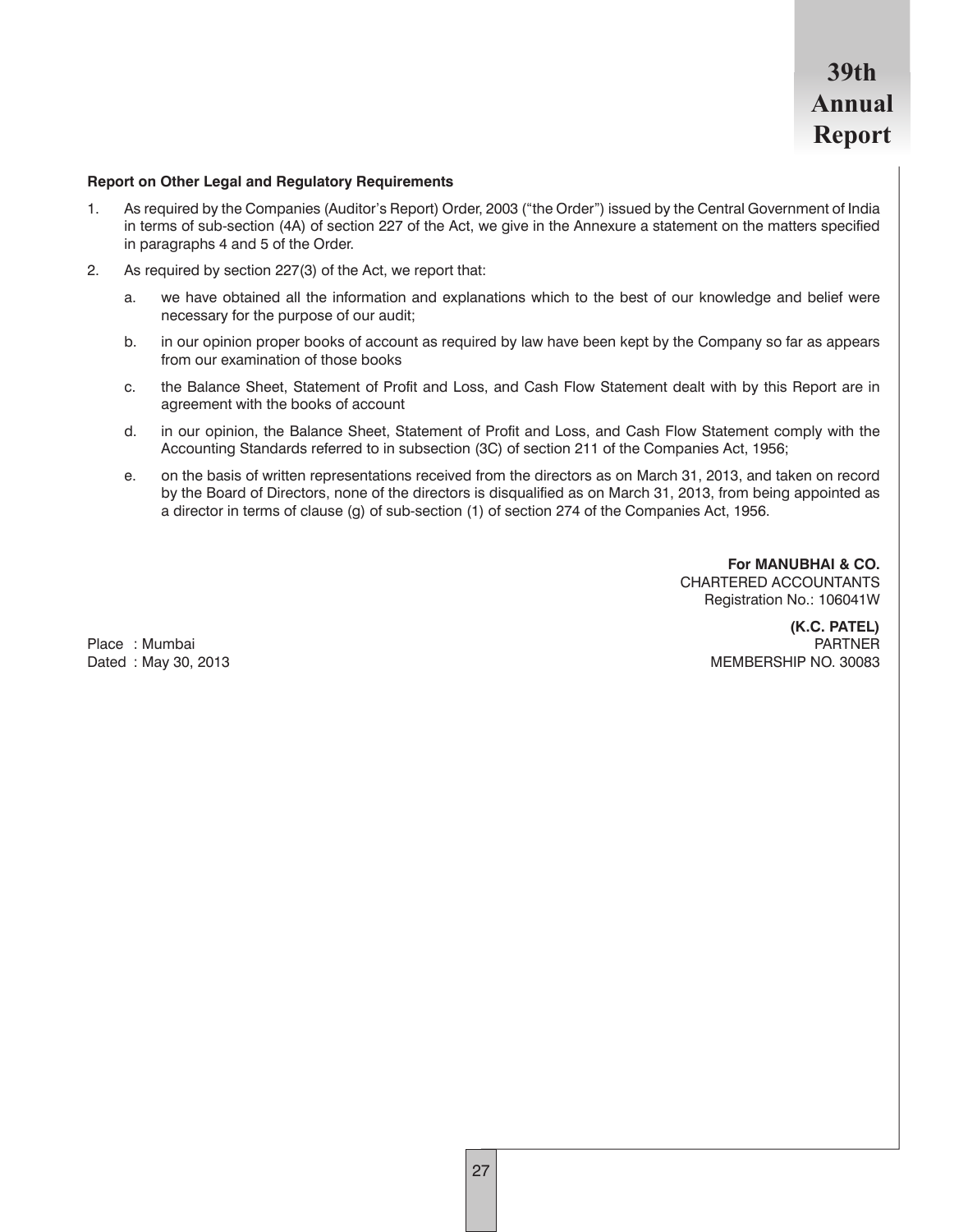**Report on Other Legal and Regulatory Requirements**

1. As required by the Companies (Auditor's Report) Order, 2003 ("the Order") issued by the Central Government of India in terms of sub-section (4A) of section 227 of the Act, we give in the Annexure a statement on the matters specified in paragraphs 4 and 5 of the Order.

2. As required by section 227(3) of the Act, we report that:

   a. we have obtained all the information and explanations which to the best of our knowledge and belief were necessary for the purpose of our audit;

   b. in our opinion proper books of account as required by law have been kept by the Company so far as appears from our examination of those books

   c. the Balance Sheet, Statement of Profit and Loss, and Cash Flow Statement dealt with by this Report are in agreement with the books of account

   d. in our opinion, the Balance Sheet, Statement of Profit and Loss, and Cash Flow Statement comply with the Accounting Standards referred to in subsection (3C) of section 211 of the Companies Act, 1956;

   e. on the basis of written representations received from the directors as on March 31, 2013, and taken on record by the Board of Directors, none of the directors is disqualified as on March 31, 2013, from being appointed as a director in terms of clause (g) of sub-section (1) of section 274 of the Companies Act, 1956.

**For MANUBHAI & CO.**
CHARTERED ACCOUNTANTS
Registration No.: 106041W

**(K.C. PATEL)**
PARTNER
MEMBERSHIP NO. 30083

Place : Mumbai
Dated : May 30, 2013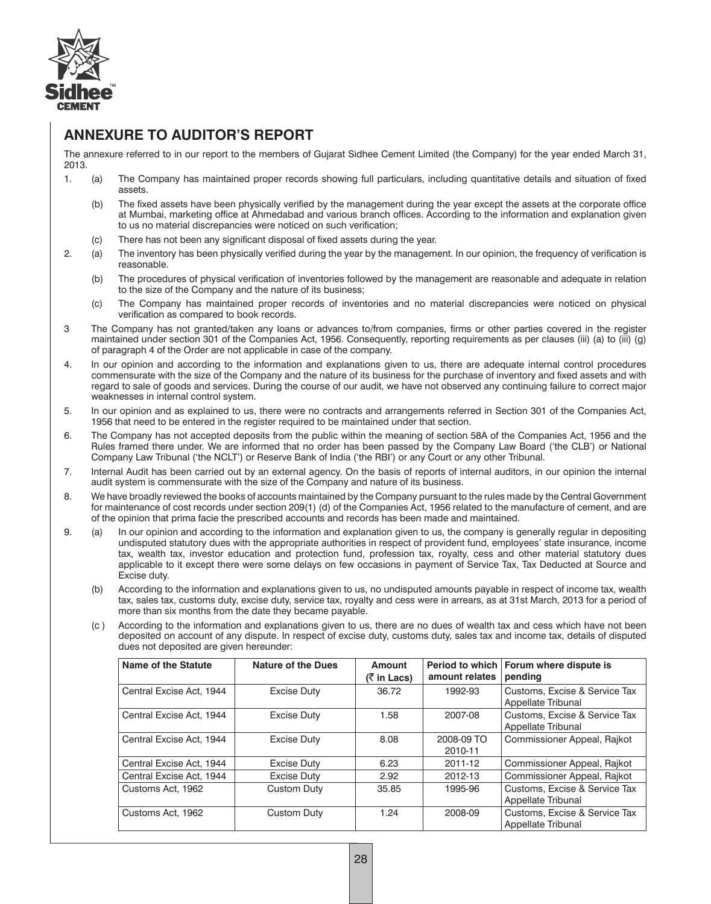## ANNEXURE TO AUDITOR'S REPORT

The annexure referred to in our report to the members of Gujarat Sidhee Cement Limited (the Company) for the year ended March 31, 2013.

1. (a) The Company has maintained proper records showing full particulars, including quantitative details and situation of fixed assets.

   (b) The fixed assets have been physically verified by the management during the year except the assets at the corporate office at Mumbai, marketing office at Ahmedabad and various branch offices. According to the information and explanation given to us no material discrepancies were noticed on such verification;

   (c) There has not been any significant disposal of fixed assets during the year.

2. (a) The inventory has been physically verified during the year by the management. In our opinion, the frequency of verification is reasonable.

   (b) The procedures of physical verification of inventories followed by the management are reasonable and adequate in relation to the size of the Company and the nature of its business;

   (c) The Company has maintained proper records of inventories and no material discrepancies were noticed on physical verification as compared to book records.

3 The Company has not granted/taken any loans or advances to/from companies, firms or other parties covered in the register maintained under section 301 of the Companies Act, 1956. Consequently, reporting requirements as per clauses (iii) (a) to (iii) (g) of paragraph 4 of the Order are not applicable in case of the company.

4. In our opinion and according to the information and explanations given to us, there are adequate internal control procedures commensurate with the size of the Company and the nature of its business for the purchase of inventory and fixed assets and with regard to sale of goods and services. During the course of our audit, we have not observed any continuing failure to correct major weaknesses in internal control system.

5. In our opinion and as explained to us, there were no contracts and arrangements referred in Section 301 of the Companies Act, 1956 that need to be entered in the register required to be maintained under that section.

6. The Company has not accepted deposits from the public within the meaning of section 58A of the Companies Act, 1956 and the Rules framed there under. We are informed that no order has been passed by the Company Law Board ('the CLB') or National Company Law Tribunal ('the NCLT') or Reserve Bank of India ('the RBI') or any Court or any other Tribunal.

7. Internal Audit has been carried out by an external agency. On the basis of reports of internal auditors, in our opinion the internal audit system is commensurate with the size of the Company and nature of its business.

8. We have broadly reviewed the books of accounts maintained by the Company pursuant to the rules made by the Central Government for maintenance of cost records under section 209(1) (d) of the Companies Act, 1956 related to the manufacture of cement, and are of the opinion that prima facie the prescribed accounts and records has been made and maintained.

9. (a) In our opinion and according to the information and explanation given to us, the company is generally regular in depositing undisputed statutory dues with the appropriate authorities in respect of provident fund, employees' state insurance, income tax, wealth tax, investor education and protection fund, profession tax, royalty, cess and other material statutory dues applicable to it except there were some delays on few occasions in payment of Service Tax, Tax Deducted at Source and Excise duty.

   (b) According to the information and explanations given to us, no undisputed amounts payable in respect of income tax, wealth tax, sales tax, customs duty, excise duty, service tax, royalty and cess were in arrears, as at 31st March, 2013 for a period of more than six months from the date they became payable.

   (c ) According to the information and explanations given to us, there are no dues of wealth tax and cess which have not been deposited on account of any dispute. In respect of excise duty, customs duty, sales tax and income tax, details of disputed dues not deposited are given hereunder:

| Name of the Statute | Nature of the Dues | Amount (₹ in Lacs) | Period to which amount relates | Forum where dispute is pending |
|---|---|---|---|---|
| Central Excise Act, 1944 | Excise Duty | 36.72 | 1992-93 | Customs, Excise & Service Tax Appellate Tribunal |
| Central Excise Act, 1944 | Excise Duty | 1.58 | 2007-08 | Customs, Excise & Service Tax Appellate Tribunal |
| Central Excise Act, 1944 | Excise Duty | 8.08 | 2008-09 TO 2010-11 | Commissioner Appeal, Rajkot |
| Central Excise Act, 1944 | Excise Duty | 6.23 | 2011-12 | Commissioner Appeal, Rajkot |
| Central Excise Act, 1944 | Excise Duty | 2.92 | 2012-13 | Commissioner Appeal, Rajkot |
| Customs Act, 1962 | Custom Duty | 35.85 | 1995-96 | Customs, Excise & Service Tax Appellate Tribunal |
| Customs Act, 1962 | Custom Duty | 1.24 | 2008-09 | Customs, Excise & Service Tax Appellate Tribunal |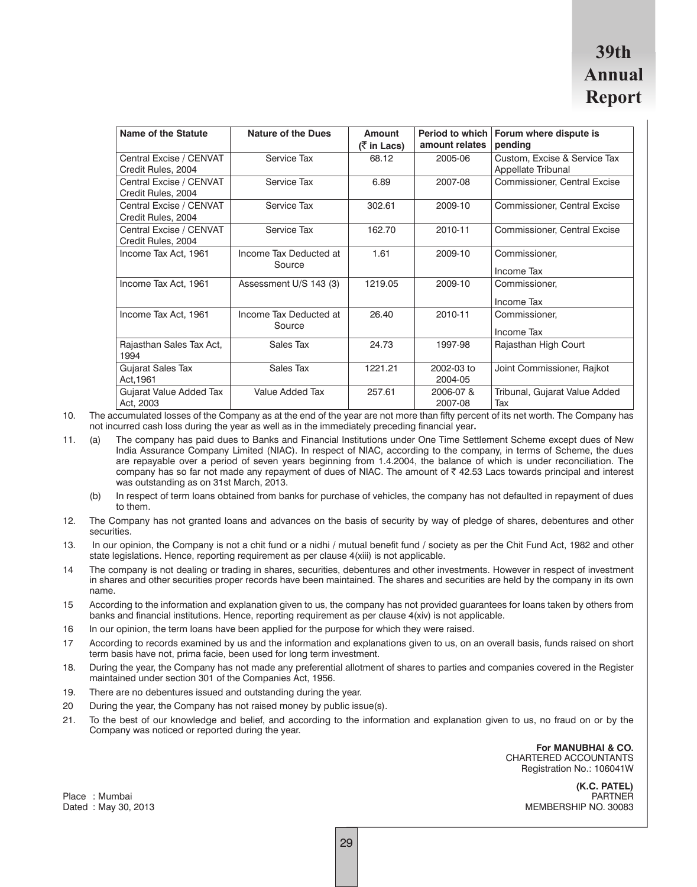| Name of the Statute | Nature of the Dues | Amount (₹ in Lacs) | Period to which amount relates | Forum where dispute is pending |
|---|---|---|---|---|
| Central Excise / CENVAT Credit Rules, 2004 | Service Tax | 68.12 | 2005-06 | Custom, Excise & Service Tax Appellate Tribunal |
| Central Excise / CENVAT Credit Rules, 2004 | Service Tax | 6.89 | 2007-08 | Commissioner, Central Excise |
| Central Excise / CENVAT Credit Rules, 2004 | Service Tax | 302.61 | 2009-10 | Commissioner, Central Excise |
| Central Excise / CENVAT Credit Rules, 2004 | Service Tax | 162.70 | 2010-11 | Commissioner, Central Excise |
| Income Tax Act, 1961 | Income Tax Deducted at Source | 1.61 | 2009-10 | Commissioner, Income Tax |
| Income Tax Act, 1961 | Assessment U/S 143 (3) | 1219.05 | 2009-10 | Commissioner, Income Tax |
| Income Tax Act, 1961 | Income Tax Deducted at Source | 26.40 | 2010-11 | Commissioner, Income Tax |
| Rajasthan Sales Tax Act, 1994 | Sales Tax | 24.73 | 1997-98 | Rajasthan High Court |
| Gujarat Sales Tax Act,1961 | Sales Tax | 1221.21 | 2002-03 to 2004-05 | Joint Commissioner, Rajkot |
| Gujarat Value Added Tax Act, 2003 | Value Added Tax | 257.61 | 2006-07 & 2007-08 | Tribunal, Gujarat Value Added Tax |

10. The accumulated losses of the Company as at the end of the year are not more than fifty percent of its net worth. The Company has not incurred cash loss during the year as well as in the immediately preceding financial year**.**

11. (a) The company has paid dues to Banks and Financial Institutions under One Time Settlement Scheme except dues of New India Assurance Company Limited (NIAC). In respect of NIAC, according to the company, in terms of Scheme, the dues are repayable over a period of seven years beginning from 1.4.2004, the balance of which is under reconciliation. The company has so far not made any repayment of dues of NIAC. The amount of ₹ 42.53 Lacs towards principal and interest was outstanding as on 31st March, 2013.

    (b) In respect of term loans obtained from banks for purchase of vehicles, the company has not defaulted in repayment of dues to them.

12. The Company has not granted loans and advances on the basis of security by way of pledge of shares, debentures and other securities.

13. In our opinion, the Company is not a chit fund or a nidhi / mutual benefit fund / society as per the Chit Fund Act, 1982 and other state legislations. Hence, reporting requirement as per clause 4(xiii) is not applicable.

14 The company is not dealing or trading in shares, securities, debentures and other investments. However in respect of investment in shares and other securities proper records have been maintained. The shares and securities are held by the company in its own name.

15 According to the information and explanation given to us, the company has not provided guarantees for loans taken by others from banks and financial institutions. Hence, reporting requirement as per clause 4(xiv) is not applicable.

16 In our opinion, the term loans have been applied for the purpose for which they were raised.

17 According to records examined by us and the information and explanations given to us, on an overall basis, funds raised on short term basis have not, prima facie, been used for long term investment.

18. During the year, the Company has not made any preferential allotment of shares to parties and companies covered in the Register maintained under section 301 of the Companies Act, 1956.

19. There are no debentures issued and outstanding during the year.

20 During the year, the Company has not raised money by public issue(s).

21. To the best of our knowledge and belief, and according to the information and explanation given to us, no fraud on or by the Company was noticed or reported during the year.

**For MANUBHAI & CO.**
CHARTERED ACCOUNTANTS
Registration No.: 106041W

**(K.C. PATEL)**
PARTNER
MEMBERSHIP NO. 30083

Place : Mumbai
Dated : May 30, 2013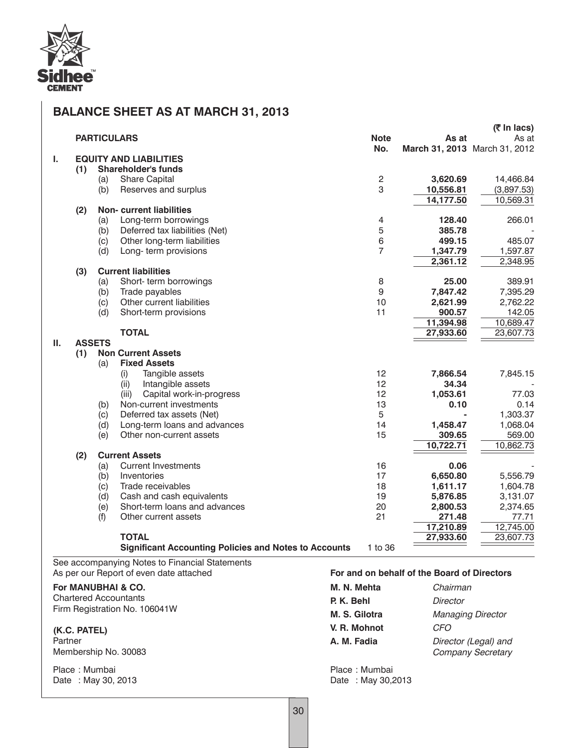Sidhee™ CEMENT

# BALANCE SHEET AS AT MARCH 31, 2013

(₹ In lacs)

| | | | PARTICULARS | Note No. | As at March 31, 2013 | As at March 31, 2012 |
|---|---|---|---|---|---|---|
| **I.** | | | **EQUITY AND LIABILITIES** | | | |
| | **(1)** | | **Shareholder's funds** | | | |
| | | (a) | Share Capital | 2 | **3,620.69** | 14,466.84 |
| | | (b) | Reserves and surplus | 3 | **10,556.81** | (3,897.53) |
| | | | | | **14,177.50** | 10,569.31 |
| | **(2)** | | **Non- current liabilities** | | | |
| | | (a) | Long-term borrowings | 4 | **128.40** | 266.01 |
| | | (b) | Deferred tax liabilities (Net) | 5 | **385.78** | - |
| | | (c) | Other long-term liabilities | 6 | **499.15** | 485.07 |
| | | (d) | Long- term provisions | 7 | **1,347.79** | 1,597.87 |
| | | | | | **2,361.12** | 2,348.95 |
| | **(3)** | | **Current liabilities** | | | |
| | | (a) | Short- term borrowings | 8 | **25.00** | 389.91 |
| | | (b) | Trade payables | 9 | **7,847.42** | 7,395.29 |
| | | (c) | Other current liabilities | 10 | **2,621.99** | 2,762.22 |
| | | (d) | Short-term provisions | 11 | **900.57** | 142.05 |
| | | | | | **11,394.98** | 10,689.47 |
| | | | **TOTAL** | | **27,933.60** | 23,607.73 |
| **II.** | | | **ASSETS** | | | |
| | **(1)** | | **Non Current Assets** | | | |
| | | (a) | **Fixed Assets** | | | |
| | | | (i) Tangible assets | 12 | **7,866.54** | 7,845.15 |
| | | | (ii) Intangible assets | 12 | **34.34** | - |
| | | | (iii) Capital work-in-progress | 12 | **1,053.61** | 77.03 |
| | | (b) | Non-current investments | 13 | **0.10** | 0.14 |
| | | (c) | Deferred tax assets (Net) | 5 | **-** | 1,303.37 |
| | | (d) | Long-term loans and advances | 14 | **1,458.47** | 1,068.04 |
| | | (e) | Other non-current assets | 15 | **309.65** | 569.00 |
| | | | | | **10,722.71** | 10,862.73 |
| | **(2)** | | **Current Assets** | | | |
| | | (a) | Current Investments | 16 | **0.06** | - |
| | | (b) | Inventories | 17 | **6,650.80** | 5,556.79 |
| | | (c) | Trade receivables | 18 | **1,611.17** | 1,604.78 |
| | | (d) | Cash and cash equivalents | 19 | **5,876.85** | 3,131.07 |
| | | (e) | Short-term loans and advances | 20 | **2,800.53** | 2,374.65 |
| | | (f) | Other current assets | 21 | **271.48** | 77.71 |
| | | | | | **17,210.89** | 12,745.00 |
| | | | **TOTAL** | | **27,933.60** | 23,607.73 |
| | | | **Significant Accounting Policies and Notes to Accounts** | 1 to 36 | | |

See accompanying Notes to Financial Statements
As per our Report of even date attached

**For MANUBHAI & CO.**
Chartered Accountants
Firm Registration No. 106041W

**(K.C. PATEL)**
Partner
Membership No. 30083

Place : Mumbai
Date : May 30, 2013

**For and on behalf of the Board of Directors**

**M. N. Mehta** *Chairman*
**P. K. Behl** *Director*
**M. S. Gilotra** *Managing Director*
**V. R. Mohnot** *CFO*
**A. M. Fadia** *Director (Legal) and Company Secretary*

Place : Mumbai
Date : May 30,2013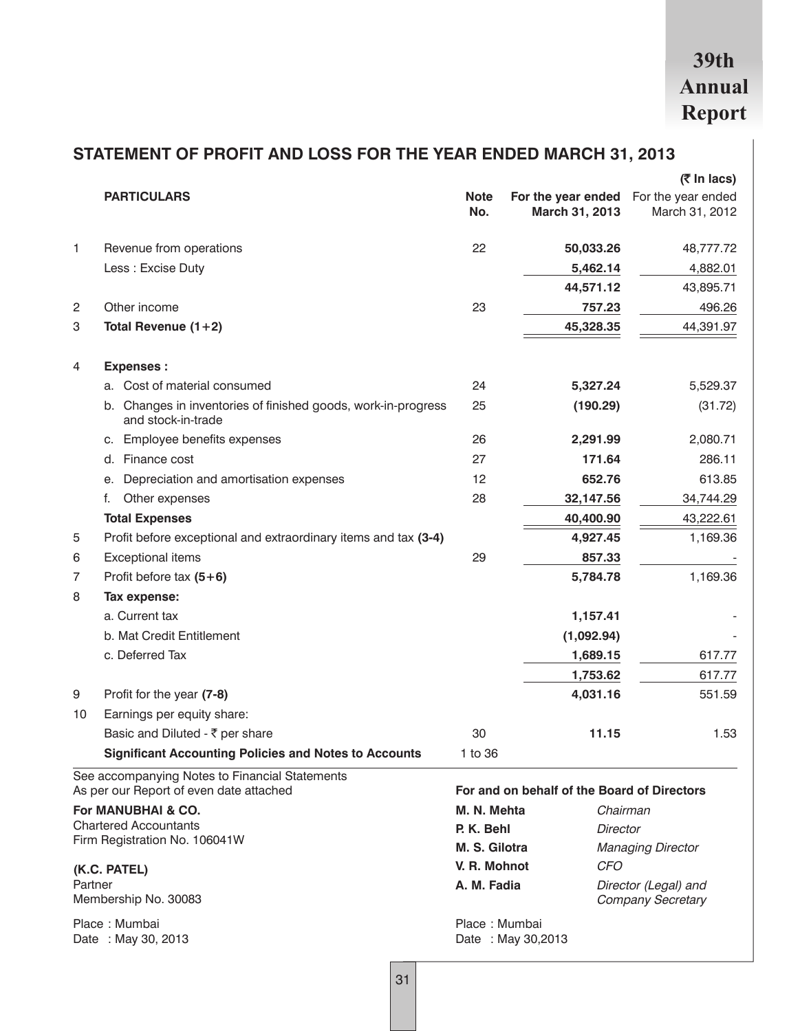## STATEMENT OF PROFIT AND LOSS FOR THE YEAR ENDED MARCH 31, 2013

(₹ In lacs)

| | PARTICULARS | Note No. | For the year ended March 31, 2013 | For the year ended March 31, 2012 |
|---|---|---|---|---|
| 1 | Revenue from operations | 22 | **50,033.26** | 48,777.72 |
| | Less : Excise Duty | | **5,462.14** | 4,882.01 |
| | | | **44,571.12** | 43,895.71 |
| 2 | Other income | 23 | **757.23** | 496.26 |
| 3 | **Total Revenue (1+2)** | | **45,328.35** | 44,391.97 |
| 4 | **Expenses :** | | | |
| | a. Cost of material consumed | 24 | **5,327.24** | 5,529.37 |
| | b. Changes in inventories of finished goods, work-in-progress and stock-in-trade | 25 | **(190.29)** | (31.72) |
| | c. Employee benefits expenses | 26 | **2,291.99** | 2,080.71 |
| | d. Finance cost | 27 | **171.64** | 286.11 |
| | e. Depreciation and amortisation expenses | 12 | **652.76** | 613.85 |
| | f. Other expenses | 28 | **32,147.56** | 34,744.29 |
| | **Total Expenses** | | **40,400.90** | 43,222.61 |
| 5 | Profit before exceptional and extraordinary items and tax **(3-4)** | | **4,927.45** | 1,169.36 |
| 6 | Exceptional items | 29 | **857.33** | - |
| 7 | Profit before tax **(5+6)** | | **5,784.78** | 1,169.36 |
| 8 | **Tax expense:** | | | |
| | a. Current tax | | **1,157.41** | - |
| | b. Mat Credit Entitlement | | **(1,092.94)** | - |
| | c. Deferred Tax | | **1,689.15** | 617.77 |
| | | | **1,753.62** | 617.77 |
| 9 | Profit for the year **(7-8)** | | **4,031.16** | 551.59 |
| 10 | Earnings per equity share: | | | |
| | Basic and Diluted - ₹ per share | 30 | **11.15** | 1.53 |
| | **Significant Accounting Policies and Notes to Accounts** | 1 to 36 | | |

See accompanying Notes to Financial Statements
As per our Report of even date attached

**For MANUBHAI & CO.**
Chartered Accountants
Firm Registration No. 106041W

**(K.C. PATEL)**
Partner
Membership No. 30083

Place : Mumbai
Date : May 30, 2013

**For and on behalf of the Board of Directors**

| | |
|---|---|
| **M. N. Mehta** | *Chairman* |
| **P. K. Behl** | *Director* |
| **M. S. Gilotra** | *Managing Director* |
| **V. R. Mohnot** | *CFO* |
| **A. M. Fadia** | *Director (Legal) and Company Secretary* |

Place : Mumbai
Date : May 30,2013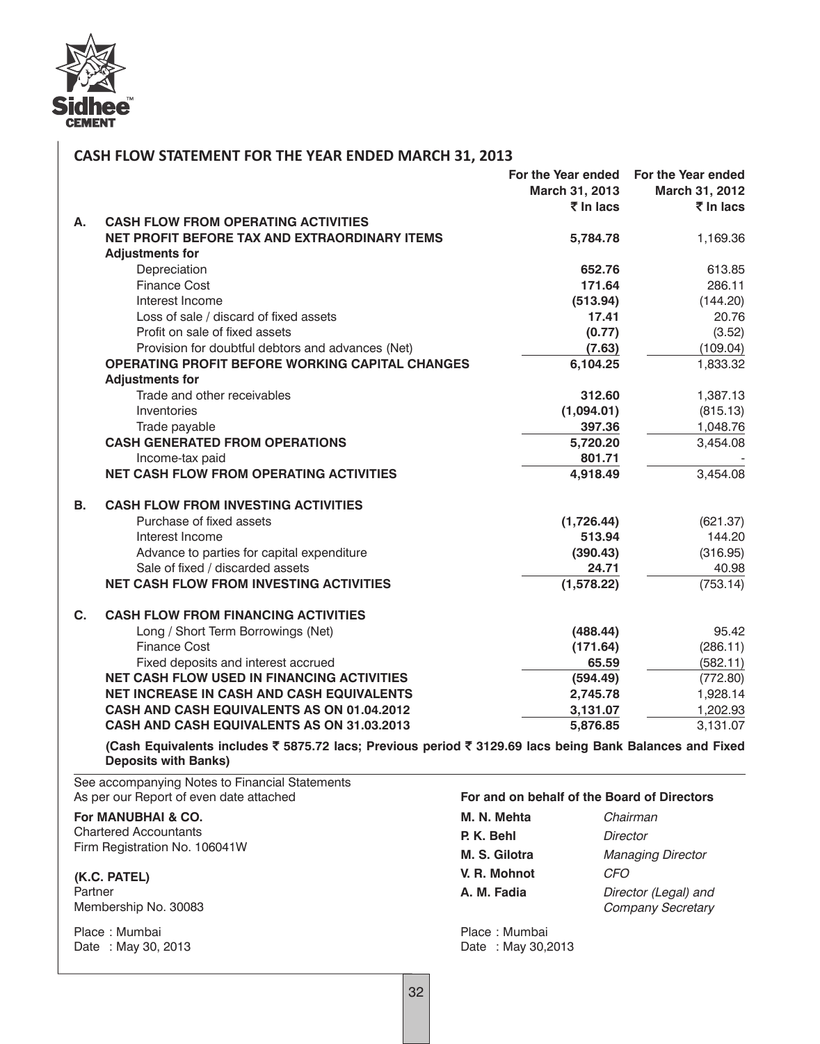## CASH FLOW STATEMENT FOR THE YEAR ENDED MARCH 31, 2013

| | | For the Year ended March 31, 2013 ₹ In lacs | For the Year ended March 31, 2012 ₹ In lacs |
|---|---|---|---|
| **A.** | **CASH FLOW FROM OPERATING ACTIVITIES** | | |
| | **NET PROFIT BEFORE TAX AND EXTRAORDINARY ITEMS** | **5,784.78** | 1,169.36 |
| | **Adjustments for** | | |
| | Depreciation | **652.76** | 613.85 |
| | Finance Cost | **171.64** | 286.11 |
| | Interest Income | **(513.94)** | (144.20) |
| | Loss of sale / discard of fixed assets | **17.41** | 20.76 |
| | Profit on sale of fixed assets | **(0.77)** | (3.52) |
| | Provision for doubtful debtors and advances (Net) | **(7.63)** | (109.04) |
| | **OPERATING PROFIT BEFORE WORKING CAPITAL CHANGES** | **6,104.25** | 1,833.32 |
| | **Adjustments for** | | |
| | Trade and other receivables | **312.60** | 1,387.13 |
| | Inventories | **(1,094.01)** | (815.13) |
| | Trade payable | **397.36** | 1,048.76 |
| | **CASH GENERATED FROM OPERATIONS** | **5,720.20** | 3,454.08 |
| | Income-tax paid | **801.71** | - |
| | **NET CASH FLOW FROM OPERATING ACTIVITIES** | **4,918.49** | 3,454.08 |
| **B.** | **CASH FLOW FROM INVESTING ACTIVITIES** | | |
| | Purchase of fixed assets | **(1,726.44)** | (621.37) |
| | Interest Income | **513.94** | 144.20 |
| | Advance to parties for capital expenditure | **(390.43)** | (316.95) |
| | Sale of fixed / discarded assets | **24.71** | 40.98 |
| | **NET CASH FLOW FROM INVESTING ACTIVITIES** | **(1,578.22)** | (753.14) |
| **C.** | **CASH FLOW FROM FINANCING ACTIVITIES** | | |
| | Long / Short Term Borrowings (Net) | **(488.44)** | 95.42 |
| | Finance Cost | **(171.64)** | (286.11) |
| | Fixed deposits and interest accrued | **65.59** | (582.11) |
| | **NET CASH FLOW USED IN FINANCING ACTIVITIES** | **(594.49)** | (772.80) |
| | **NET INCREASE IN CASH AND CASH EQUIVALENTS** | **2,745.78** | 1,928.14 |
| | **CASH AND CASH EQUIVALENTS AS ON 01.04.2012** | **3,131.07** | 1,202.93 |
| | **CASH AND CASH EQUIVALENTS AS ON 31.03.2013** | **5,876.85** | 3,131.07 |

**(Cash Equivalents includes ₹ 5875.72 lacs; Previous period ₹ 3129.69 lacs being Bank Balances and Fixed Deposits with Banks)**

See accompanying Notes to Financial Statements

As per our Report of even date attached

**For MANUBHAI & CO.**
Chartered Accountants
Firm Registration No. 106041W

**(K.C. PATEL)**
Partner
Membership No. 30083

Place : Mumbai
Date : May 30, 2013

**For and on behalf of the Board of Directors**

| | |
|---|---|
| **M. N. Mehta** | *Chairman* |
| **P. K. Behl** | *Director* |
| **M. S. Gilotra** | *Managing Director* |
| **V. R. Mohnot** | *CFO* |
| **A. M. Fadia** | *Director (Legal) and Company Secretary* |

Place : Mumbai
Date : May 30,2013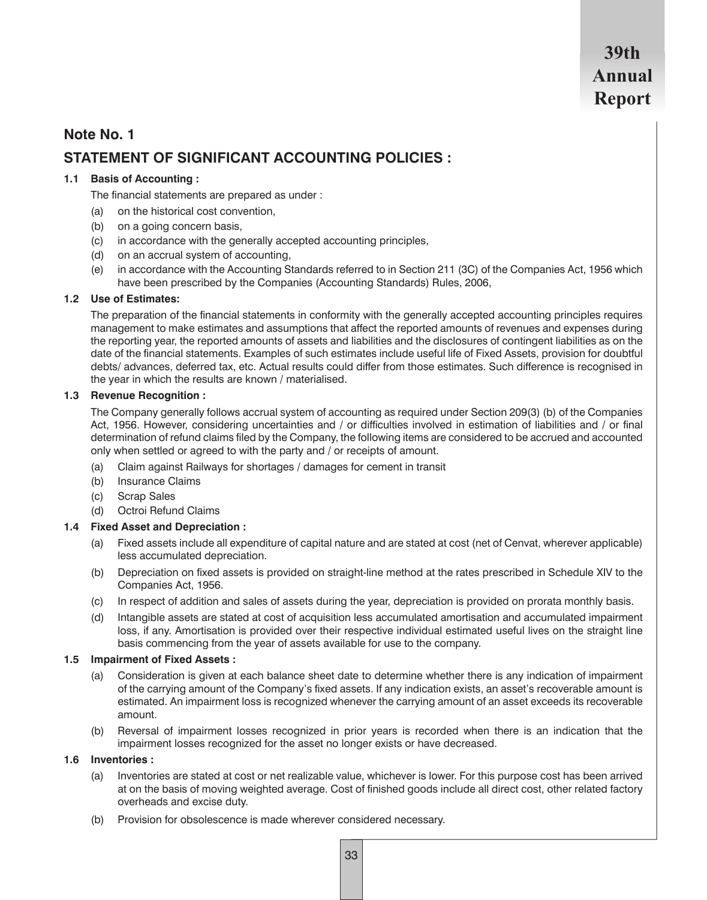## Note No. 1

## STATEMENT OF SIGNIFICANT ACCOUNTING POLICIES :

### 1.1 Basis of Accounting :

The financial statements are prepared as under :

(a) on the historical cost convention,

(b) on a going concern basis,

(c) in accordance with the generally accepted accounting principles,

(d) on an accrual system of accounting,

(e) in accordance with the Accounting Standards referred to in Section 211 (3C) of the Companies Act, 1956 which have been prescribed by the Companies (Accounting Standards) Rules, 2006,

### 1.2 Use of Estimates:

The preparation of the financial statements in conformity with the generally accepted accounting principles requires management to make estimates and assumptions that affect the reported amounts of revenues and expenses during the reporting year, the reported amounts of assets and liabilities and the disclosures of contingent liabilities as on the date of the financial statements. Examples of such estimates include useful life of Fixed Assets, provision for doubtful debts/ advances, deferred tax, etc. Actual results could differ from those estimates. Such difference is recognised in the year in which the results are known / materialised.

### 1.3 Revenue Recognition :

The Company generally follows accrual system of accounting as required under Section 209(3) (b) of the Companies Act, 1956. However, considering uncertainties and / or difficulties involved in estimation of liabilities and / or final determination of refund claims filed by the Company, the following items are considered to be accrued and accounted only when settled or agreed to with the party and / or receipts of amount.

(a) Claim against Railways for shortages / damages for cement in transit

(b) Insurance Claims

(c) Scrap Sales

(d) Octroi Refund Claims

### 1.4 Fixed Asset and Depreciation :

(a) Fixed assets include all expenditure of capital nature and are stated at cost (net of Cenvat, wherever applicable) less accumulated depreciation.

(b) Depreciation on fixed assets is provided on straight-line method at the rates prescribed in Schedule XIV to the Companies Act, 1956.

(c) In respect of addition and sales of assets during the year, depreciation is provided on prorata monthly basis.

(d) Intangible assets are stated at cost of acquisition less accumulated amortisation and accumulated impairment loss, if any. Amortisation is provided over their respective individual estimated useful lives on the straight line basis commencing from the year of assets available for use to the company.

### 1.5 Impairment of Fixed Assets :

(a) Consideration is given at each balance sheet date to determine whether there is any indication of impairment of the carrying amount of the Company's fixed assets. If any indication exists, an asset's recoverable amount is estimated. An impairment loss is recognized whenever the carrying amount of an asset exceeds its recoverable amount.

(b) Reversal of impairment losses recognized in prior years is recorded when there is an indication that the impairment losses recognized for the asset no longer exists or have decreased.

### 1.6 Inventories :

(a) Inventories are stated at cost or net realizable value, whichever is lower. For this purpose cost has been arrived at on the basis of moving weighted average. Cost of finished goods include all direct cost, other related factory overheads and excise duty.

(b) Provision for obsolescence is made wherever considered necessary.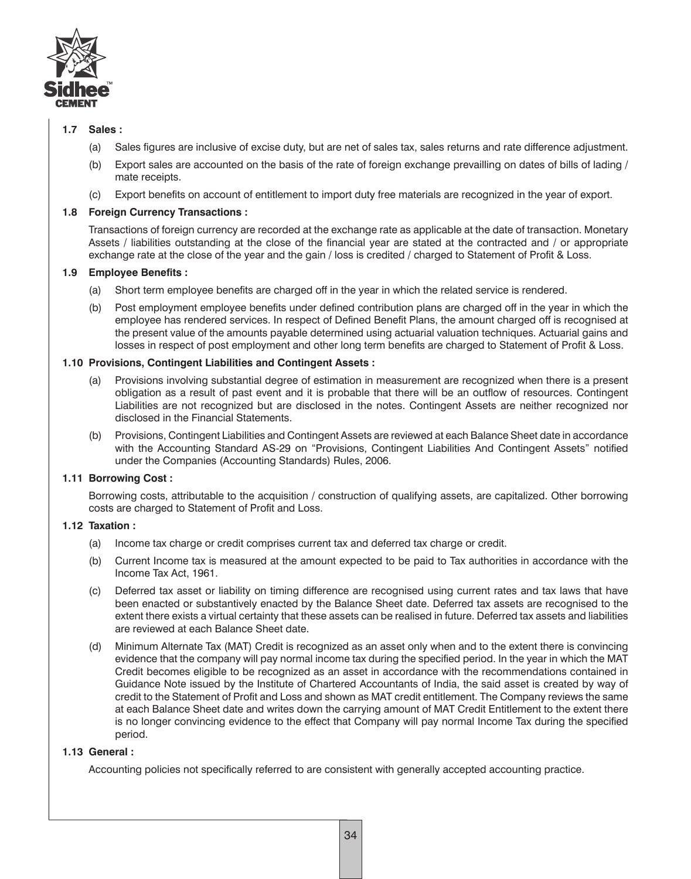### 1.7 Sales :

(a) Sales figures are inclusive of excise duty, but are net of sales tax, sales returns and rate difference adjustment.

(b) Export sales are accounted on the basis of the rate of foreign exchange prevailling on dates of bills of lading / mate receipts.

(c) Export benefits on account of entitlement to import duty free materials are recognized in the year of export.

### 1.8 Foreign Currency Transactions :

Transactions of foreign currency are recorded at the exchange rate as applicable at the date of transaction. Monetary Assets / liabilities outstanding at the close of the financial year are stated at the contracted and / or appropriate exchange rate at the close of the year and the gain / loss is credited / charged to Statement of Profit & Loss.

### 1.9 Employee Benefits :

(a) Short term employee benefits are charged off in the year in which the related service is rendered.

(b) Post employment employee benefits under defined contribution plans are charged off in the year in which the employee has rendered services. In respect of Defined Benefit Plans, the amount charged off is recognised at the present value of the amounts payable determined using actuarial valuation techniques. Actuarial gains and losses in respect of post employment and other long term benefits are charged to Statement of Profit & Loss.

### 1.10 Provisions, Contingent Liabilities and Contingent Assets :

(a) Provisions involving substantial degree of estimation in measurement are recognized when there is a present obligation as a result of past event and it is probable that there will be an outflow of resources. Contingent Liabilities are not recognized but are disclosed in the notes. Contingent Assets are neither recognized nor disclosed in the Financial Statements.

(b) Provisions, Contingent Liabilities and Contingent Assets are reviewed at each Balance Sheet date in accordance with the Accounting Standard AS-29 on "Provisions, Contingent Liabilities And Contingent Assets" notified under the Companies (Accounting Standards) Rules, 2006.

### 1.11 Borrowing Cost :

Borrowing costs, attributable to the acquisition / construction of qualifying assets, are capitalized. Other borrowing costs are charged to Statement of Profit and Loss.

### 1.12 Taxation :

(a) Income tax charge or credit comprises current tax and deferred tax charge or credit.

(b) Current Income tax is measured at the amount expected to be paid to Tax authorities in accordance with the Income Tax Act, 1961.

(c) Deferred tax asset or liability on timing difference are recognised using current rates and tax laws that have been enacted or substantively enacted by the Balance Sheet date. Deferred tax assets are recognised to the extent there exists a virtual certainty that these assets can be realised in future. Deferred tax assets and liabilities are reviewed at each Balance Sheet date.

(d) Minimum Alternate Tax (MAT) Credit is recognized as an asset only when and to the extent there is convincing evidence that the company will pay normal income tax during the specified period. In the year in which the MAT Credit becomes eligible to be recognized as an asset in accordance with the recommendations contained in Guidance Note issued by the Institute of Chartered Accountants of India, the said asset is created by way of credit to the Statement of Profit and Loss and shown as MAT credit entitlement. The Company reviews the same at each Balance Sheet date and writes down the carrying amount of MAT Credit Entitlement to the extent there is no longer convincing evidence to the effect that Company will pay normal Income Tax during the specified period.

### 1.13 General :

Accounting policies not specifically referred to are consistent with generally accepted accounting practice.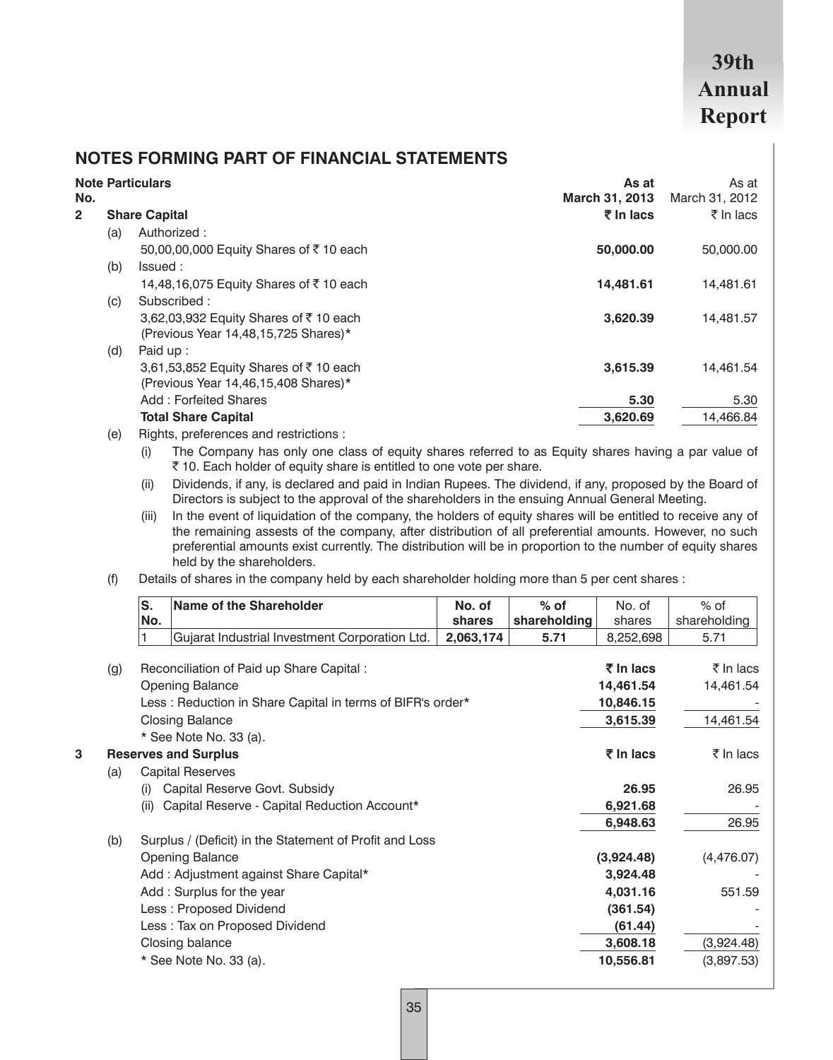## NOTES FORMING PART OF FINANCIAL STATEMENTS

| Note No. | | Particulars | As at March 31, 2013 | As at March 31, 2012 |
|---|---|---|---|---|
| **2** | | **Share Capital** | **₹ In lacs** | ₹ In lacs |
| | (a) | Authorized : | | |
| | | 50,00,00,000 Equity Shares of ₹ 10 each | **50,000.00** | 50,000.00 |
| | (b) | Issued : | | |
| | | 14,48,16,075 Equity Shares of ₹ 10 each | **14,481.61** | 14,481.61 |
| | (c) | Subscribed : | | |
| | | 3,62,03,932 Equity Shares of ₹ 10 each (Previous Year 14,48,15,725 Shares)* | **3,620.39** | 14,481.57 |
| | (d) | Paid up : | | |
| | | 3,61,53,852 Equity Shares of ₹ 10 each (Previous Year 14,46,15,408 Shares)* | **3,615.39** | 14,461.54 |
| | | Add : Forfeited Shares | **5.30** | 5.30 |
| | | **Total Share Capital** | **3,620.69** | 14,466.84 |

(e) Rights, preferences and restrictions :

(i) The Company has only one class of equity shares referred to as Equity shares having a par value of ₹ 10. Each holder of equity share is entitled to one vote per share.

(ii) Dividends, if any, is declared and paid in Indian Rupees. The dividend, if any, proposed by the Board of Directors is subject to the approval of the shareholders in the ensuing Annual General Meeting.

(iii) In the event of liquidation of the company, the holders of equity shares will be entitled to receive any of the remaining assests of the company, after distribution of all preferential amounts. However, no such preferential amounts exist currently. The distribution will be in proportion to the number of equity shares held by the shareholders.

(f) Details of shares in the company held by each shareholder holding more than 5 per cent shares :

| S. No. | Name of the Shareholder | No. of shares | % of shareholding | No. of shares | % of shareholding |
|---|---|---|---|---|---|
| 1 | Gujarat Industrial Investment Corporation Ltd. | **2,063,174** | **5.71** | 8,252,698 | 5.71 |

| | | As at March 31, 2013 | As at March 31, 2012 |
|---|---|---|---|
| (g) | Reconciliation of Paid up Share Capital : | **₹ In lacs** | ₹ In lacs |
| | Opening Balance | **14,461.54** | 14,461.54 |
| | Less : Reduction in Share Capital in terms of BIFR's order* | **10,846.15** | - |
| | Closing Balance | **3,615.39** | 14,461.54 |
| | * See Note No. 33 (a). | | |

| Note No. | | Particulars | As at March 31, 2013 | As at March 31, 2012 |
|---|---|---|---|---|
| **3** | | **Reserves and Surplus** | **₹ In lacs** | ₹ In lacs |
| | (a) | Capital Reserves | | |
| | | (i) Capital Reserve Govt. Subsidy | **26.95** | 26.95 |
| | | (ii) Capital Reserve - Capital Reduction Account* | **6,921.68** | - |
| | | | **6,948.63** | 26.95 |
| | (b) | Surplus / (Deficit) in the Statement of Profit and Loss | | |
| | | Opening Balance | **(3,924.48)** | (4,476.07) |
| | | Add : Adjustment against Share Capital* | **3,924.48** | - |
| | | Add : Surplus for the year | **4,031.16** | 551.59 |
| | | Less : Proposed Dividend | **(361.54)** | - |
| | | Less : Tax on Proposed Dividend | **(61.44)** | - |
| | | Closing balance | **3,608.18** | (3,924.48) |
| | | * See Note No. 33 (a). | **10,556.81** | (3,897.53) |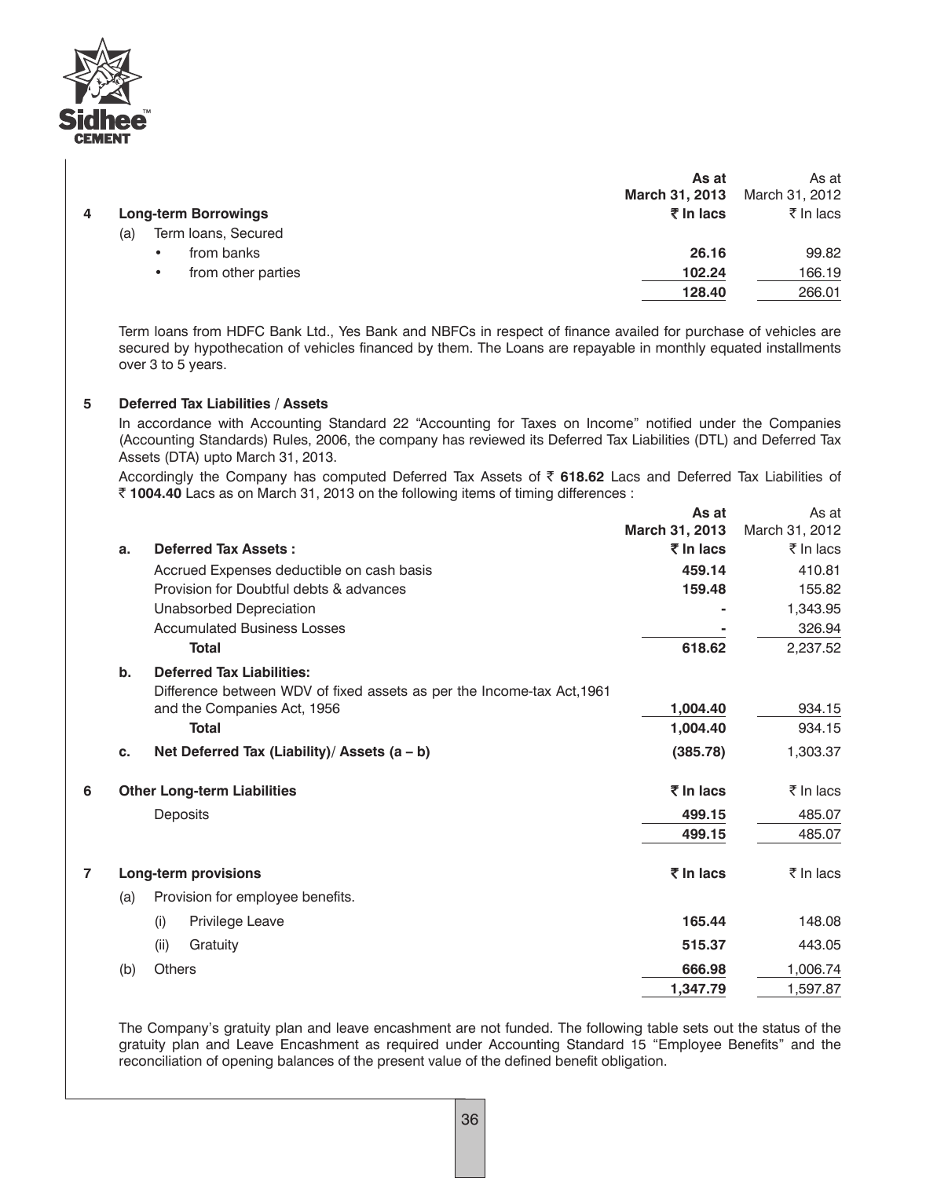| | As at March 31, 2013 | As at March 31, 2012 |
|---|---|---|
| **4 Long-term Borrowings** | **₹ In lacs** | ₹ In lacs |
| (a) Term loans, Secured | | |
| • from banks | **26.16** | 99.82 |
| • from other parties | **102.24** | 166.19 |
| | **128.40** | 266.01 |

Term loans from HDFC Bank Ltd., Yes Bank and NBFCs in respect of finance availed for purchase of vehicles are secured by hypothecation of vehicles financed by them. The Loans are repayable in monthly equated installments over 3 to 5 years.

**5 Deferred Tax Liabilities / Assets**

In accordance with Accounting Standard 22 "Accounting for Taxes on Income" notified under the Companies (Accounting Standards) Rules, 2006, the company has reviewed its Deferred Tax Liabilities (DTL) and Deferred Tax Assets (DTA) upto March 31, 2013.

Accordingly the Company has computed Deferred Tax Assets of ₹ **618.62** Lacs and Deferred Tax Liabilities of ₹ **1004.40** Lacs as on March 31, 2013 on the following items of timing differences :

| | As at March 31, 2013 | As at March 31, 2012 |
|---|---|---|
| **a. Deferred Tax Assets :** | **₹ In lacs** | ₹ In lacs |
| Accrued Expenses deductible on cash basis | **459.14** | 410.81 |
| Provision for Doubtful debts & advances | **159.48** | 155.82 |
| Unabsorbed Depreciation | **-** | 1,343.95 |
| Accumulated Business Losses | **-** | 326.94 |
| **Total** | **618.62** | 2,237.52 |
| **b. Deferred Tax Liabilities:** | | |
| Difference between WDV of fixed assets as per the Income-tax Act,1961 and the Companies Act, 1956 | **1,004.40** | 934.15 |
| **Total** | **1,004.40** | 934.15 |
| **c. Net Deferred Tax (Liability)/ Assets (a – b)** | **(385.78)** | 1,303.37 |

| | | |
|---|---|---|
| **6 Other Long-term Liabilities** | **₹ In lacs** | ₹ In lacs |
| Deposits | **499.15** | 485.07 |
| | **499.15** | 485.07 |

| | | |
|---|---|---|
| **7 Long-term provisions** | **₹ In lacs** | ₹ In lacs |
| (a) Provision for employee benefits. | | |
| (i) Privilege Leave | **165.44** | 148.08 |
| (ii) Gratuity | **515.37** | 443.05 |
| (b) Others | **666.98** | 1,006.74 |
| | **1,347.79** | 1,597.87 |

The Company's gratuity plan and leave encashment are not funded. The following table sets out the status of the gratuity plan and Leave Encashment as required under Accounting Standard 15 "Employee Benefits" and the reconciliation of opening balances of the present value of the defined benefit obligation.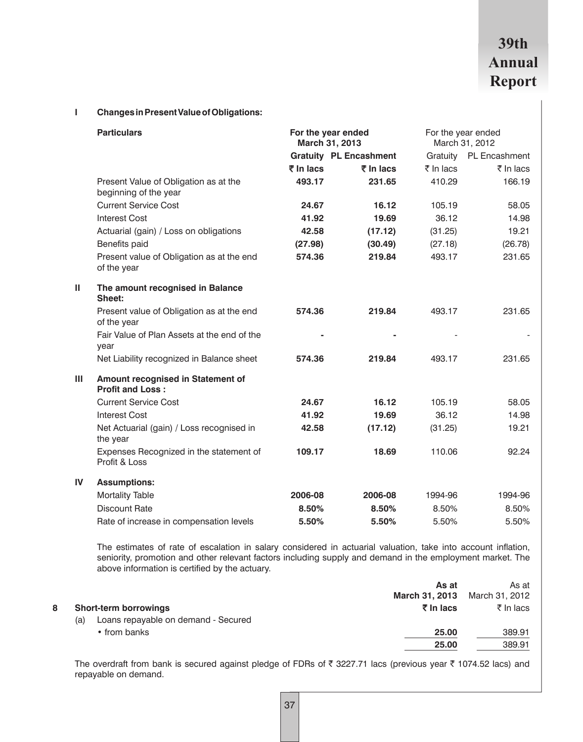**I Changes in Present Value of Obligations:**

| Particulars | For the year ended March 31, 2013 | | For the year ended March 31, 2012 | |
|---|---|---|---|---|
| | **Gratuity** | **PL Encashment** | Gratuity | PL Encashment |
| | **₹ In lacs** | **₹ In lacs** | ₹ In lacs | ₹ In lacs |
| Present Value of Obligation as at the beginning of the year | **493.17** | **231.65** | 410.29 | 166.19 |
| Current Service Cost | **24.67** | **16.12** | 105.19 | 58.05 |
| Interest Cost | **41.92** | **19.69** | 36.12 | 14.98 |
| Actuarial (gain) / Loss on obligations | **42.58** | **(17.12)** | (31.25) | 19.21 |
| Benefits paid | **(27.98)** | **(30.49)** | (27.18) | (26.78) |
| Present value of Obligation as at the end of the year | **574.36** | **219.84** | 493.17 | 231.65 |
| **II The amount recognised in Balance Sheet:** | | | | |
| Present value of Obligation as at the end of the year | **574.36** | **219.84** | 493.17 | 231.65 |
| Fair Value of Plan Assets at the end of the year | **-** | **-** | - | - |
| Net Liability recognized in Balance sheet | **574.36** | **219.84** | 493.17 | 231.65 |
| **III Amount recognised in Statement of Profit and Loss :** | | | | |
| Current Service Cost | **24.67** | **16.12** | 105.19 | 58.05 |
| Interest Cost | **41.92** | **19.69** | 36.12 | 14.98 |
| Net Actuarial (gain) / Loss recognised in the year | **42.58** | **(17.12)** | (31.25) | 19.21 |
| Expenses Recognized in the statement of Profit & Loss | **109.17** | **18.69** | 110.06 | 92.24 |
| **IV Assumptions:** | | | | |
| Mortality Table | **2006-08** | **2006-08** | 1994-96 | 1994-96 |
| Discount Rate | **8.50%** | **8.50%** | 8.50% | 8.50% |
| Rate of increase in compensation levels | **5.50%** | **5.50%** | 5.50% | 5.50% |

The estimates of rate of escalation in salary considered in actuarial valuation, take into account inflation, seniority, promotion and other relevant factors including supply and demand in the employment market. The above information is certified by the actuary.

| | **As at March 31, 2013** | As at March 31, 2012 |
|---|---|---|
| **8 Short-term borrowings** | **₹ In lacs** | ₹ In lacs |
| (a) Loans repayable on demand - Secured | | |
| • from banks | **25.00** | 389.91 |
| | **25.00** | 389.91 |

The overdraft from bank is secured against pledge of FDRs of ₹ 3227.71 lacs (previous year ₹ 1074.52 lacs) and repayable on demand.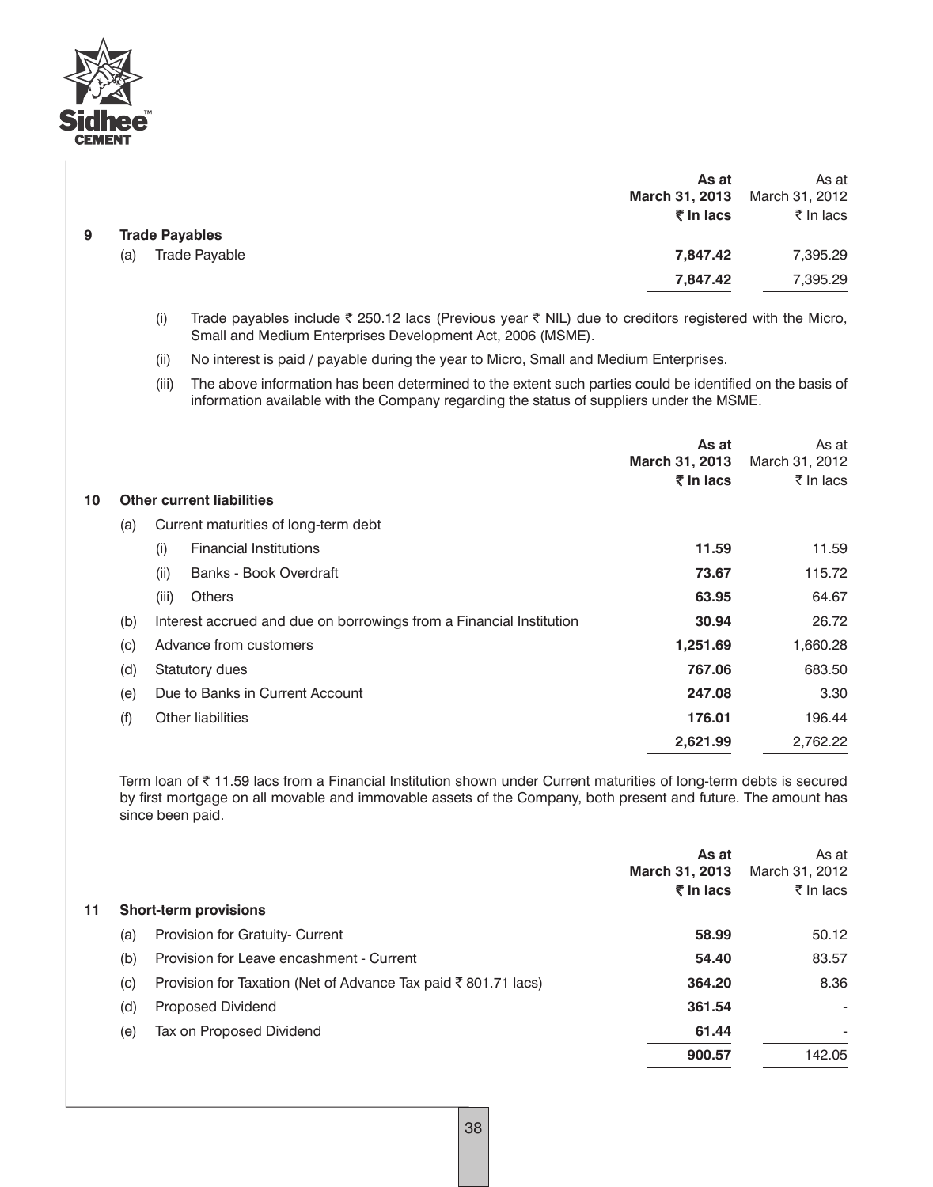| | | As at March 31, 2013 ₹ In lacs | As at March 31, 2012 ₹ In lacs |
|---|---|---|---|
| **9** | **Trade Payables** | | |
| (a) | Trade Payable | **7,847.42** | 7,395.29 |
| | | **7,847.42** | 7,395.29 |

(i) Trade payables include ₹ 250.12 lacs (Previous year ₹ NIL) due to creditors registered with the Micro, Small and Medium Enterprises Development Act, 2006 (MSME).

(ii) No interest is paid / payable during the year to Micro, Small and Medium Enterprises.

(iii) The above information has been determined to the extent such parties could be identified on the basis of information available with the Company regarding the status of suppliers under the MSME.

| | | As at March 31, 2013 ₹ In lacs | As at March 31, 2012 ₹ In lacs |
|---|---|---|---|
| **10** | **Other current liabilities** | | |
| (a) | Current maturities of long-term debt | | |
| | (i) Financial Institutions | **11.59** | 11.59 |
| | (ii) Banks - Book Overdraft | **73.67** | 115.72 |
| | (iii) Others | **63.95** | 64.67 |
| (b) | Interest accrued and due on borrowings from a Financial Institution | **30.94** | 26.72 |
| (c) | Advance from customers | **1,251.69** | 1,660.28 |
| (d) | Statutory dues | **767.06** | 683.50 |
| (e) | Due to Banks in Current Account | **247.08** | 3.30 |
| (f) | Other liabilities | **176.01** | 196.44 |
| | | **2,621.99** | 2,762.22 |

Term loan of ₹ 11.59 lacs from a Financial Institution shown under Current maturities of long-term debts is secured by first mortgage on all movable and immovable assets of the Company, both present and future. The amount has since been paid.

| | | As at March 31, 2013 ₹ In lacs | As at March 31, 2012 ₹ In lacs |
|---|---|---|---|
| **11** | **Short-term provisions** | | |
| (a) | Provision for Gratuity- Current | **58.99** | 50.12 |
| (b) | Provision for Leave encashment - Current | **54.40** | 83.57 |
| (c) | Provision for Taxation (Net of Advance Tax paid ₹ 801.71 lacs) | **364.20** | 8.36 |
| (d) | Proposed Dividend | **361.54** | - |
| (e) | Tax on Proposed Dividend | **61.44** | - |
| | | **900.57** | 142.05 |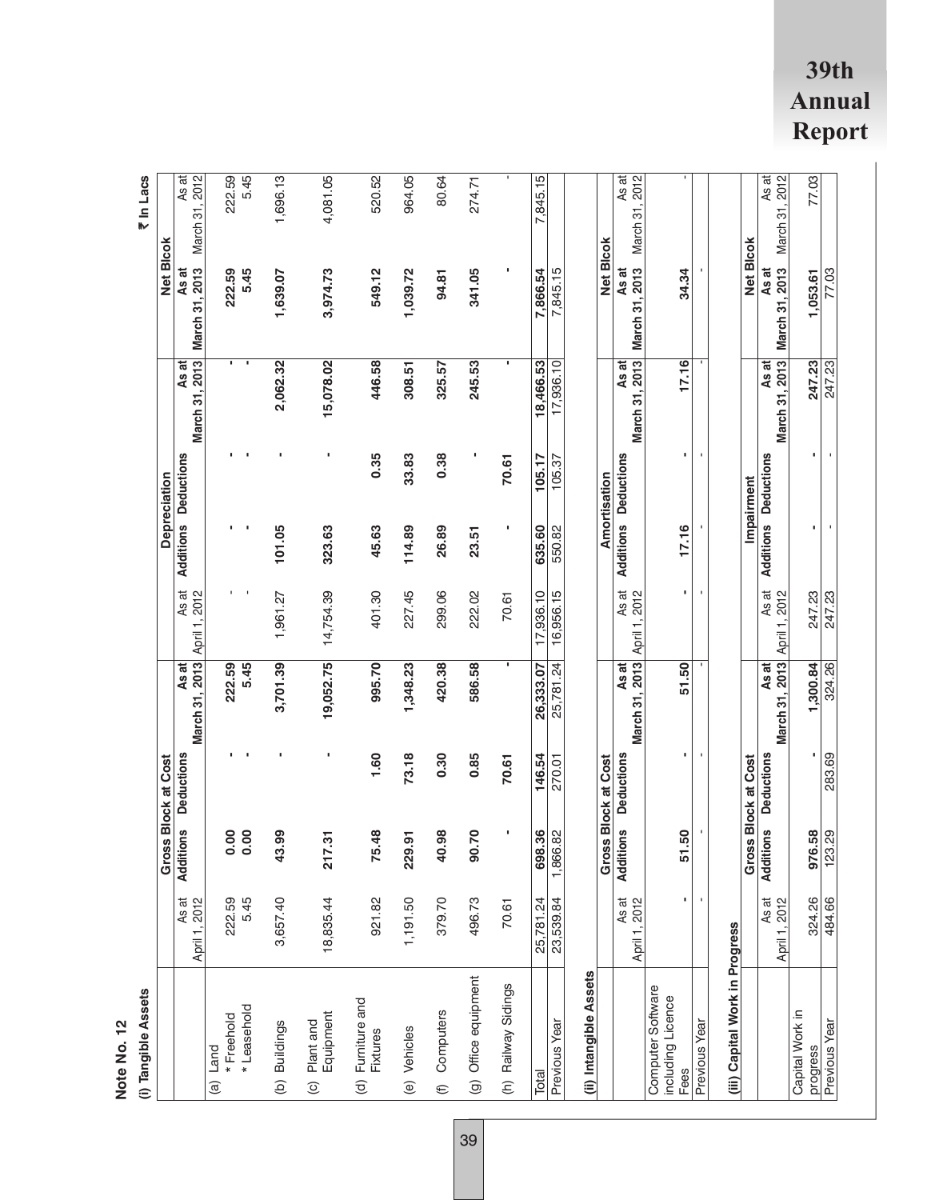**Note No. 12**

**(i) Tangible Assets**

₹ In Lacs

| | Gross Block at Cost | | | | Depreciation | | | | Net Block | |
|---|---|---|---|---|---|---|---|---|---|---|
| | As at April 1, 2012 | Additions | Deductions | As at March 31, 2013 | As at April 1, 2012 | Additions | Deductions | As at March 31, 2013 | As at March 31, 2013 | As at March 31, 2012 |
| (a) Land | | | | | | | | | | |
| * Freehold | 222.59 | 0.00 | - | 222.59 | - | - | - | - | 222.59 | 222.59 |
| * Leasehold | 5.45 | 0.00 | - | 5.45 | - | - | - | - | 5.45 | 5.45 |
| (b) Buildings | 3,657.40 | 43.99 | - | 3,701.39 | 1,961.27 | 101.05 | - | 2,062.32 | 1,639.07 | 1,696.13 |
| (c) Plant and Equipment | 18,835.44 | 217.31 | - | 19,052.75 | 14,754.39 | 323.63 | - | 15,078.02 | 3,974.73 | 4,081.05 |
| (d) Furniture and Fixtures | 921.82 | 75.48 | 1.60 | 995.70 | 401.30 | 45.63 | 0.35 | 446.58 | 549.12 | 520.52 |
| (e) Vehicles | 1,191.50 | 229.91 | 73.18 | 1,348.23 | 227.45 | 114.89 | 33.83 | 308.51 | 1,039.72 | 964.05 |
| (f) Computers | 379.70 | 40.98 | 0.30 | 420.38 | 299.06 | 26.89 | 0.38 | 325.57 | 94.81 | 80.64 |
| (g) Office equipment | 496.73 | 90.70 | 0.85 | 586.58 | 222.02 | 23.51 | - | 245.53 | 341.05 | 274.71 |
| (h) Railway Sidings | 70.61 | - | 70.61 | - | 70.61 | - | 70.61 | - | - | - |
| Total | 25,781.24 | 698.36 | 146.54 | 26,333.07 | 17,936.10 | 635.60 | 105.17 | 18,466.53 | 7,866.54 | 7,845.15 |
| Previous Year | 23,539.84 | 1,866.82 | 270.01 | 25,781.24 | 16,956.15 | 550.82 | 105.37 | 17,936.10 | 7,845.15 | |

**(ii) Intangible Assets**

| | Gross Block at Cost | | | | Amortisation | | | | Net Block | |
|---|---|---|---|---|---|---|---|---|---|---|
| | As at April 1, 2012 | Additions | Deductions | As at March 31, 2013 | As at April 1, 2012 | Additions | Deductions | As at March 31, 2013 | As at March 31, 2013 | As at March 31, 2012 |
| Computer Software including Licence Fees | - | 51.50 | - | 51.50 | - | 17.16 | - | 17.16 | 34.34 | - |
| Previous Year | - | - | - | - | - | - | - | - | - | |

**(iii) Capital Work in Progress**

| | Gross Block at Cost | | | | Impairment | | | | Net Block | |
|---|---|---|---|---|---|---|---|---|---|---|
| | As at April 1, 2012 | Additions | Deductions | As at March 31, 2013 | As at April 1, 2012 | Additions | Deductions | As at March 31, 2013 | As at March 31, 2013 | As at March 31, 2012 |
| Capital Work in progress | 324.26 | 976.58 | - | 1,300.84 | 247.23 | - | - | 247.23 | 1,053.61 | 77.03 |
| Previous Year | 484.66 | 123.29 | 283.69 | 324.26 | 247.23 | - | - | 247.23 | 77.03 | |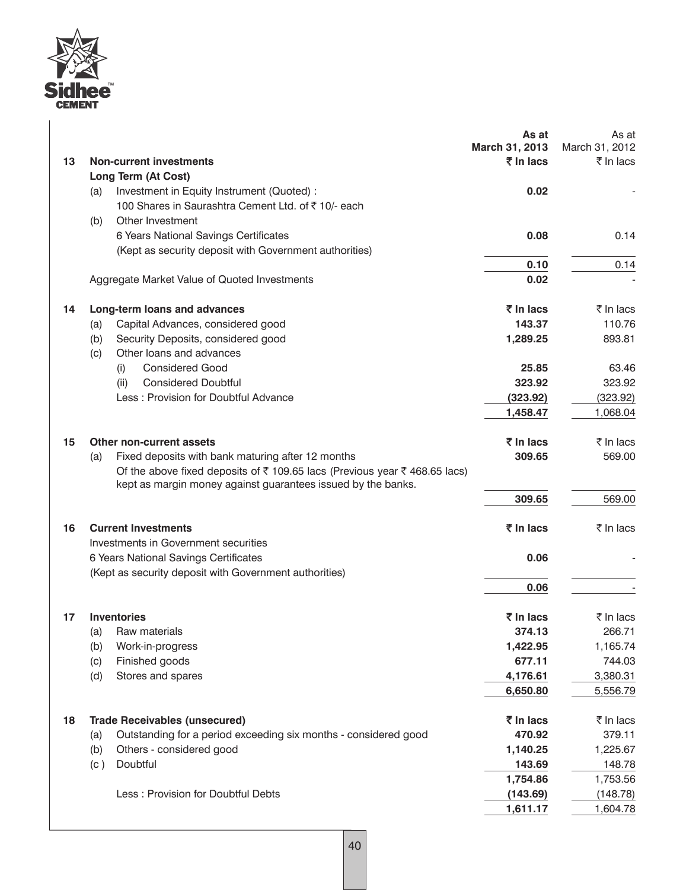| | | As at March 31, 2013 | As at March 31, 2012 |
|---|---|---|---|
| **13** | **Non-current investments** | **₹ In lacs** | ₹ In lacs |
| | **Long Term (At Cost)** | | |
| | (a) Investment in Equity Instrument (Quoted) : | **0.02** | - |
| | 100 Shares in Saurashtra Cement Ltd. of ₹ 10/- each | | |
| | (b) Other Investment | | |
| | 6 Years National Savings Certificates | **0.08** | 0.14 |
| | (Kept as security deposit with Government authorities) | | |
| | | **0.10** | 0.14 |
| | Aggregate Market Value of Quoted Investments | **0.02** | - |
| **14** | **Long-term loans and advances** | **₹ In lacs** | ₹ In lacs |
| | (a) Capital Advances, considered good | **143.37** | 110.76 |
| | (b) Security Deposits, considered good | **1,289.25** | 893.81 |
| | (c) Other loans and advances | | |
| | (i) Considered Good | **25.85** | 63.46 |
| | (ii) Considered Doubtful | **323.92** | 323.92 |
| | Less : Provision for Doubtful Advance | **(323.92)** | (323.92) |
| | | **1,458.47** | 1,068.04 |
| **15** | **Other non-current assets** | **₹ In lacs** | ₹ In lacs |
| | (a) Fixed deposits with bank maturing after 12 months | **309.65** | 569.00 |
| | Of the above fixed deposits of ₹ 109.65 lacs (Previous year ₹ 468.65 lacs) kept as margin money against guarantees issued by the banks. | | |
| | | **309.65** | 569.00 |
| **16** | **Current Investments** | **₹ In lacs** | ₹ In lacs |
| | Investments in Government securities | | |
| | 6 Years National Savings Certificates | **0.06** | - |
| | (Kept as security deposit with Government authorities) | | |
| | | **0.06** | - |
| **17** | **Inventories** | **₹ In lacs** | ₹ In lacs |
| | (a) Raw materials | **374.13** | 266.71 |
| | (b) Work-in-progress | **1,422.95** | 1,165.74 |
| | (c) Finished goods | **677.11** | 744.03 |
| | (d) Stores and spares | **4,176.61** | 3,380.31 |
| | | **6,650.80** | 5,556.79 |
| **18** | **Trade Receivables (unsecured)** | **₹ In lacs** | ₹ In lacs |
| | (a) Outstanding for a period exceeding six months - considered good | **470.92** | 379.11 |
| | (b) Others - considered good | **1,140.25** | 1,225.67 |
| | (c) Doubtful | **143.69** | 148.78 |
| | | **1,754.86** | 1,753.56 |
| | Less : Provision for Doubtful Debts | **(143.69)** | (148.78) |
| | | **1,611.17** | 1,604.78 |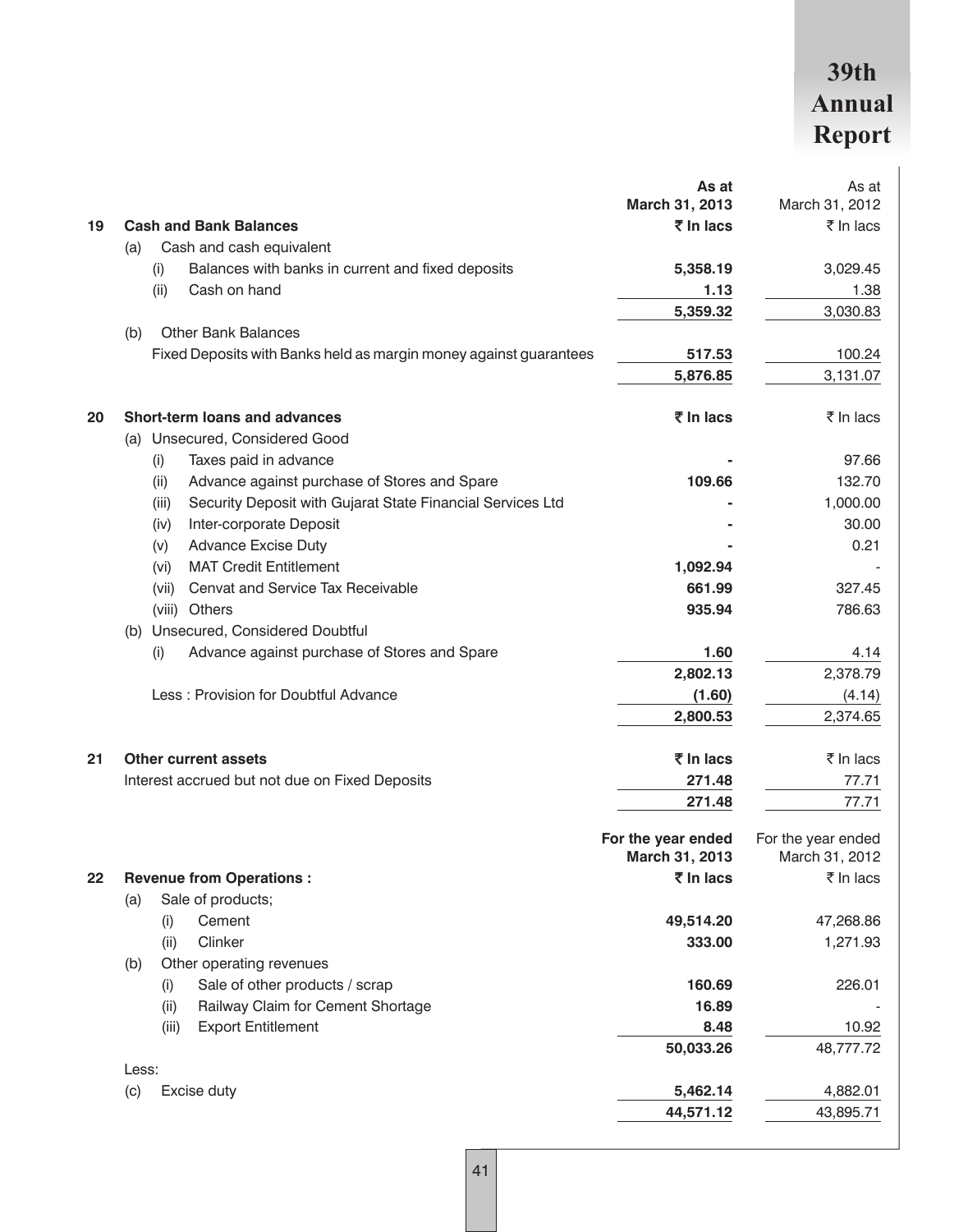| | | As at March 31, 2013 | As at March 31, 2012 |
|---|---|---|---|
| **19** | **Cash and Bank Balances** | **₹ In lacs** | ₹ In lacs |
| | (a) Cash and cash equivalent | | |
| | (i) Balances with banks in current and fixed deposits | **5,358.19** | 3,029.45 |
| | (ii) Cash on hand | **1.13** | 1.38 |
| | | **5,359.32** | 3,030.83 |
| | (b) Other Bank Balances | | |
| | Fixed Deposits with Banks held as margin money against guarantees | **517.53** | 100.24 |
| | | **5,876.85** | 3,131.07 |
| **20** | **Short-term loans and advances** | **₹ In lacs** | ₹ In lacs |
| | (a) Unsecured, Considered Good | | |
| | (i) Taxes paid in advance | **-** | 97.66 |
| | (ii) Advance against purchase of Stores and Spare | **109.66** | 132.70 |
| | (iii) Security Deposit with Gujarat State Financial Services Ltd | **-** | 1,000.00 |
| | (iv) Inter-corporate Deposit | **-** | 30.00 |
| | (v) Advance Excise Duty | **-** | 0.21 |
| | (vi) MAT Credit Entitlement | **1,092.94** | - |
| | (vii) Cenvat and Service Tax Receivable | **661.99** | 327.45 |
| | (viii) Others | **935.94** | 786.63 |
| | (b) Unsecured, Considered Doubtful | | |
| | (i) Advance against purchase of Stores and Spare | **1.60** | 4.14 |
| | | **2,802.13** | 2,378.79 |
| | Less : Provision for Doubtful Advance | **(1.60)** | (4.14) |
| | | **2,800.53** | 2,374.65 |
| **21** | **Other current assets** | **₹ In lacs** | ₹ In lacs |
| | Interest accrued but not due on Fixed Deposits | **271.48** | 77.71 |
| | | **271.48** | 77.71 |

| | | For the year ended March 31, 2013 | For the year ended March 31, 2012 |
|---|---|---|---|
| **22** | **Revenue from Operations :** | **₹ In lacs** | ₹ In lacs |
| | (a) Sale of products; | | |
| | (i) Cement | **49,514.20** | 47,268.86 |
| | (ii) Clinker | **333.00** | 1,271.93 |
| | (b) Other operating revenues | | |
| | (i) Sale of other products / scrap | **160.69** | 226.01 |
| | (ii) Railway Claim for Cement Shortage | **16.89** | - |
| | (iii) Export Entitlement | **8.48** | 10.92 |
| | | **50,033.26** | 48,777.72 |
| | Less: | | |
| | (c) Excise duty | **5,462.14** | 4,882.01 |
| | | **44,571.12** | 43,895.71 |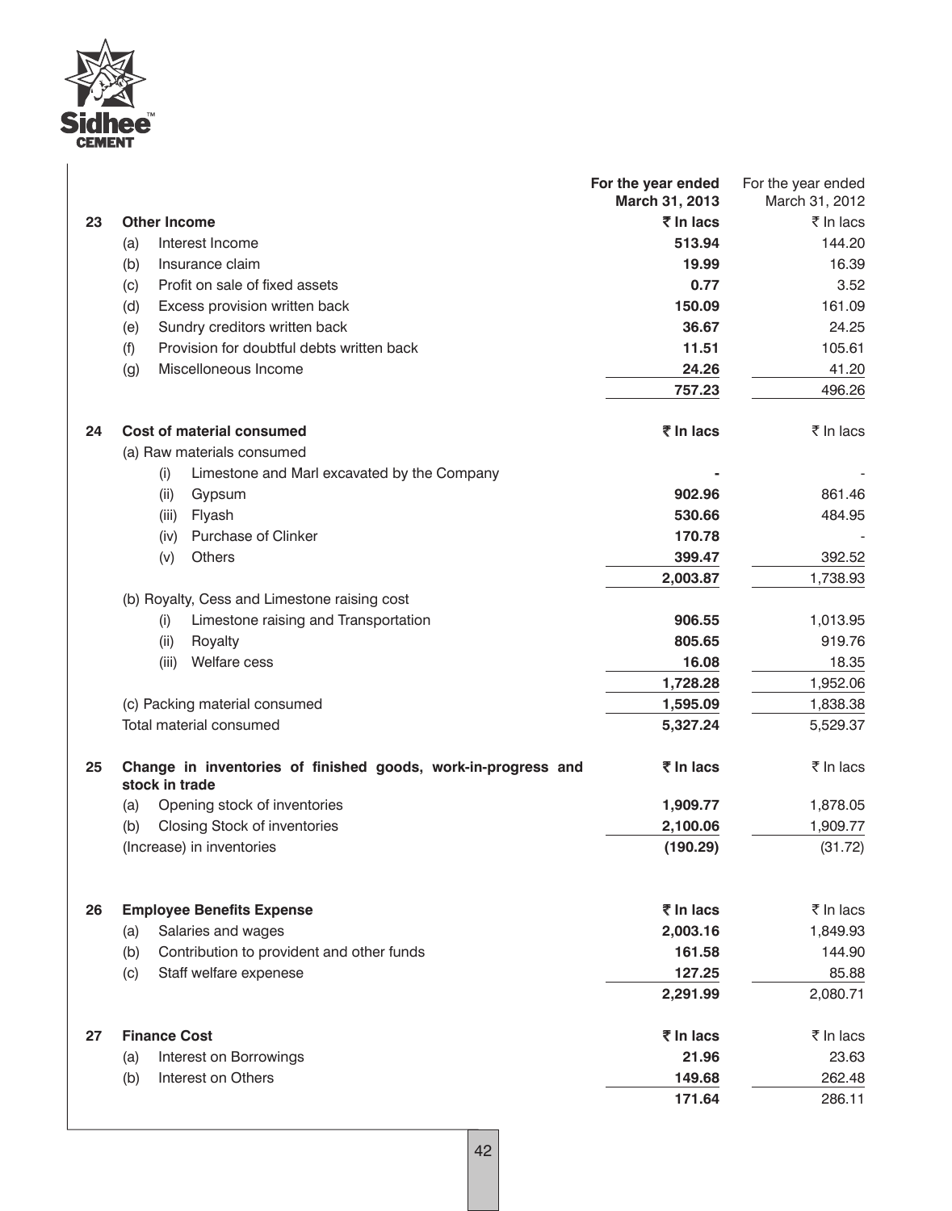| | | For the year ended March 31, 2013 | For the year ended March 31, 2012 |
|---|---|---|---|
| **23** | **Other Income** | **₹ In lacs** | ₹ In lacs |
| | (a) Interest Income | **513.94** | 144.20 |
| | (b) Insurance claim | **19.99** | 16.39 |
| | (c) Profit on sale of fixed assets | **0.77** | 3.52 |
| | (d) Excess provision written back | **150.09** | 161.09 |
| | (e) Sundry creditors written back | **36.67** | 24.25 |
| | (f) Provision for doubtful debts written back | **11.51** | 105.61 |
| | (g) Miscelloneous Income | **24.26** | 41.20 |
| | | **757.23** | 496.26 |
| **24** | **Cost of material consumed** | **₹ In lacs** | ₹ In lacs |
| | (a) Raw materials consumed | | |
| | (i) Limestone and Marl excavated by the Company | **-** | - |
| | (ii) Gypsum | **902.96** | 861.46 |
| | (iii) Flyash | **530.66** | 484.95 |
| | (iv) Purchase of Clinker | **170.78** | - |
| | (v) Others | **399.47** | 392.52 |
| | | **2,003.87** | 1,738.93 |
| | (b) Royalty, Cess and Limestone raising cost | | |
| | (i) Limestone raising and Transportation | **906.55** | 1,013.95 |
| | (ii) Royalty | **805.65** | 919.76 |
| | (iii) Welfare cess | **16.08** | 18.35 |
| | | **1,728.28** | 1,952.06 |
| | (c) Packing material consumed | **1,595.09** | 1,838.38 |
| | Total material consumed | **5,327.24** | 5,529.37 |
| **25** | **Change in inventories of finished goods, work-in-progress and stock in trade** | **₹ In lacs** | ₹ In lacs |
| | (a) Opening stock of inventories | **1,909.77** | 1,878.05 |
| | (b) Closing Stock of inventories | **2,100.06** | 1,909.77 |
| | (Increase) in inventories | **(190.29)** | (31.72) |
| **26** | **Employee Benefits Expense** | **₹ In lacs** | ₹ In lacs |
| | (a) Salaries and wages | **2,003.16** | 1,849.93 |
| | (b) Contribution to provident and other funds | **161.58** | 144.90 |
| | (c) Staff welfare expenese | **127.25** | 85.88 |
| | | **2,291.99** | 2,080.71 |
| **27** | **Finance Cost** | **₹ In lacs** | ₹ In lacs |
| | (a) Interest on Borrowings | **21.96** | 23.63 |
| | (b) Interest on Others | **149.68** | 262.48 |
| | | **171.64** | 286.11 |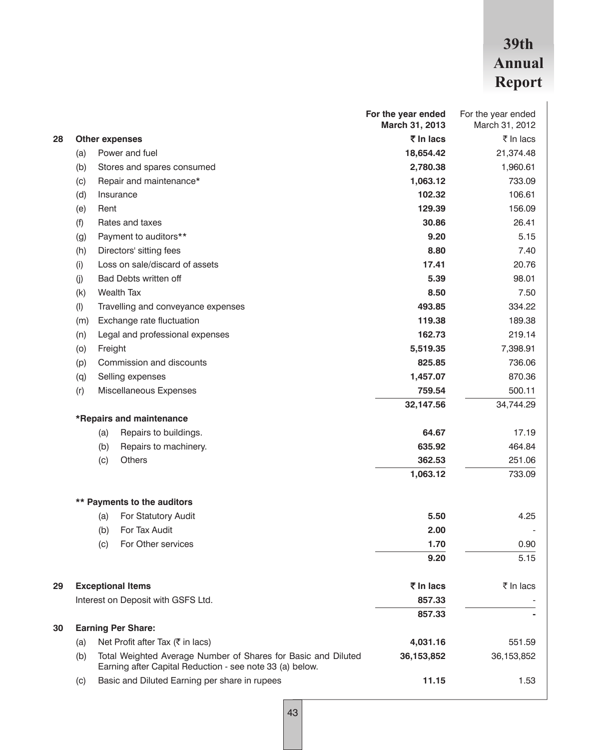| | | For the year ended March 31, 2013 | For the year ended March 31, 2012 |
|---|---|---|---|
| **28** | **Other expenses** | **₹ In lacs** | ₹ In lacs |
| (a) | Power and fuel | **18,654.42** | 21,374.48 |
| (b) | Stores and spares consumed | **2,780.38** | 1,960.61 |
| (c) | Repair and maintenance* | **1,063.12** | 733.09 |
| (d) | Insurance | **102.32** | 106.61 |
| (e) | Rent | **129.39** | 156.09 |
| (f) | Rates and taxes | **30.86** | 26.41 |
| (g) | Payment to auditors** | **9.20** | 5.15 |
| (h) | Directors' sitting fees | **8.80** | 7.40 |
| (i) | Loss on sale/discard of assets | **17.41** | 20.76 |
| (j) | Bad Debts written off | **5.39** | 98.01 |
| (k) | Wealth Tax | **8.50** | 7.50 |
| (l) | Travelling and conveyance expenses | **493.85** | 334.22 |
| (m) | Exchange rate fluctuation | **119.38** | 189.38 |
| (n) | Legal and professional expenses | **162.73** | 219.14 |
| (o) | Freight | **5,519.35** | 7,398.91 |
| (p) | Commission and discounts | **825.85** | 736.06 |
| (q) | Selling expenses | **1,457.07** | 870.36 |
| (r) | Miscellaneous Expenses | **759.54** | 500.11 |
| | | **32,147.56** | 34,744.29 |
| | ***Repairs and maintenance** | | |
| | (a) Repairs to buildings. | **64.67** | 17.19 |
| | (b) Repairs to machinery. | **635.92** | 464.84 |
| | (c) Others | **362.53** | 251.06 |
| | | **1,063.12** | 733.09 |
| | **** Payments to the auditors** | | |
| | (a) For Statutory Audit | **5.50** | 4.25 |
| | (b) For Tax Audit | **2.00** | - |
| | (c) For Other services | **1.70** | 0.90 |
| | | **9.20** | 5.15 |
| **29** | **Exceptional Items** | **₹ In lacs** | ₹ In lacs |
| | Interest on Deposit with GSFS Ltd. | **857.33** | - |
| | | **857.33** | **-** |
| **30** | **Earning Per Share:** | | |
| (a) | Net Profit after Tax (₹ in lacs) | **4,031.16** | 551.59 |
| (b) | Total Weighted Average Number of Shares for Basic and Diluted Earning after Capital Reduction - see note 33 (a) below. | **36,153,852** | 36,153,852 |
| (c) | Basic and Diluted Earning per share in rupees | **11.15** | 1.53 |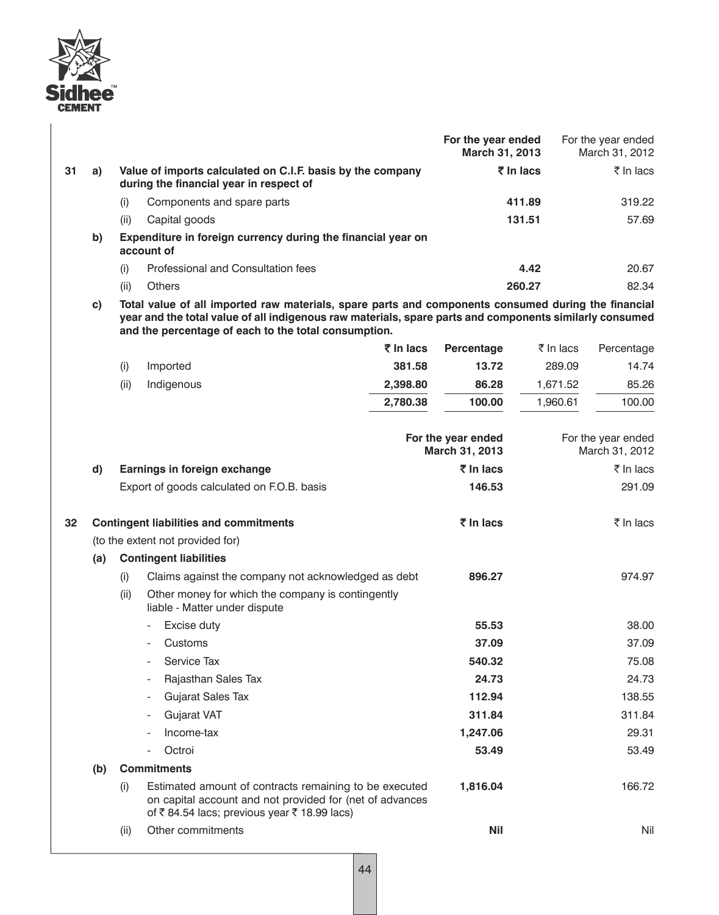| | | | For the year ended March 31, 2013 | For the year ended March 31, 2012 |
|---|---|---|---|---|
| **31** | **a)** | **Value of imports calculated on C.I.F. basis by the company during the financial year in respect of** | **₹ In lacs** | ₹ In lacs |
| | | (i) Components and spare parts | **411.89** | 319.22 |
| | | (ii) Capital goods | **131.51** | 57.69 |
| | **b)** | **Expenditure in foreign currency during the financial year on account of** | | |
| | | (i) Professional and Consultation fees | **4.42** | 20.67 |
| | | (ii) Others | **260.27** | 82.34 |

**c) Total value of all imported raw materials, spare parts and components consumed during the financial year and the total value of all indigenous raw materials, spare parts and components similarly consumed and the percentage of each to the total consumption.**

| | **₹ In lacs** | **Percentage** | ₹ In lacs | Percentage |
|---|---|---|---|---|
| (i) Imported | **381.58** | **13.72** | 289.09 | 14.74 |
| (ii) Indigenous | **2,398.80** | **86.28** | 1,671.52 | 85.26 |
| | **2,780.38** | **100.00** | 1,960.61 | 100.00 |

| | | For the year ended March 31, 2013 | For the year ended March 31, 2012 |
|---|---|---|---|
| **d)** | **Earnings in foreign exchange** | **₹ In lacs** | ₹ In lacs |
| | Export of goods calculated on F.O.B. basis | **146.53** | 291.09 |

| | | | For the year ended March 31, 2013 | For the year ended March 31, 2012 |
|---|---|---|---|---|
| **32** | **Contingent liabilities and commitments** (to the extent not provided for) | | **₹ In lacs** | ₹ In lacs |
| **(a)** | **Contingent liabilities** | | | |
| | (i) | Claims against the company not acknowledged as debt | **896.27** | 974.97 |
| | (ii) | Other money for which the company is contingently liable - Matter under dispute | | |
| | | - Excise duty | **55.53** | 38.00 |
| | | - Customs | **37.09** | 37.09 |
| | | - Service Tax | **540.32** | 75.08 |
| | | - Rajasthan Sales Tax | **24.73** | 24.73 |
| | | - Gujarat Sales Tax | **112.94** | 138.55 |
| | | - Gujarat VAT | **311.84** | 311.84 |
| | | - Income-tax | **1,247.06** | 29.31 |
| | | - Octroi | **53.49** | 53.49 |
| **(b)** | **Commitments** | | | |
| | (i) | Estimated amount of contracts remaining to be executed on capital account and not provided for (net of advances of ₹ 84.54 lacs; previous year ₹ 18.99 lacs) | **1,816.04** | 166.72 |
| | (ii) | Other commitments | **Nil** | Nil |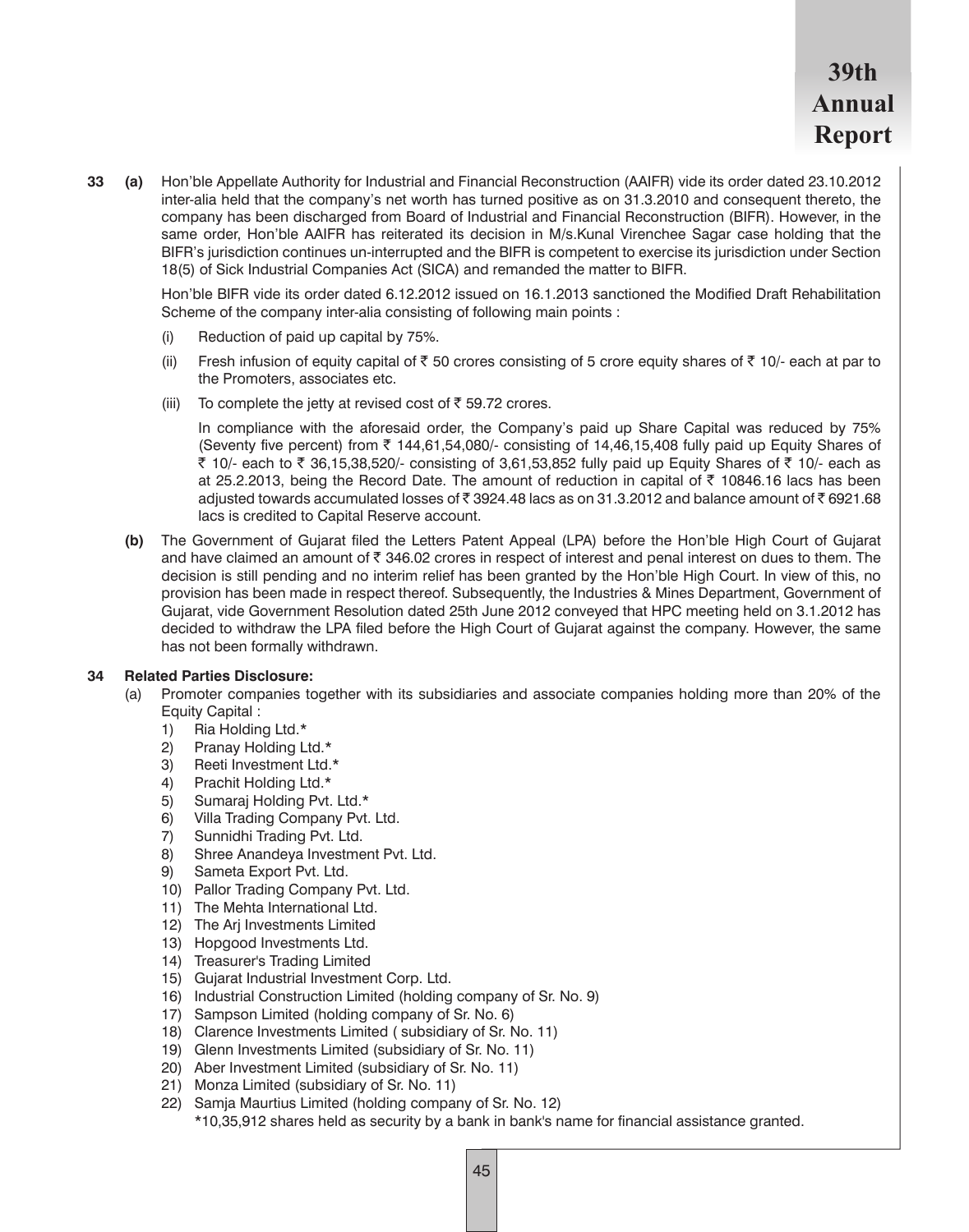**33 (a)** Hon'ble Appellate Authority for Industrial and Financial Reconstruction (AAIFR) vide its order dated 23.10.2012 inter-alia held that the company's net worth has turned positive as on 31.3.2010 and consequent thereto, the company has been discharged from Board of Industrial and Financial Reconstruction (BIFR). However, in the same order, Hon'ble AAIFR has reiterated its decision in M/s.Kunal Virenchee Sagar case holding that the BIFR's jurisdiction continues un-interrupted and the BIFR is competent to exercise its jurisdiction under Section 18(5) of Sick Industrial Companies Act (SICA) and remanded the matter to BIFR.

Hon'ble BIFR vide its order dated 6.12.2012 issued on 16.1.2013 sanctioned the Modified Draft Rehabilitation Scheme of the company inter-alia consisting of following main points :

(i) Reduction of paid up capital by 75%.

(ii) Fresh infusion of equity capital of ₹ 50 crores consisting of 5 crore equity shares of ₹ 10/- each at par to the Promoters, associates etc.

(iii) To complete the jetty at revised cost of ₹ 59.72 crores.

In compliance with the aforesaid order, the Company's paid up Share Capital was reduced by 75% (Seventy five percent) from ₹ 144,61,54,080/- consisting of 14,46,15,408 fully paid up Equity Shares of ₹ 10/- each to ₹ 36,15,38,520/- consisting of 3,61,53,852 fully paid up Equity Shares of ₹ 10/- each as at 25.2.2013, being the Record Date. The amount of reduction in capital of ₹ 10846.16 lacs has been adjusted towards accumulated losses of ₹ 3924.48 lacs as on 31.3.2012 and balance amount of ₹ 6921.68 lacs is credited to Capital Reserve account.

**(b)** The Government of Gujarat filed the Letters Patent Appeal (LPA) before the Hon'ble High Court of Gujarat and have claimed an amount of ₹ 346.02 crores in respect of interest and penal interest on dues to them. The decision is still pending and no interim relief has been granted by the Hon'ble High Court. In view of this, no provision has been made in respect thereof. Subsequently, the Industries & Mines Department, Government of Gujarat, vide Government Resolution dated 25th June 2012 conveyed that HPC meeting held on 3.1.2012 has decided to withdraw the LPA filed before the High Court of Gujarat against the company. However, the same has not been formally withdrawn.

**34 Related Parties Disclosure:**

(a) Promoter companies together with its subsidiaries and associate companies holding more than 20% of the Equity Capital :

1) Ria Holding Ltd.*
2) Pranay Holding Ltd.*
3) Reeti Investment Ltd.*
4) Prachit Holding Ltd.*
5) Sumaraj Holding Pvt. Ltd.*
6) Villa Trading Company Pvt. Ltd.
7) Sunnidhi Trading Pvt. Ltd.
8) Shree Anandeya Investment Pvt. Ltd.
9) Sameta Export Pvt. Ltd.
10) Pallor Trading Company Pvt. Ltd.
11) The Mehta International Ltd.
12) The Arj Investments Limited
13) Hopgood Investments Ltd.
14) Treasurer's Trading Limited
15) Gujarat Industrial Investment Corp. Ltd.
16) Industrial Construction Limited (holding company of Sr. No. 9)
17) Sampson Limited (holding company of Sr. No. 6)
18) Clarence Investments Limited ( subsidiary of Sr. No. 11)
19) Glenn Investments Limited (subsidiary of Sr. No. 11)
20) Aber Investment Limited (subsidiary of Sr. No. 11)
21) Monza Limited (subsidiary of Sr. No. 11)
22) Samja Maurtius Limited (holding company of Sr. No. 12)

*10,35,912 shares held as security by a bank in bank's name for financial assistance granted.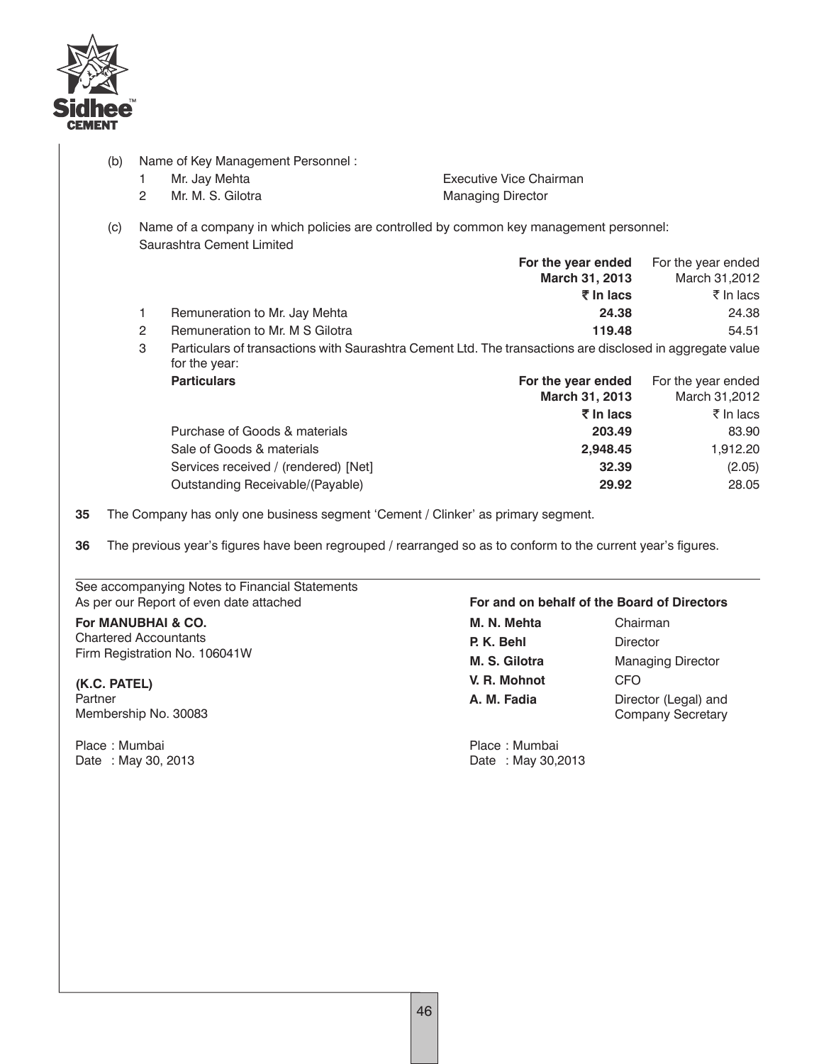(b) Name of Key Management Personnel :

| | | |
|---|---|---|
| 1 | Mr. Jay Mehta | Executive Vice Chairman |
| 2 | Mr. M. S. Gilotra | Managing Director |

(c) Name of a company in which policies are controlled by common key management personnel: Saurashtra Cement Limited

| | | **For the year ended March 31, 2013 ₹ In lacs** | For the year ended March 31,2012 ₹ In lacs |
|---|---|---|---|
| 1 | Remuneration to Mr. Jay Mehta | **24.38** | 24.38 |
| 2 | Remuneration to Mr. M S Gilotra | **119.48** | 54.51 |

3 Particulars of transactions with Saurashtra Cement Ltd. The transactions are disclosed in aggregate value for the year:

| **Particulars** | **For the year ended March 31, 2013 ₹ In lacs** | For the year ended March 31,2012 ₹ In lacs |
|---|---|---|
| Purchase of Goods & materials | **203.49** | 83.90 |
| Sale of Goods & materials | **2,948.45** | 1,912.20 |
| Services received / (rendered) [Net] | **32.39** | (2.05) |
| Outstanding Receivable/(Payable) | **29.92** | 28.05 |

**35** The Company has only one business segment 'Cement / Clinker' as primary segment.

**36** The previous year's figures have been regrouped / rearranged so as to conform to the current year's figures.

See accompanying Notes to Financial Statements
As per our Report of even date attached

**For MANUBHAI & CO.**
Chartered Accountants
Firm Registration No. 106041W

**(K.C. PATEL)**
Partner
Membership No. 30083

Place : Mumbai
Date : May 30, 2013

**For and on behalf of the Board of Directors**

| | |
|---|---|
| **M. N. Mehta** | Chairman |
| **P. K. Behl** | Director |
| **M. S. Gilotra** | Managing Director |
| **V. R. Mohnot** | CFO |
| **A. M. Fadia** | Director (Legal) and Company Secretary |

Place : Mumbai
Date : May 30,2013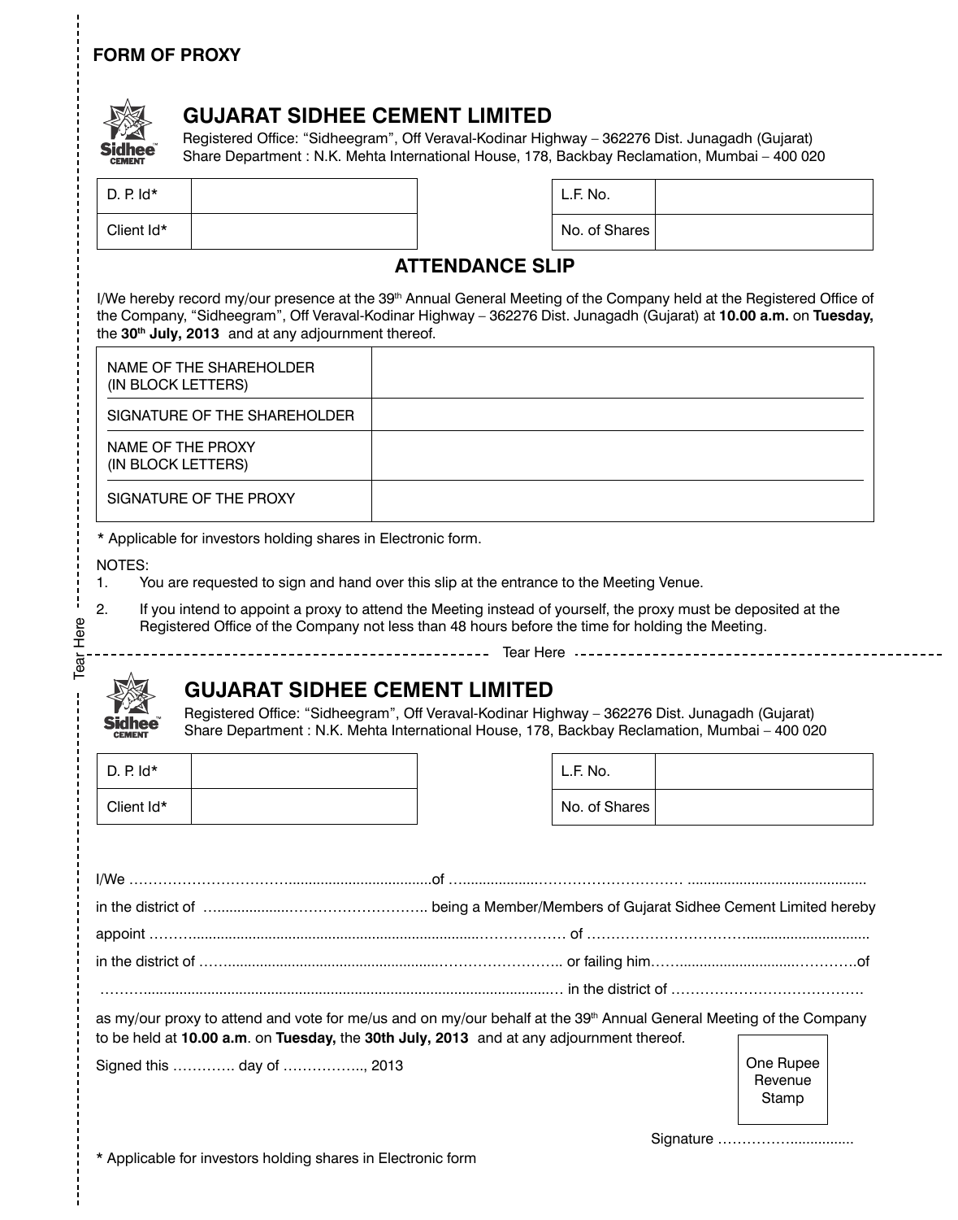**FORM OF PROXY**

## GUJARAT SIDHEE CEMENT LIMITED

Registered Office: "Sidheegram", Off Veraval-Kodinar Highway – 362276 Dist. Junagadh (Gujarat)
Share Department : N.K. Mehta International House, 178, Backbay Reclamation, Mumbai – 400 020

| D. P. Id* | |
|---|---|
| Client Id* | |

| L.F. No. | |
|---|---|
| No. of Shares | |

### ATTENDANCE SLIP

I/We hereby record my/our presence at the 39th Annual General Meeting of the Company held at the Registered Office of the Company, "Sidheegram", Off Veraval-Kodinar Highway – 362276 Dist. Junagadh (Gujarat) at **10.00 a.m.** on **Tuesday,** the **30th July, 2013** and at any adjournment thereof.

| NAME OF THE SHAREHOLDER (IN BLOCK LETTERS) | |
|---|---|
| SIGNATURE OF THE SHAREHOLDER | |
| NAME OF THE PROXY (IN BLOCK LETTERS) | |
| SIGNATURE OF THE PROXY | |

* Applicable for investors holding shares in Electronic form.

NOTES:

1. You are requested to sign and hand over this slip at the entrance to the Meeting Venue.
2. If you intend to appoint a proxy to attend the Meeting instead of yourself, the proxy must be deposited at the Registered Office of the Company not less than 48 hours before the time for holding the Meeting.

Tear Here

## GUJARAT SIDHEE CEMENT LIMITED

Registered Office: "Sidheegram", Off Veraval-Kodinar Highway – 362276 Dist. Junagadh (Gujarat)
Share Department : N.K. Mehta International House, 178, Backbay Reclamation, Mumbai – 400 020

| D. P. Id* | |
|---|---|
| Client Id* | |

| L.F. No. | |
|---|---|
| No. of Shares | |

I/We ……………………………......................................of ….................…………………………. ............................................

in the district of ….................……………………….. being a Member/Members of Gujarat Sidhee Cement Limited hereby

appoint ……….....................................................................……………… of ……………………………...............................

in the district of ……...................................................…………………….. or failing him……...............................………….of

……….........................................................................................................… in the district of ………………………………….

as my/our proxy to attend and vote for me/us and on my/our behalf at the 39th Annual General Meeting of the Company to be held at **10.00 a.m**. on **Tuesday,** the **30th July, 2013** and at any adjournment thereof.

Signed this …………. day of …………….., 2013

One Rupee Revenue Stamp

Signature …………….................

* Applicable for investors holding shares in Electronic form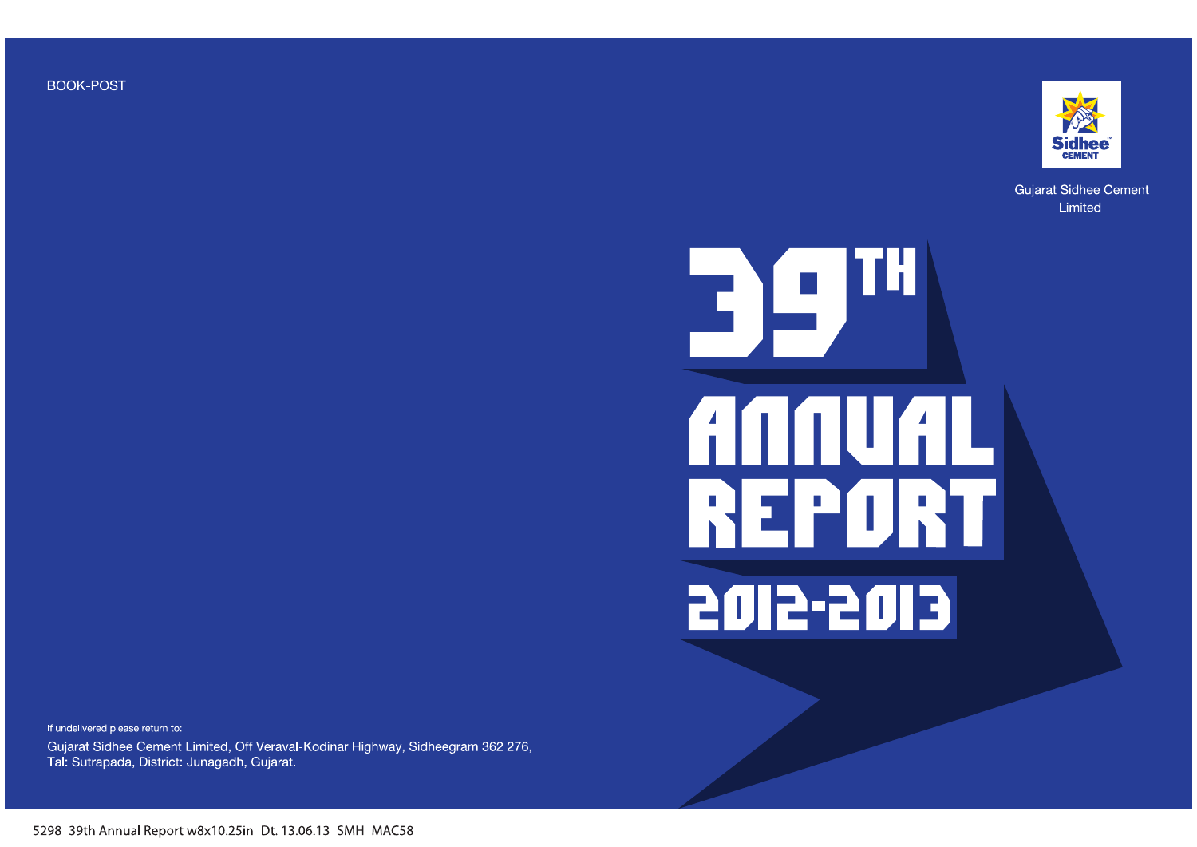BOOK-POST

Sidhee CEMENT

Gujarat Sidhee Cement Limited

# 39TH ANNUAL REPORT 2012-2013

If undelivered please return to:

Gujarat Sidhee Cement Limited, Off Veraval-Kodinar Highway, Sidheegram 362 276,
Tal: Sutrapada, District: Junagadh, Gujarat.

5298_39th Annual Report w8x10.25in_Dt. 13.06.13_SMH_MAC58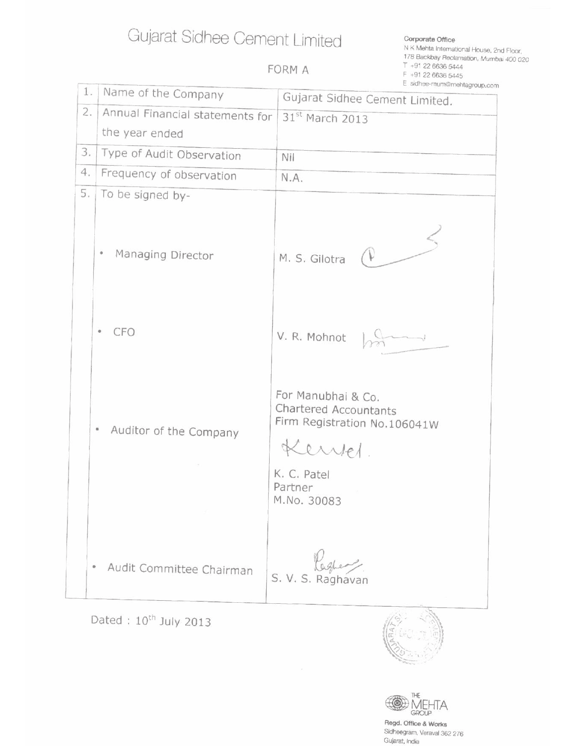# Gujarat Sidhee Cement Limited

**Corporate Office**
N K Mehta International House, 2nd Floor,
178 Backbay Reclamation, Mumbai 400 020
T +91 22 6636 5444
F +91 22 6636 5445
E sidhee-mum@mehtagroup.com

## FORM A

| | | |
|---|---|---|
| 1. | Name of the Company | Gujarat Sidhee Cement Limited. |
| 2. | Annual Financial statements for the year ended | 31st March 2013 |
| 3. | Type of Audit Observation | Nil |
| 4. | Frequency of observation | N.A. |
| 5. | To be signed by- | |
| | • Managing Director | M. S. Gilotra |
| | • CFO | V. R. Mohnot |
| | • Auditor of the Company | For Manubhai & Co.<br>Chartered Accountants<br>Firm Registration No.106041W<br><br>K. C. Patel<br>Partner<br>M.No. 30083 |
| | • Audit Committee Chairman | S. V. S. Raghavan |

Dated : 10th July 2013

THE MEHTA GROUP

**Regd. Office & Works**
Sidheegram, Veraval 362 276
Gujarat, India